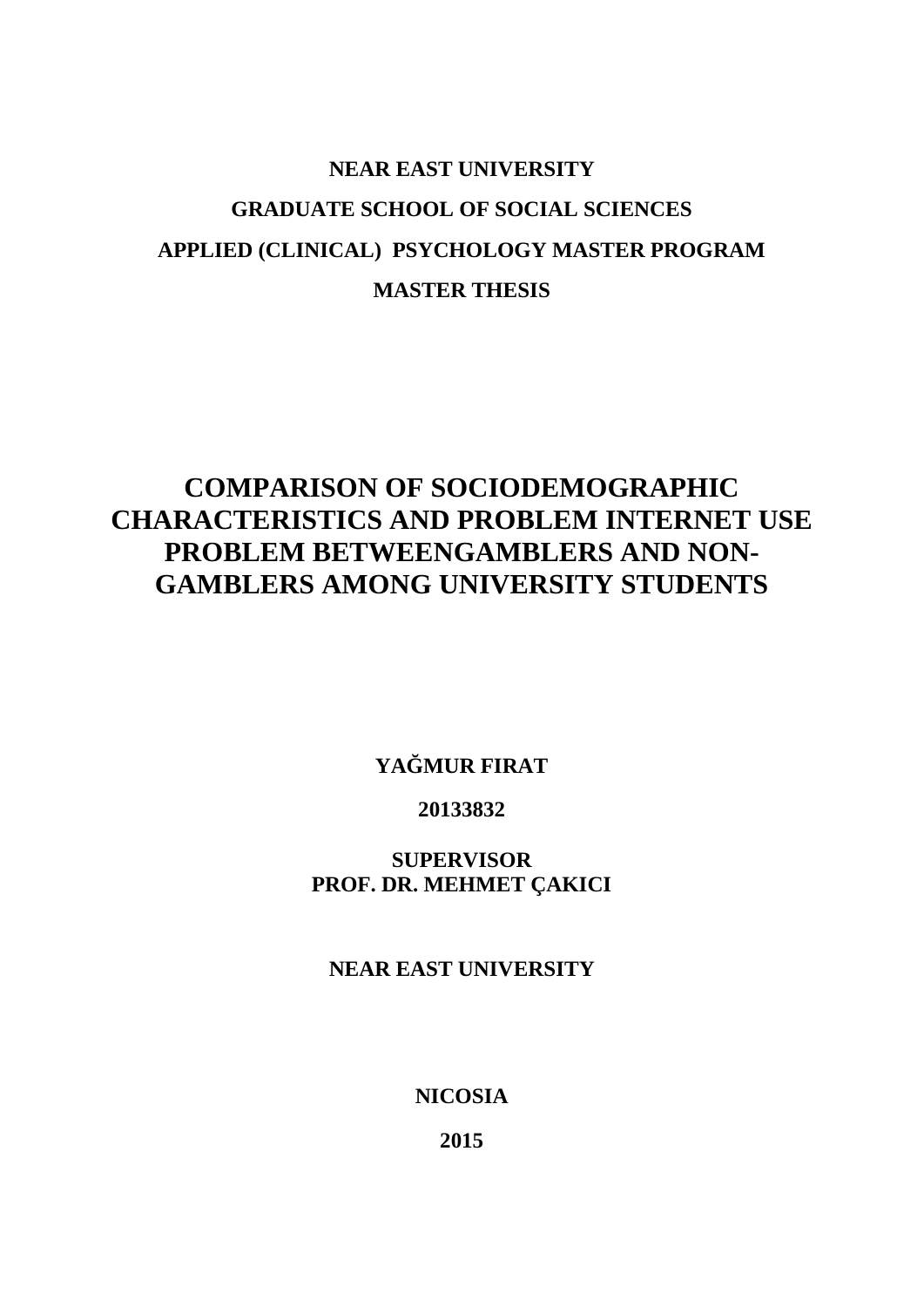**NEAR EAST UNIVERSITY**

**GRADUATE SCHOOL OF SOCIAL SCIENCES**

**APPLIED (CLINICAL) PSYCHOLOGY MASTER PROGRAM**

**MASTER THESIS**

# COMPARISON OF SOCIODEMOGRAPHIC CHARACTERISTICS AND PROBLEM INTERNET USE PROBLEM BETWEENGAMBLERS AND NON-GAMBLERS AMONG UNIVERSITY STUDENTS

**YAĞMUR FIRAT**

**20133832**

**SUPERVISOR**
**PROF. DR. MEHMET ÇAKICI**

**NEAR EAST UNIVERSITY**

**NICOSIA**

**2015**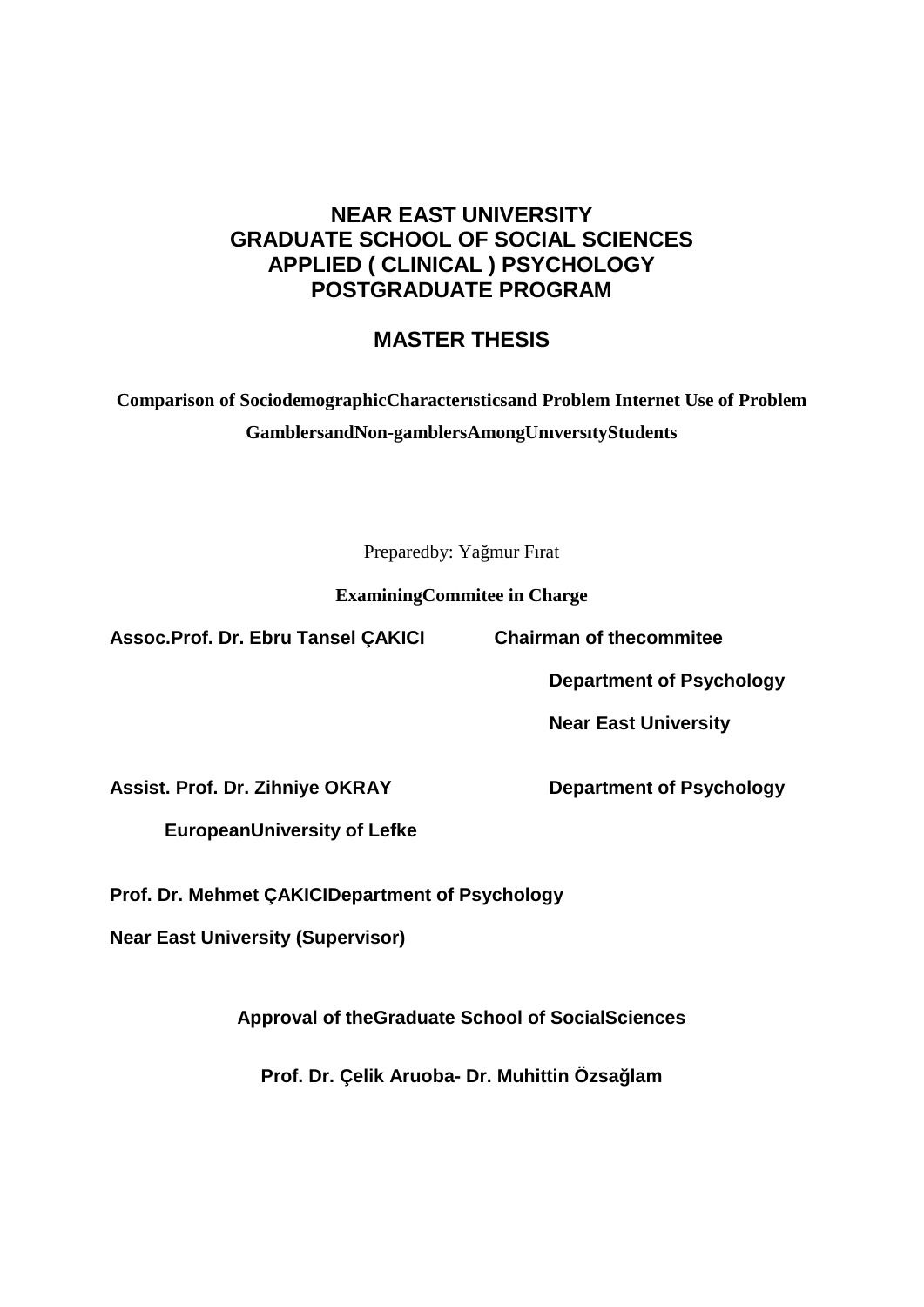# NEAR EAST UNIVERSITY
# GRADUATE SCHOOL OF SOCIAL SCIENCES
# APPLIED ( CLINICAL ) PSYCHOLOGY
# POSTGRADUATE PROGRAM

## MASTER THESIS

**Comparison of SociodemographicCharacterısticsand Problem Internet Use of Problem GamblersandNon-gamblersAmongUnıversıtyStudents**

Preparedby: Yağmur Fırat

**ExaminingCommitee in Charge**

**Assoc.Prof. Dr. Ebru Tansel ÇAKICI** **Chairman of thecommitee**

**Department of Psychology**

**Near East University**

**Assist. Prof. Dr. Zihniye OKRAY** **Department of Psychology**

**EuropeanUniversity of Lefke**

**Prof. Dr. Mehmet ÇAKICIDepartment of Psychology**

**Near East University (Supervisor)**

**Approval of theGraduate School of SocialSciences**

**Prof. Dr. Çelik Aruoba- Dr. Muhittin Özsağlam**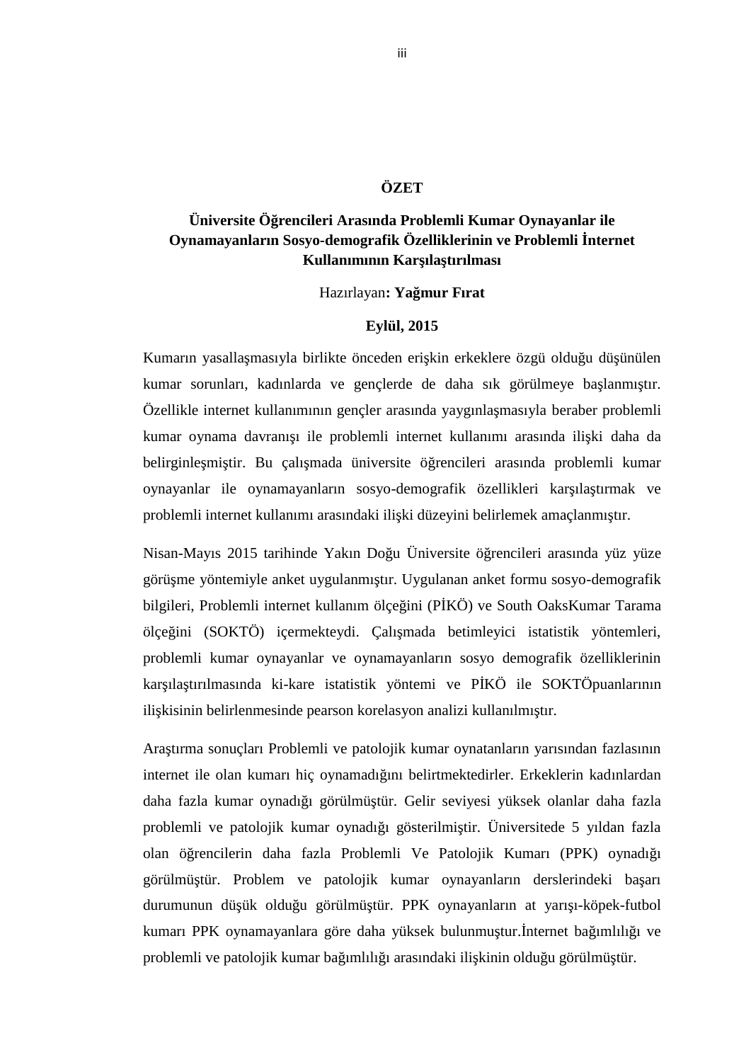# ÖZET

**Üniversite Öğrencileri Arasında Problemli Kumar Oynayanlar ile Oynamayanların Sosyo-demografik Özelliklerinin ve Problemli İnternet Kullanımının Karşılaştırılması**

Hazırlayan**: Yağmur Fırat**

**Eylül, 2015**

Kumarın yasallaşmasıyla birlikte önceden erişkin erkeklere özgü olduğu düşünülen kumar sorunları, kadınlarda ve gençlerde de daha sık görülmeye başlanmıştır. Özellikle internet kullanımının gençler arasında yaygınlaşmasıyla beraber problemli kumar oynama davranışı ile problemli internet kullanımı arasında ilişki daha da belirginleşmiştir. Bu çalışmada üniversite öğrencileri arasında problemli kumar oynayanlar ile oynamayanların sosyo-demografik özellikleri karşılaştırmak ve problemli internet kullanımı arasındaki ilişki düzeyini belirlemek amaçlanmıştır.

Nisan-Mayıs 2015 tarihinde Yakın Doğu Üniversite öğrencileri arasında yüz yüze görüşme yöntemiyle anket uygulanmıştır. Uygulanan anket formu sosyo-demografik bilgileri, Problemli internet kullanım ölçeğini (PİKÖ) ve South OaksKumar Tarama ölçeğini (SOKTÖ) içermekteydi. Çalışmada betimleyici istatistik yöntemleri, problemli kumar oynayanlar ve oynamayanların sosyo demografik özelliklerinin karşılaştırılmasında ki-kare istatistik yöntemi ve PİKÖ ile SOKTÖpuanlarının ilişkisinin belirlenmesinde pearson korelasyon analizi kullanılmıştır.

Araştırma sonuçları Problemli ve patolojik kumar oynatanların yarısından fazlasının internet ile olan kumarı hiç oynamadığını belirtmektedirler. Erkeklerin kadınlardan daha fazla kumar oynadığı görülmüştür. Gelir seviyesi yüksek olanlar daha fazla problemli ve patolojik kumar oynadığı gösterilmiştir. Üniversitede 5 yıldan fazla olan öğrencilerin daha fazla Problemli Ve Patolojik Kumarı (PPK) oynadığı görülmüştür. Problem ve patolojik kumar oynayanların derslerindeki başarı durumunun düşük olduğu görülmüştür. PPK oynayanların at yarışı-köpek-futbol kumarı PPK oynamayanlara göre daha yüksek bulunmuştur.İnternet bağımlılığı ve problemli ve patolojik kumar bağımlılığı arasındaki ilişkinin olduğu görülmüştür.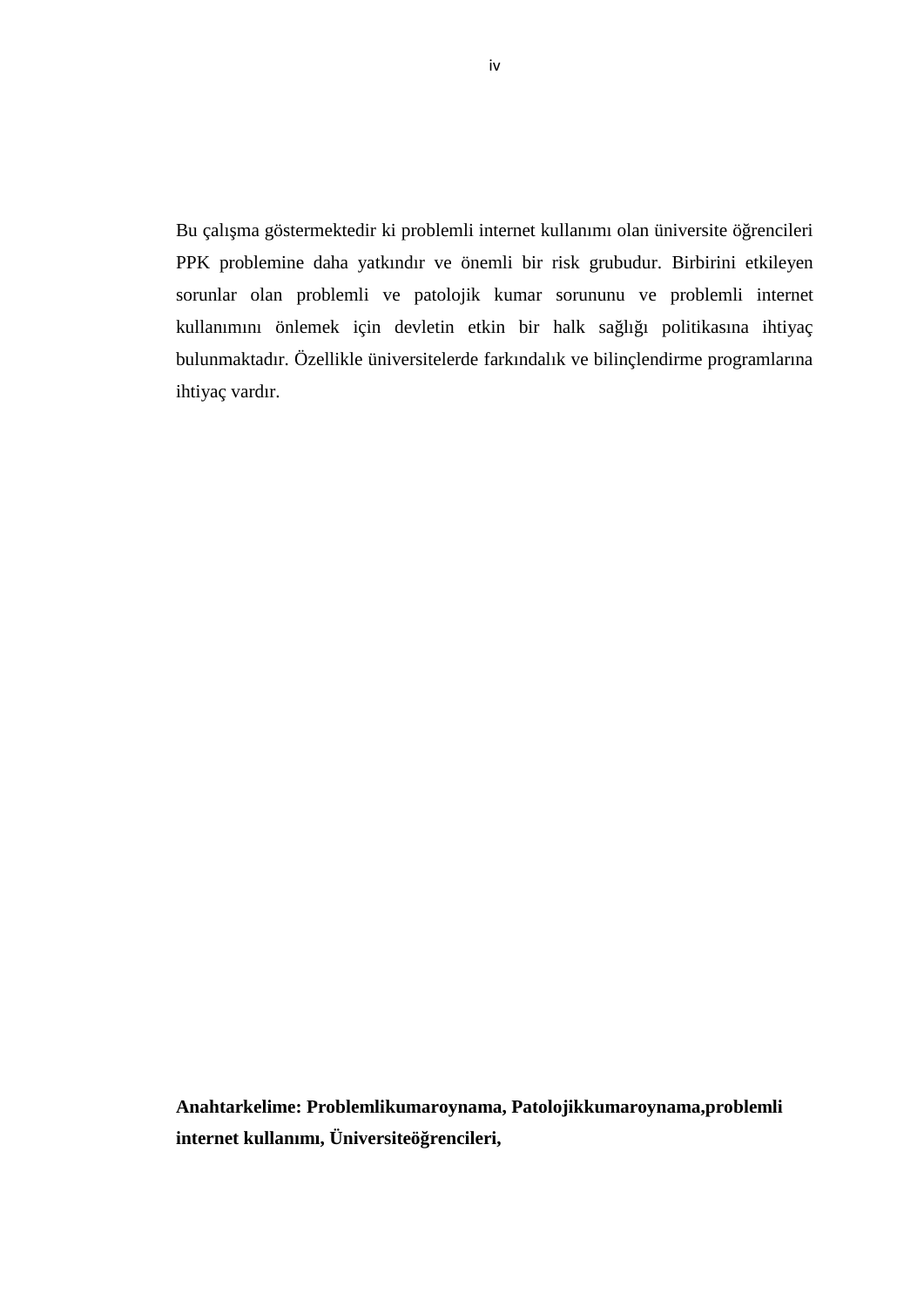Bu çalışma göstermektedir ki problemli internet kullanımı olan üniversite öğrencileri PPK problemine daha yatkındır ve önemli bir risk grubudur. Birbirini etkileyen sorunlar olan problemli ve patolojik kumar sorununu ve problemli internet kullanımını önlemek için devletin etkin bir halk sağlığı politikasına ihtiyaç bulunmaktadır. Özellikle üniversitelerde farkındalık ve bilinçlendirme programlarına ihtiyaç vardır.

**Anahtarkelime: Problemlikumaroynama, Patolojikkumaroynama,problemli internet kullanımı, Üniversiteöğrencileri,**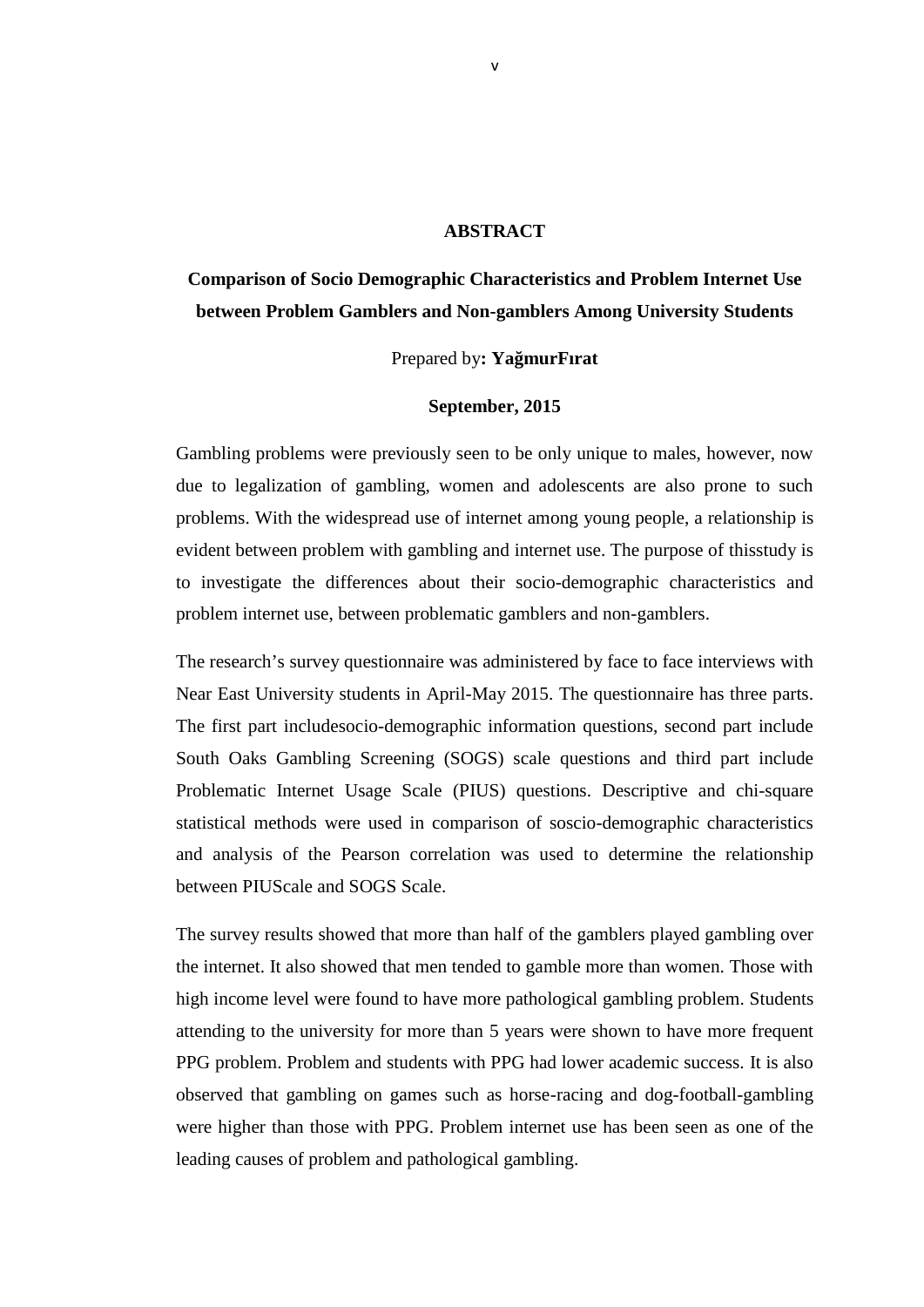# ABSTRACT

## Comparison of Socio Demographic Characteristics and Problem Internet Use between Problem Gamblers and Non-gamblers Among University Students

Prepared by**: YağmurFırat**

**September, 2015**

Gambling problems were previously seen to be only unique to males, however, now due to legalization of gambling, women and adolescents are also prone to such problems. With the widespread use of internet among young people, a relationship is evident between problem with gambling and internet use. The purpose of thisstudy is to investigate the differences about their socio-demographic characteristics and problem internet use, between problematic gamblers and non-gamblers.

The research's survey questionnaire was administered by face to face interviews with Near East University students in April-May 2015. The questionnaire has three parts. The first part includesocio-demographic information questions, second part include South Oaks Gambling Screening (SOGS) scale questions and third part include Problematic Internet Usage Scale (PIUS) questions. Descriptive and chi-square statistical methods were used in comparison of soscio-demographic characteristics and analysis of the Pearson correlation was used to determine the relationship between PIUScale and SOGS Scale.

The survey results showed that more than half of the gamblers played gambling over the internet. It also showed that men tended to gamble more than women. Those with high income level were found to have more pathological gambling problem. Students attending to the university for more than 5 years were shown to have more frequent PPG problem. Problem and students with PPG had lower academic success. It is also observed that gambling on games such as horse-racing and dog-football-gambling were higher than those with PPG. Problem internet use has been seen as one of the leading causes of problem and pathological gambling.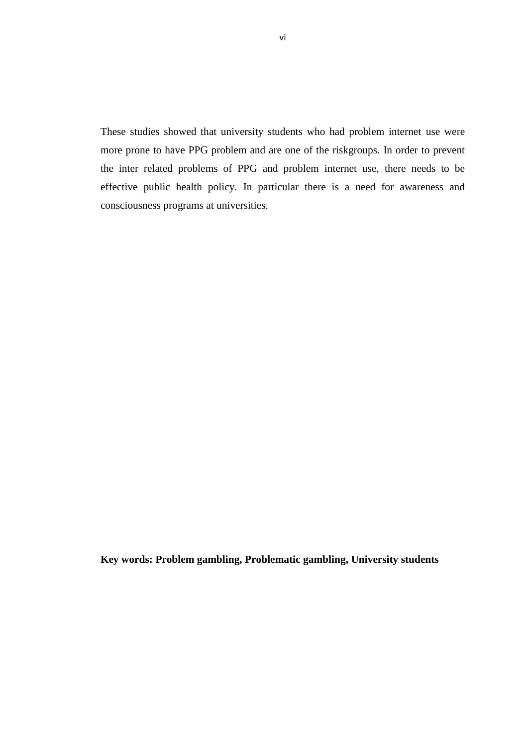These studies showed that university students who had problem internet use were more prone to have PPG problem and are one of the riskgroups. In order to prevent the inter related problems of PPG and problem internet use, there needs to be effective public health policy. In particular there is a need for awareness and consciousness programs at universities.

**Key words: Problem gambling, Problematic gambling, University students**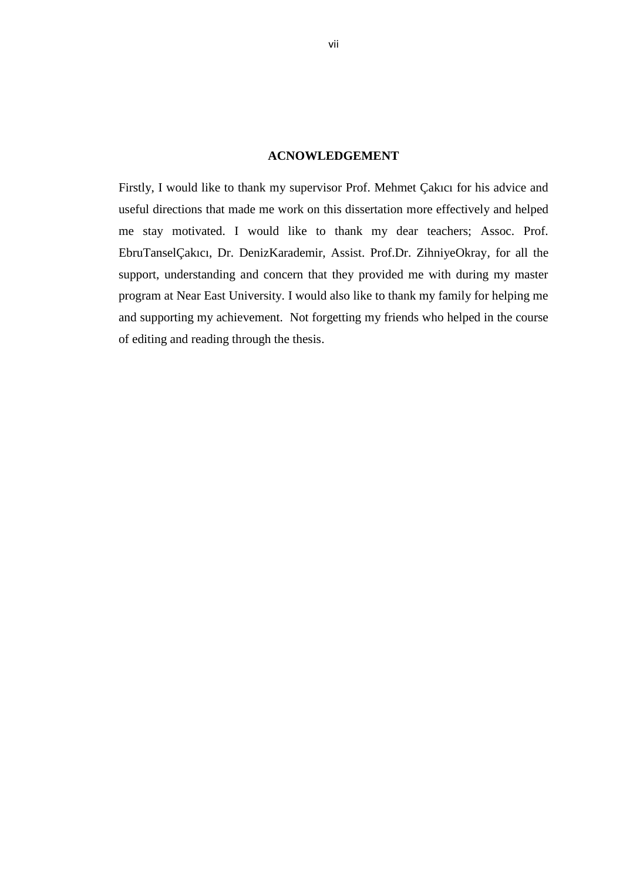# ACNOWLEDGEMENT

Firstly, I would like to thank my supervisor Prof. Mehmet Çakıcı for his advice and useful directions that made me work on this dissertation more effectively and helped me stay motivated. I would like to thank my dear teachers; Assoc. Prof. EbruTanselÇakıcı, Dr. DenizKarademir, Assist. Prof.Dr. ZihniyeOkray, for all the support, understanding and concern that they provided me with during my master program at Near East University. I would also like to thank my family for helping me and supporting my achievement. Not forgetting my friends who helped in the course of editing and reading through the thesis.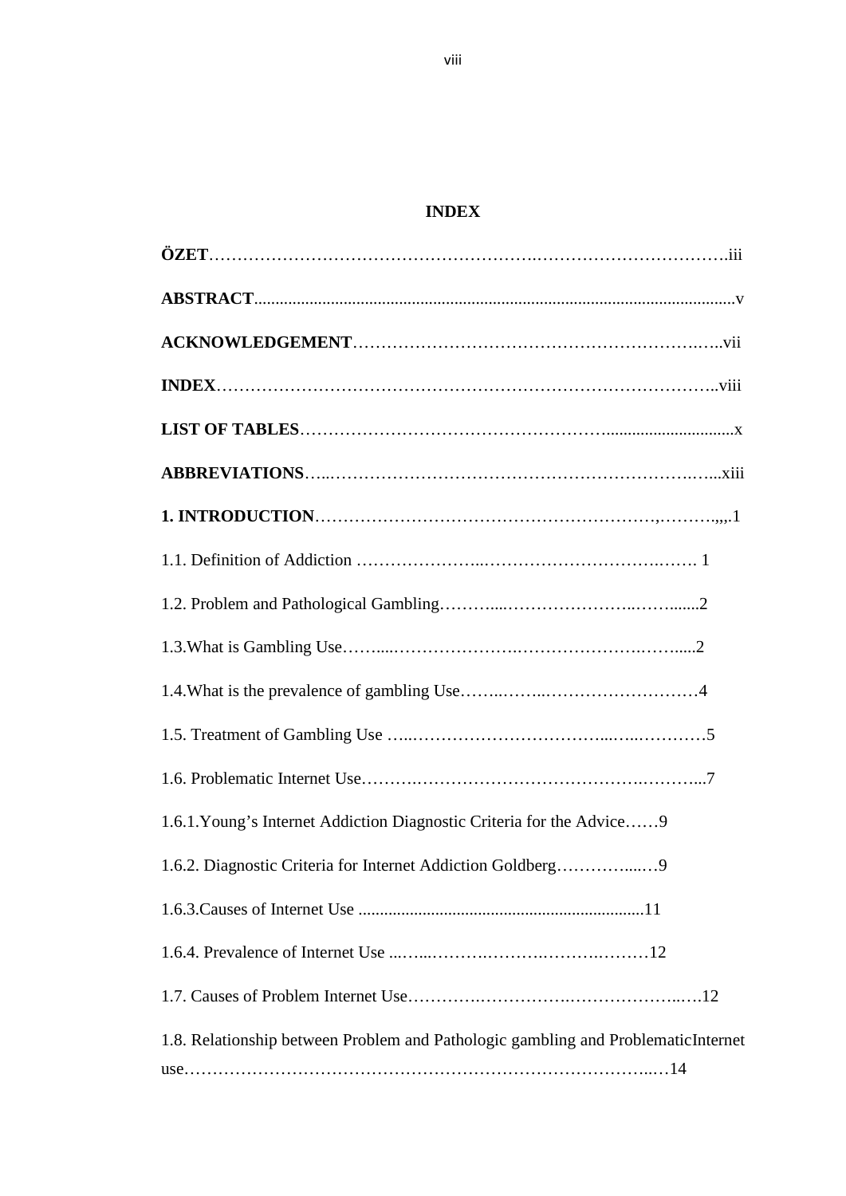# INDEX

**ÖZET**……………………………………………….………………………….iii

**ABSTRACT**................................................................................................................v

**ACKNOWLEDGEMENT**……………………………………………………..…..vii

**INDEX**……………………………………………………………………………..viii

**LIST OF TABLES**……………………………………………...............................x

**ABBREVIATIONS**…..……………………………………………………….…...xiii

**1. INTRODUCTION**…….………………………………………………,……….,,,.1

1.1. Definition of Addiction …………………..…………………………….……. 1

1.2. Problem and Pathological Gambling………....…………………..……......2

1.3.What is Gambling Use……....………………….…………………….…....2

1.4.What is the prevalence of gambling Use……..……..………………………4

1.5. Treatment of Gambling Use …..……………………………...…..…………5

1.6. Problematic Internet Use……….…………………………………….………...7

1.6.1.Young's Internet Addiction Diagnostic Criteria for the Advice……9

1.6.2. Diagnostic Criteria for Internet Addiction Goldberg…………....…9

1.6.3.Causes of Internet Use ..................................................................11

1.6.4. Prevalence of Internet Use ...…...……….……….……….………12

1.7. Causes of Problem Internet Use………….…………….………………..….12

1.8. Relationship between Problem and Pathologic gambling and ProblematicInternet use…………………………………………………………………..…14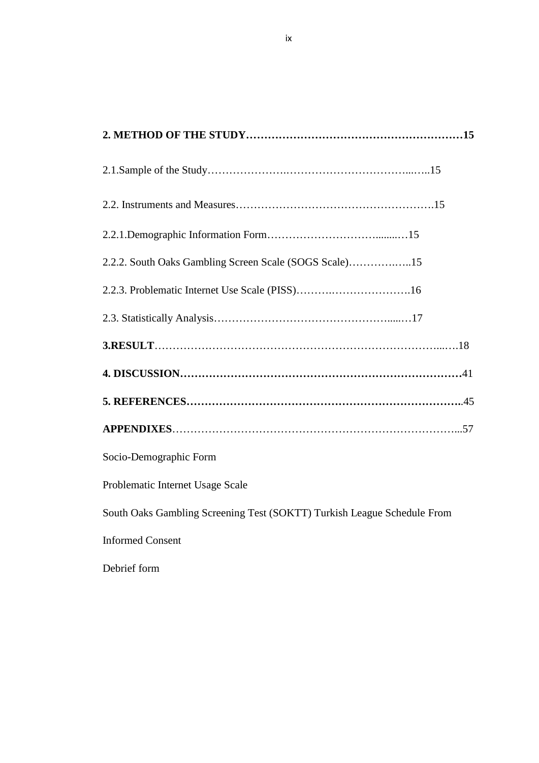**2. METHOD OF THE STUDY……………………………………………………15**

2.1.Sample of the Study…………………..…………………………...…..15

2.2. Instruments and Measures……………………………………………….15

2.2.1.Demographic Information Form…………………………........…15

2.2.2. South Oaks Gambling Screen Scale (SOGS Scale)…………..…..15

2.2.3. Problematic Internet Use Scale (PISS)……….………………….16

2.3. Statistically Analysis…………………………………………......…17

**3.RESULT**……………………………………………………………………...….18

**4. DISCUSSION……………………………………………………………………**41

**5. REFERENCES…………………………………………………………………..**45

**APPENDIXES**…………………………………………………….……………...57

Socio-Demographic Form

Problematic Internet Usage Scale

South Oaks Gambling Screening Test (SOKTT) Turkish League Schedule From

Informed Consent

Debrief form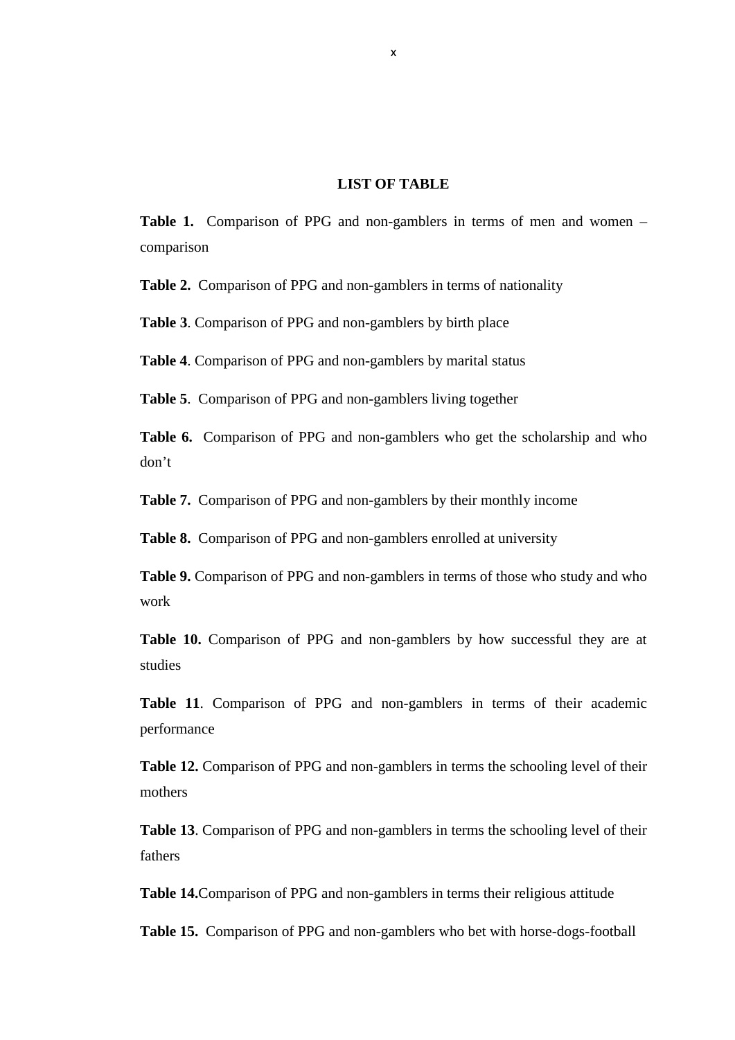## LIST OF TABLE

**Table 1.** Comparison of PPG and non-gamblers in terms of men and women – comparison

**Table 2.** Comparison of PPG and non-gamblers in terms of nationality

**Table 3**. Comparison of PPG and non-gamblers by birth place

**Table 4**. Comparison of PPG and non-gamblers by marital status

**Table 5**. Comparison of PPG and non-gamblers living together

**Table 6.** Comparison of PPG and non-gamblers who get the scholarship and who don't

**Table 7.** Comparison of PPG and non-gamblers by their monthly income

**Table 8.** Comparison of PPG and non-gamblers enrolled at university

**Table 9.** Comparison of PPG and non-gamblers in terms of those who study and who work

**Table 10.** Comparison of PPG and non-gamblers by how successful they are at studies

**Table 11**. Comparison of PPG and non-gamblers in terms of their academic performance

**Table 12.** Comparison of PPG and non-gamblers in terms the schooling level of their mothers

**Table 13**. Comparison of PPG and non-gamblers in terms the schooling level of their fathers

**Table 14.**Comparison of PPG and non-gamblers in terms their religious attitude

**Table 15.** Comparison of PPG and non-gamblers who bet with horse-dogs-football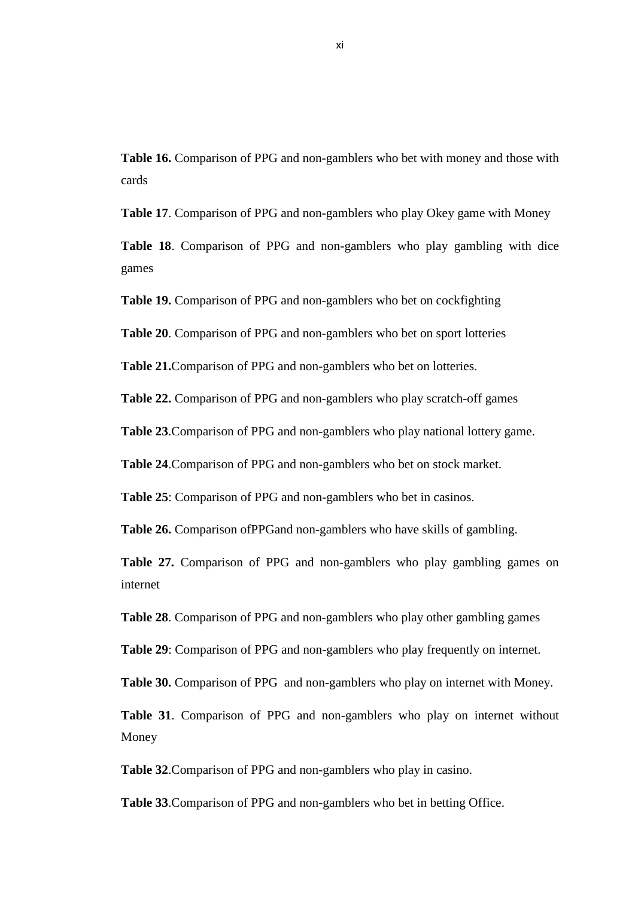**Table 16.** Comparison of PPG and non-gamblers who bet with money and those with cards

**Table 17**. Comparison of PPG and non-gamblers who play Okey game with Money

**Table 18**. Comparison of PPG and non-gamblers who play gambling with dice games

**Table 19.** Comparison of PPG and non-gamblers who bet on cockfighting

**Table 20**. Comparison of PPG and non-gamblers who bet on sport lotteries

**Table 21.**Comparison of PPG and non-gamblers who bet on lotteries.

**Table 22.** Comparison of PPG and non-gamblers who play scratch-off games

**Table 23**.Comparison of PPG and non-gamblers who play national lottery game.

**Table 24**.Comparison of PPG and non-gamblers who bet on stock market.

**Table 25**: Comparison of PPG and non-gamblers who bet in casinos.

**Table 26.** Comparison ofPPGand non-gamblers who have skills of gambling.

**Table 27.** Comparison of PPG and non-gamblers who play gambling games on internet

**Table 28**. Comparison of PPG and non-gamblers who play other gambling games

**Table 29**: Comparison of PPG and non-gamblers who play frequently on internet.

**Table 30.** Comparison of PPG and non-gamblers who play on internet with Money.

**Table 31**. Comparison of PPG and non-gamblers who play on internet without Money

**Table 32**.Comparison of PPG and non-gamblers who play in casino.

**Table 33**.Comparison of PPG and non-gamblers who bet in betting Office.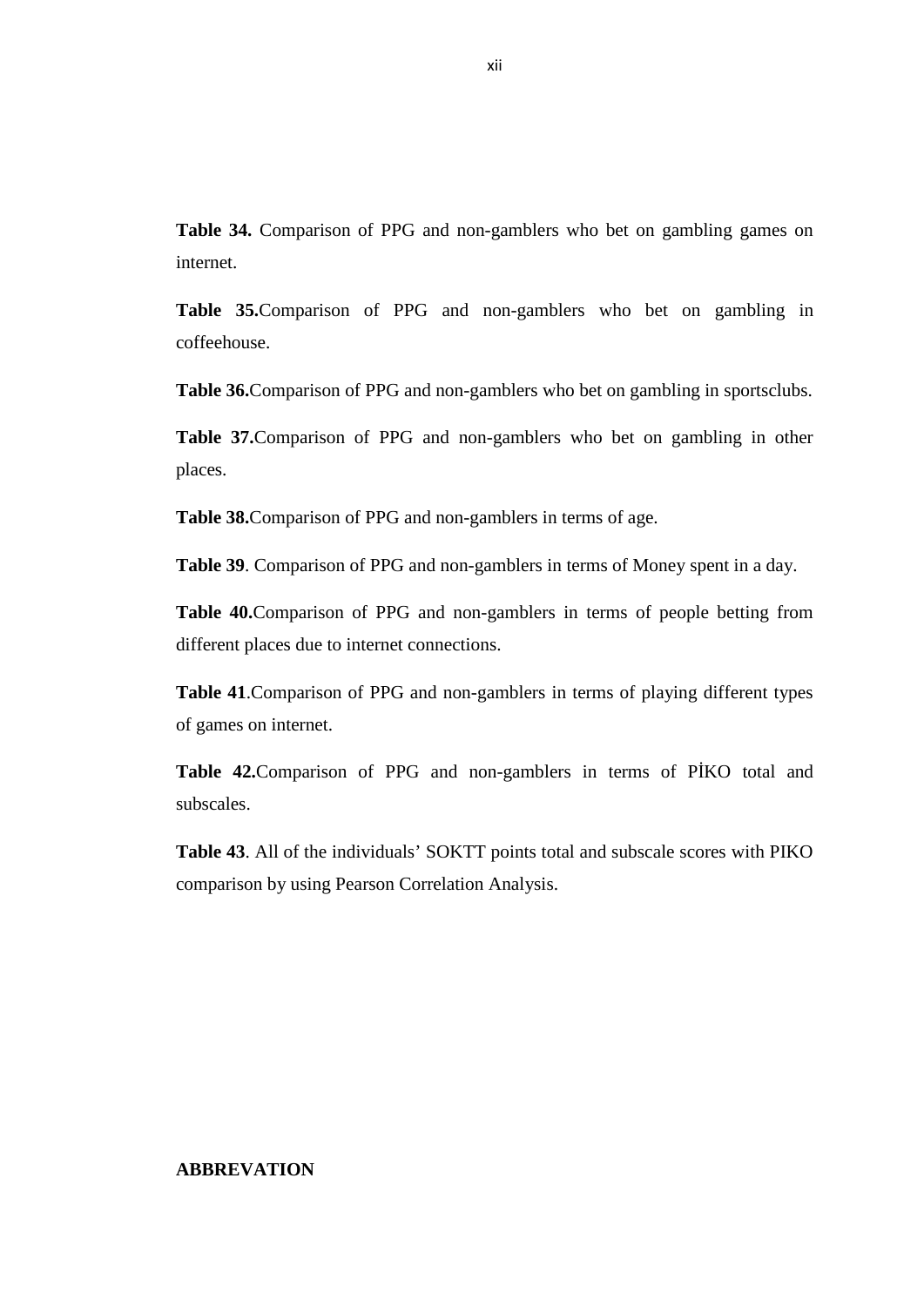**Table 34.** Comparison of PPG and non-gamblers who bet on gambling games on internet.

**Table 35.**Comparison of PPG and non-gamblers who bet on gambling in coffeehouse.

**Table 36.**Comparison of PPG and non-gamblers who bet on gambling in sportsclubs.

**Table 37.**Comparison of PPG and non-gamblers who bet on gambling in other places.

**Table 38.**Comparison of PPG and non-gamblers in terms of age.

**Table 39**. Comparison of PPG and non-gamblers in terms of Money spent in a day.

**Table 40.**Comparison of PPG and non-gamblers in terms of people betting from different places due to internet connections.

**Table 41**.Comparison of PPG and non-gamblers in terms of playing different types of games on internet.

**Table 42.**Comparison of PPG and non-gamblers in terms of PİKO total and subscales.

**Table 43**. All of the individuals' SOKTT points total and subscale scores with PIKO comparison by using Pearson Correlation Analysis.

**ABBREVATION**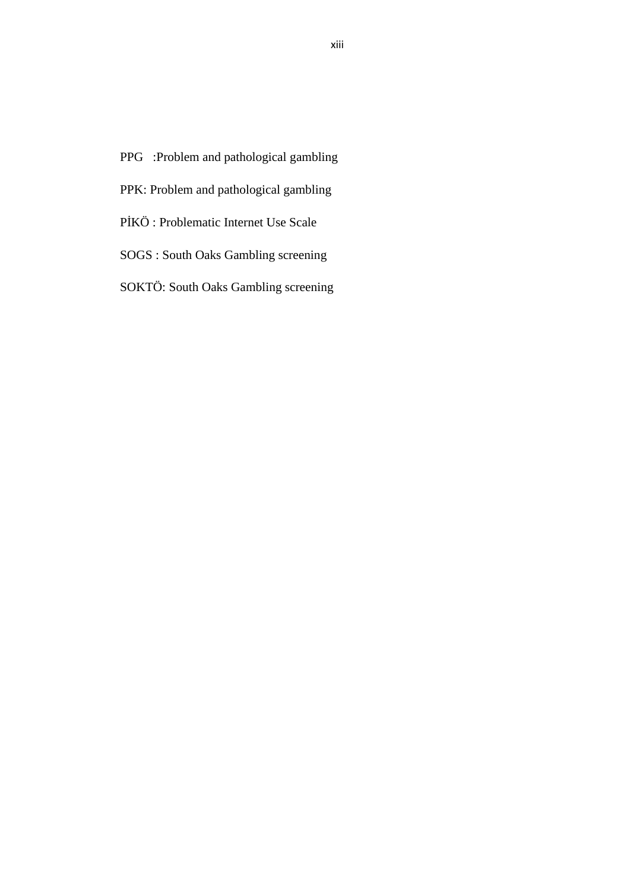PPG :Problem and pathological gambling

PPK: Problem and pathological gambling

PİKÖ : Problematic Internet Use Scale

SOGS : South Oaks Gambling screening

SOKTÖ: South Oaks Gambling screening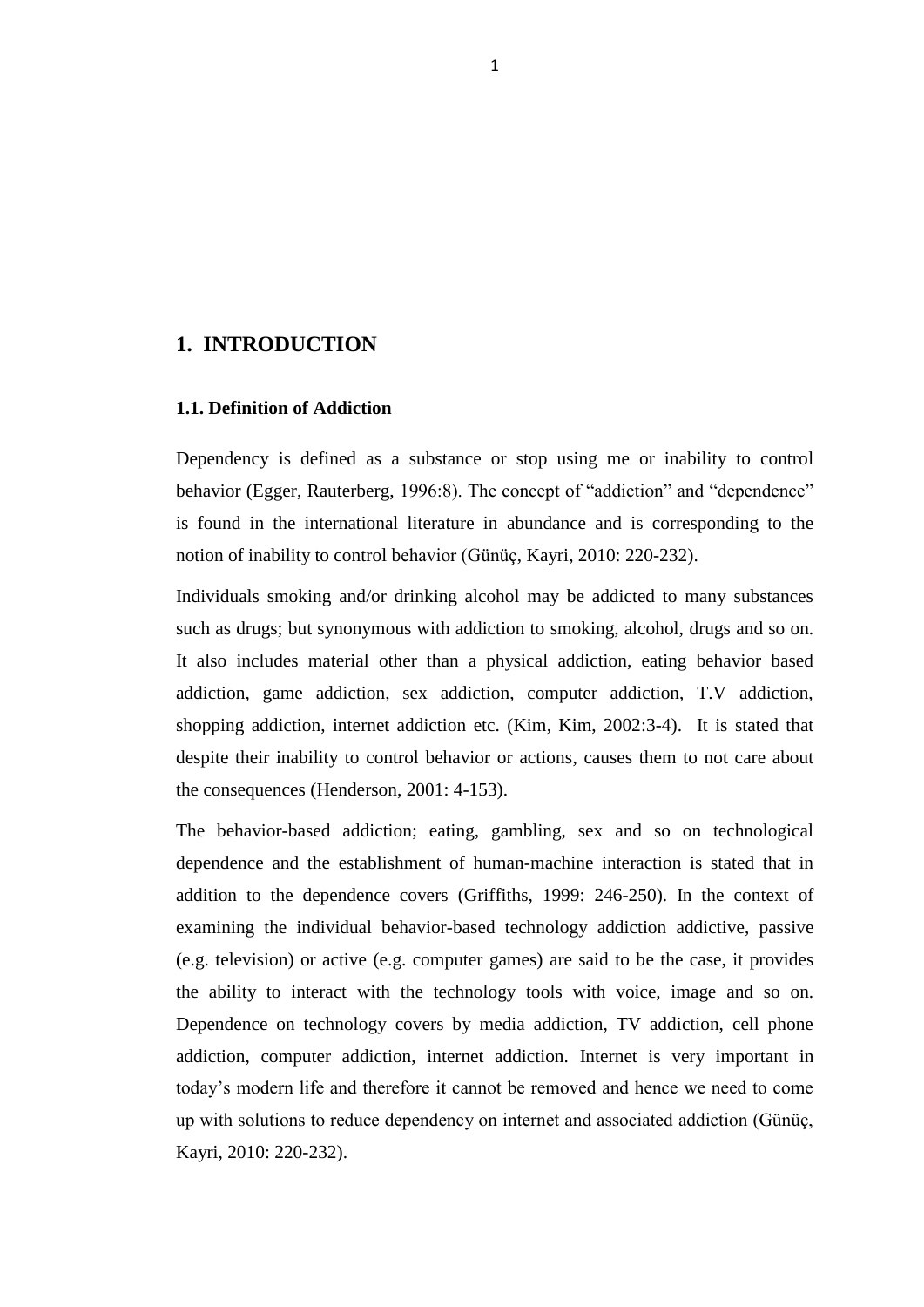# 1. INTRODUCTION

## 1.1. Definition of Addiction

Dependency is defined as a substance or stop using me or inability to control behavior (Egger, Rauterberg, 1996:8). The concept of "addiction" and "dependence" is found in the international literature in abundance and is corresponding to the notion of inability to control behavior (Günüç, Kayri, 2010: 220-232).

Individuals smoking and/or drinking alcohol may be addicted to many substances such as drugs; but synonymous with addiction to smoking, alcohol, drugs and so on. It also includes material other than a physical addiction, eating behavior based addiction, game addiction, sex addiction, computer addiction, T.V addiction, shopping addiction, internet addiction etc. (Kim, Kim, 2002:3-4). It is stated that despite their inability to control behavior or actions, causes them to not care about the consequences (Henderson, 2001: 4-153).

The behavior-based addiction; eating, gambling, sex and so on technological dependence and the establishment of human-machine interaction is stated that in addition to the dependence covers (Griffiths, 1999: 246-250). In the context of examining the individual behavior-based technology addiction addictive, passive (e.g. television) or active (e.g. computer games) are said to be the case, it provides the ability to interact with the technology tools with voice, image and so on. Dependence on technology covers by media addiction, TV addiction, cell phone addiction, computer addiction, internet addiction. Internet is very important in today's modern life and therefore it cannot be removed and hence we need to come up with solutions to reduce dependency on internet and associated addiction (Günüç, Kayri, 2010: 220-232).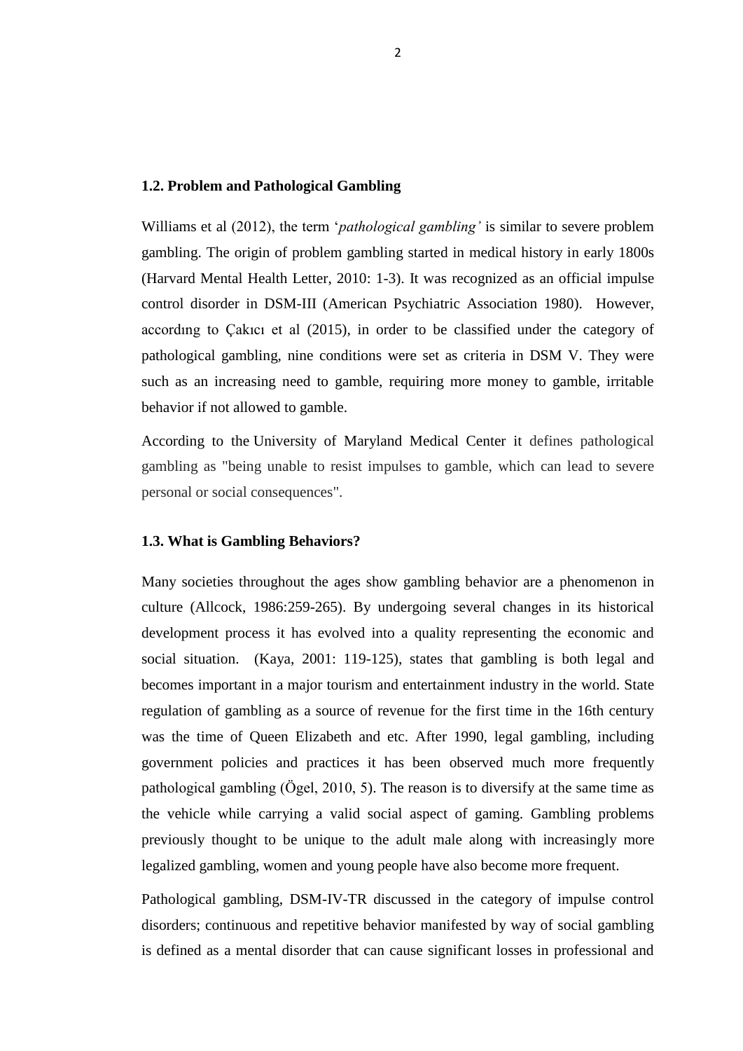### 1.2. Problem and Pathological Gambling

Williams et al (2012), the term '*pathological gambling'* is similar to severe problem gambling. The origin of problem gambling started in medical history in early 1800s (Harvard Mental Health Letter, 2010: 1-3). It was recognized as an official impulse control disorder in DSM-III (American Psychiatric Association 1980). However, accordıng to Çakıcı et al (2015), in order to be classified under the category of pathological gambling, nine conditions were set as criteria in DSM V. They were such as an increasing need to gamble, requiring more money to gamble, irritable behavior if not allowed to gamble.

According to the University of Maryland Medical Center it defines pathological gambling as "being unable to resist impulses to gamble, which can lead to severe personal or social consequences".

### 1.3. What is Gambling Behaviors?

Many societies throughout the ages show gambling behavior are a phenomenon in culture (Allcock, 1986:259-265). By undergoing several changes in its historical development process it has evolved into a quality representing the economic and social situation. (Kaya, 2001: 119-125), states that gambling is both legal and becomes important in a major tourism and entertainment industry in the world. State regulation of gambling as a source of revenue for the first time in the 16th century was the time of Queen Elizabeth and etc. After 1990, legal gambling, including government policies and practices it has been observed much more frequently pathological gambling (Ögel, 2010, 5). The reason is to diversify at the same time as the vehicle while carrying a valid social aspect of gaming. Gambling problems previously thought to be unique to the adult male along with increasingly more legalized gambling, women and young people have also become more frequent.

Pathological gambling, DSM-IV-TR discussed in the category of impulse control disorders; continuous and repetitive behavior manifested by way of social gambling is defined as a mental disorder that can cause significant losses in professional and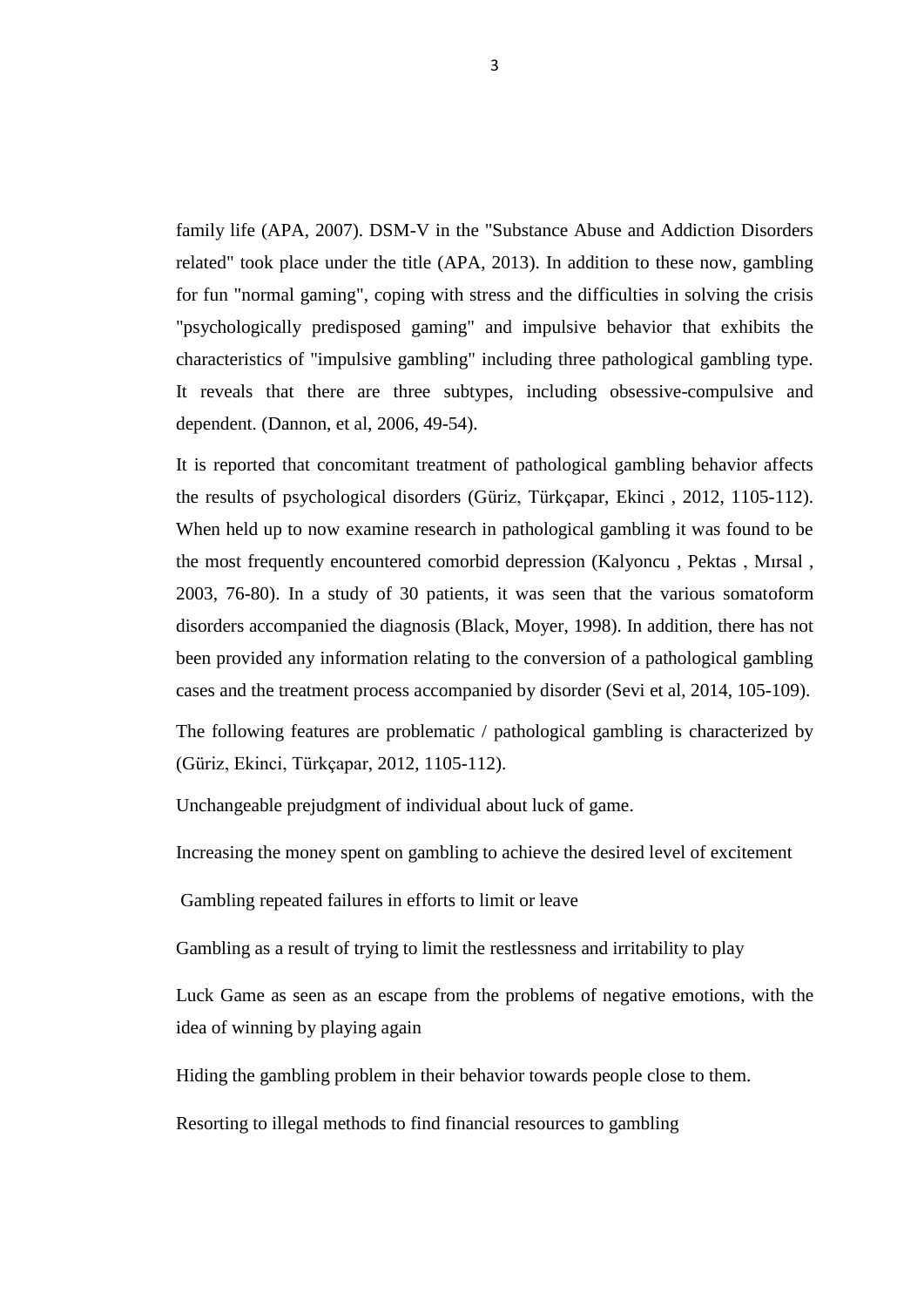family life (APA, 2007). DSM-V in the "Substance Abuse and Addiction Disorders related" took place under the title (APA, 2013). In addition to these now, gambling for fun "normal gaming", coping with stress and the difficulties in solving the crisis "psychologically predisposed gaming" and impulsive behavior that exhibits the characteristics of "impulsive gambling" including three pathological gambling type. It reveals that there are three subtypes, including obsessive-compulsive and dependent. (Dannon, et al, 2006, 49-54).

It is reported that concomitant treatment of pathological gambling behavior affects the results of psychological disorders (Güriz, Türkçapar, Ekinci , 2012, 1105-112). When held up to now examine research in pathological gambling it was found to be the most frequently encountered comorbid depression (Kalyoncu , Pektas , Mırsal , 2003, 76-80). In a study of 30 patients, it was seen that the various somatoform disorders accompanied the diagnosis (Black, Moyer, 1998). In addition, there has not been provided any information relating to the conversion of a pathological gambling cases and the treatment process accompanied by disorder (Sevi et al, 2014, 105-109).

The following features are problematic / pathological gambling is characterized by (Güriz, Ekinci, Türkçapar, 2012, 1105-112).

Unchangeable prejudgment of individual about luck of game.

Increasing the money spent on gambling to achieve the desired level of excitement

Gambling repeated failures in efforts to limit or leave

Gambling as a result of trying to limit the restlessness and irritability to play

Luck Game as seen as an escape from the problems of negative emotions, with the idea of winning by playing again

Hiding the gambling problem in their behavior towards people close to them.

Resorting to illegal methods to find financial resources to gambling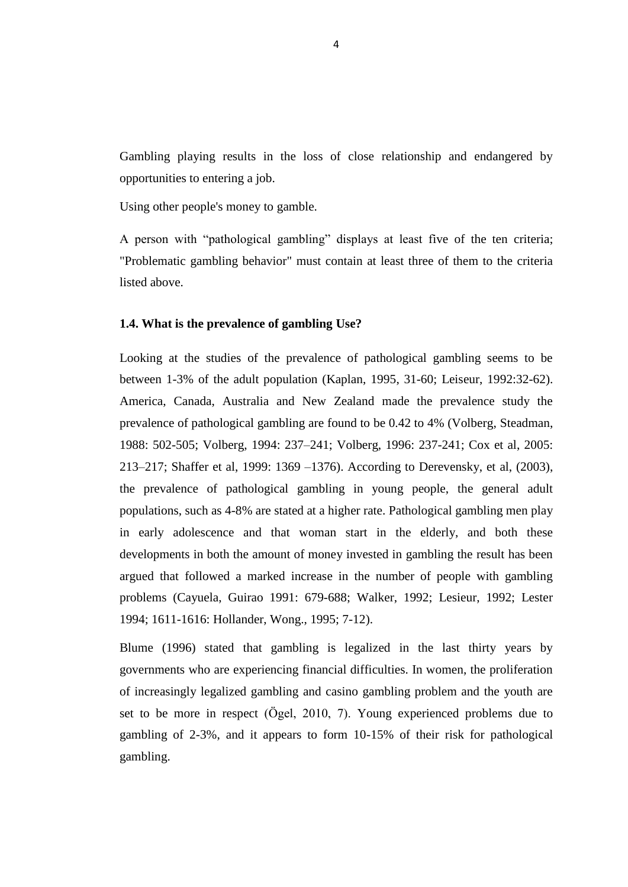Gambling playing results in the loss of close relationship and endangered by opportunities to entering a job.

Using other people's money to gamble.

A person with “pathological gambling” displays at least five of the ten criteria; "Problematic gambling behavior" must contain at least three of them to the criteria listed above.

### 1.4. What is the prevalence of gambling Use?

Looking at the studies of the prevalence of pathological gambling seems to be between 1-3% of the adult population (Kaplan, 1995, 31-60; Leiseur, 1992:32-62). America, Canada, Australia and New Zealand made the prevalence study the prevalence of pathological gambling are found to be 0.42 to 4% (Volberg, Steadman, 1988: 502-505; Volberg, 1994: 237–241; Volberg, 1996: 237-241; Cox et al, 2005: 213–217; Shaffer et al, 1999: 1369 –1376). According to Derevensky, et al, (2003), the prevalence of pathological gambling in young people, the general adult populations, such as 4-8% are stated at a higher rate. Pathological gambling men play in early adolescence and that woman start in the elderly, and both these developments in both the amount of money invested in gambling the result has been argued that followed a marked increase in the number of people with gambling problems (Cayuela, Guirao 1991: 679-688; Walker, 1992; Lesieur, 1992; Lester 1994; 1611-1616: Hollander, Wong., 1995; 7-12).

Blume (1996) stated that gambling is legalized in the last thirty years by governments who are experiencing financial difficulties. In women, the proliferation of increasingly legalized gambling and casino gambling problem and the youth are set to be more in respect (Ögel, 2010, 7). Young experienced problems due to gambling of 2-3%, and it appears to form 10-15% of their risk for pathological gambling.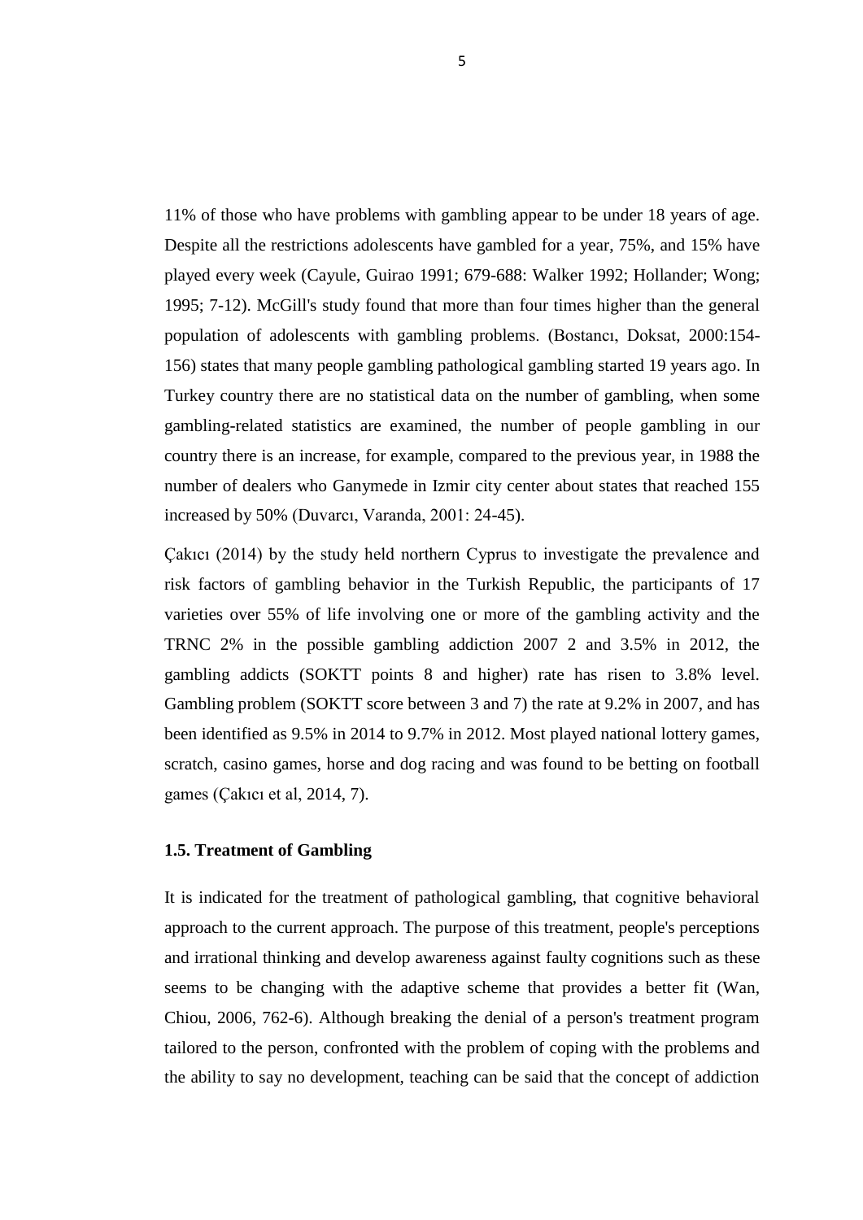11% of those who have problems with gambling appear to be under 18 years of age. Despite all the restrictions adolescents have gambled for a year, 75%, and 15% have played every week (Cayule, Guirao 1991; 679-688: Walker 1992; Hollander; Wong; 1995; 7-12). McGill's study found that more than four times higher than the general population of adolescents with gambling problems. (Bostancı, Doksat, 2000:154-156) states that many people gambling pathological gambling started 19 years ago. In Turkey country there are no statistical data on the number of gambling, when some gambling-related statistics are examined, the number of people gambling in our country there is an increase, for example, compared to the previous year, in 1988 the number of dealers who Ganymede in Izmir city center about states that reached 155 increased by 50% (Duvarcı, Varanda, 2001: 24-45).

Çakıcı (2014) by the study held northern Cyprus to investigate the prevalence and risk factors of gambling behavior in the Turkish Republic, the participants of 17 varieties over 55% of life involving one or more of the gambling activity and the TRNC 2% in the possible gambling addiction 2007 2 and 3.5% in 2012, the gambling addicts (SOKTT points 8 and higher) rate has risen to 3.8% level. Gambling problem (SOKTT score between 3 and 7) the rate at 9.2% in 2007, and has been identified as 9.5% in 2014 to 9.7% in 2012. Most played national lottery games, scratch, casino games, horse and dog racing and was found to be betting on football games (Çakıcı et al, 2014, 7).

### 1.5. Treatment of Gambling

It is indicated for the treatment of pathological gambling, that cognitive behavioral approach to the current approach. The purpose of this treatment, people's perceptions and irrational thinking and develop awareness against faulty cognitions such as these seems to be changing with the adaptive scheme that provides a better fit (Wan, Chiou, 2006, 762-6). Although breaking the denial of a person's treatment program tailored to the person, confronted with the problem of coping with the problems and the ability to say no development, teaching can be said that the concept of addiction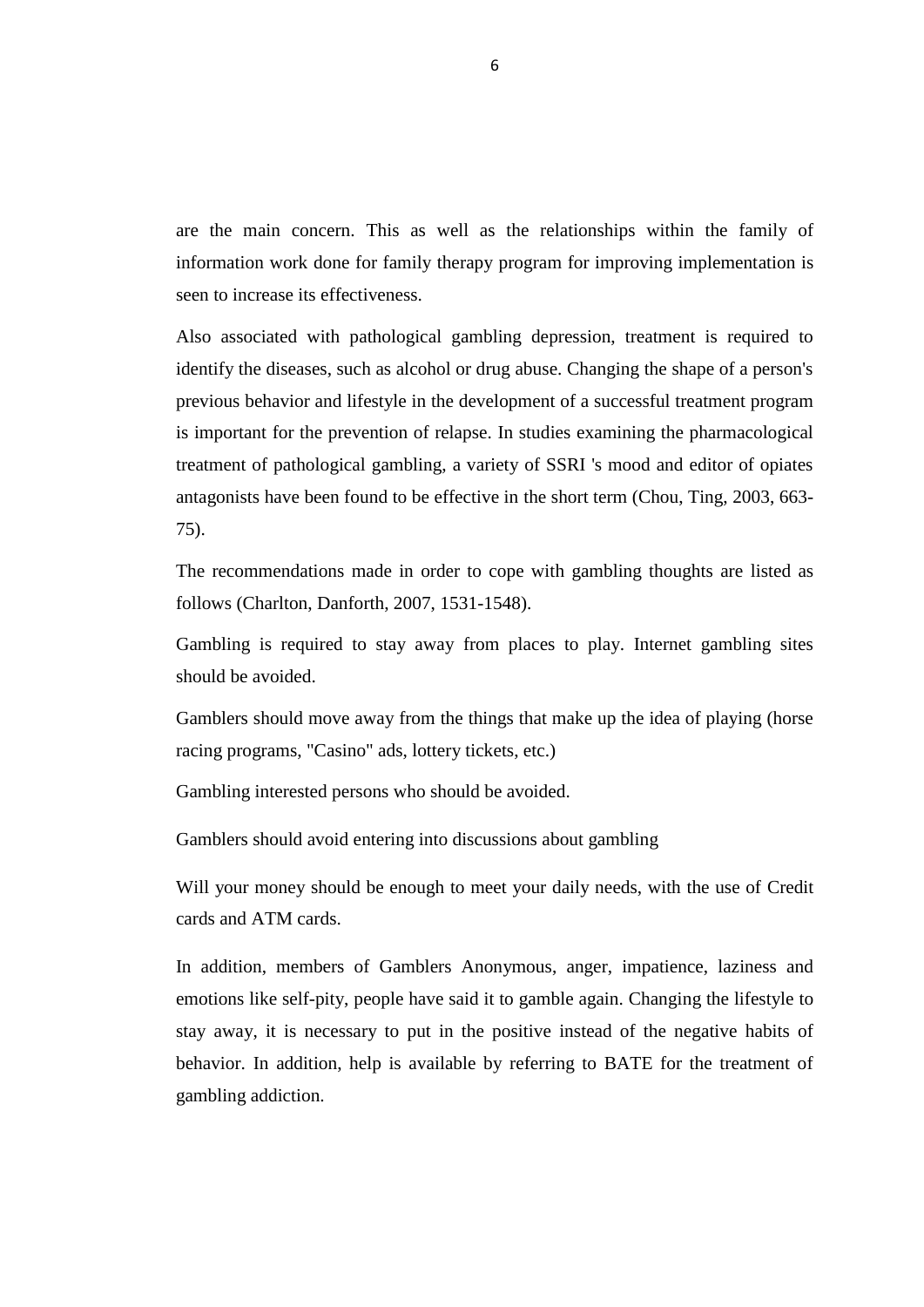are the main concern. This as well as the relationships within the family of information work done for family therapy program for improving implementation is seen to increase its effectiveness.

Also associated with pathological gambling depression, treatment is required to identify the diseases, such as alcohol or drug abuse. Changing the shape of a person's previous behavior and lifestyle in the development of a successful treatment program is important for the prevention of relapse. In studies examining the pharmacological treatment of pathological gambling, a variety of SSRI 's mood and editor of opiates antagonists have been found to be effective in the short term (Chou, Ting, 2003, 663-75).

The recommendations made in order to cope with gambling thoughts are listed as follows (Charlton, Danforth, 2007, 1531-1548).

Gambling is required to stay away from places to play. Internet gambling sites should be avoided.

Gamblers should move away from the things that make up the idea of playing (horse racing programs, "Casino" ads, lottery tickets, etc.)

Gambling interested persons who should be avoided.

Gamblers should avoid entering into discussions about gambling

Will your money should be enough to meet your daily needs, with the use of Credit cards and ATM cards.

In addition, members of Gamblers Anonymous, anger, impatience, laziness and emotions like self-pity, people have said it to gamble again. Changing the lifestyle to stay away, it is necessary to put in the positive instead of the negative habits of behavior. In addition, help is available by referring to BATE for the treatment of gambling addiction.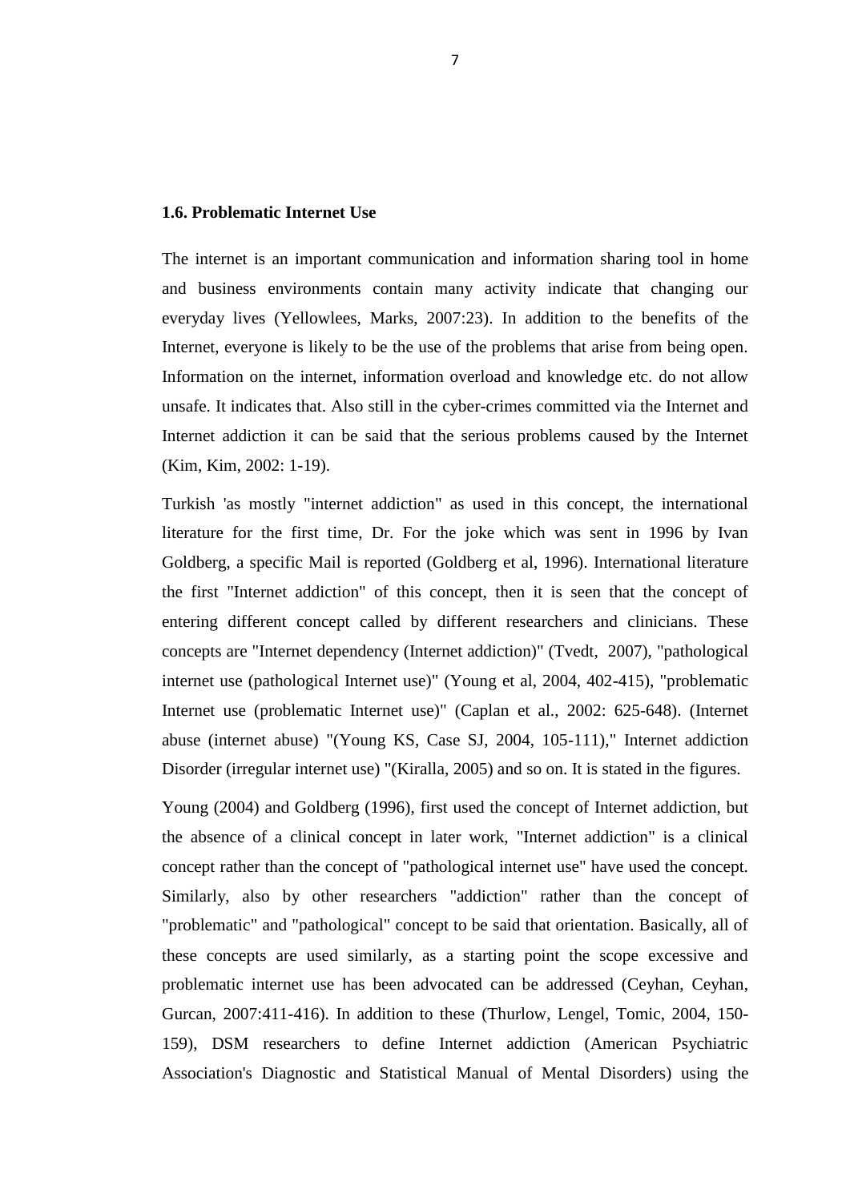## 1.6. Problematic Internet Use

The internet is an important communication and information sharing tool in home and business environments contain many activity indicate that changing our everyday lives (Yellowlees, Marks, 2007:23). In addition to the benefits of the Internet, everyone is likely to be the use of the problems that arise from being open. Information on the internet, information overload and knowledge etc. do not allow unsafe. It indicates that. Also still in the cyber-crimes committed via the Internet and Internet addiction it can be said that the serious problems caused by the Internet (Kim, Kim, 2002: 1-19).

Turkish 'as mostly "internet addiction" as used in this concept, the international literature for the first time, Dr. For the joke which was sent in 1996 by Ivan Goldberg, a specific Mail is reported (Goldberg et al, 1996). International literature the first "Internet addiction" of this concept, then it is seen that the concept of entering different concept called by different researchers and clinicians. These concepts are "Internet dependency (Internet addiction)" (Tvedt, 2007), "pathological internet use (pathological Internet use)" (Young et al, 2004, 402-415), "problematic Internet use (problematic Internet use)" (Caplan et al., 2002: 625-648). (Internet abuse (internet abuse) "(Young KS, Case SJ, 2004, 105-111)," Internet addiction Disorder (irregular internet use) "(Kiralla, 2005) and so on. It is stated in the figures.

Young (2004) and Goldberg (1996), first used the concept of Internet addiction, but the absence of a clinical concept in later work, "Internet addiction" is a clinical concept rather than the concept of "pathological internet use" have used the concept. Similarly, also by other researchers "addiction" rather than the concept of "problematic" and "pathological" concept to be said that orientation. Basically, all of these concepts are used similarly, as a starting point the scope excessive and problematic internet use has been advocated can be addressed (Ceyhan, Ceyhan, Gurcan, 2007:411-416). In addition to these (Thurlow, Lengel, Tomic, 2004, 150-159), DSM researchers to define Internet addiction (American Psychiatric Association's Diagnostic and Statistical Manual of Mental Disorders) using the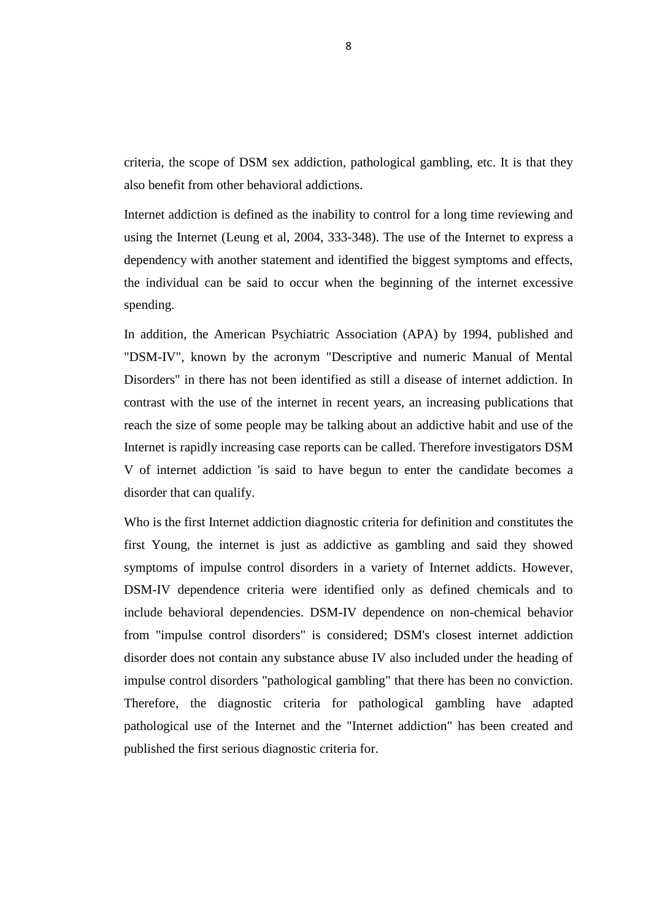criteria, the scope of DSM sex addiction, pathological gambling, etc. It is that they also benefit from other behavioral addictions.

Internet addiction is defined as the inability to control for a long time reviewing and using the Internet (Leung et al, 2004, 333-348). The use of the Internet to express a dependency with another statement and identified the biggest symptoms and effects, the individual can be said to occur when the beginning of the internet excessive spending.

In addition, the American Psychiatric Association (APA) by 1994, published and "DSM-IV", known by the acronym "Descriptive and numeric Manual of Mental Disorders" in there has not been identified as still a disease of internet addiction. In contrast with the use of the internet in recent years, an increasing publications that reach the size of some people may be talking about an addictive habit and use of the Internet is rapidly increasing case reports can be called. Therefore investigators DSM V of internet addiction 'is said to have begun to enter the candidate becomes a disorder that can qualify.

Who is the first Internet addiction diagnostic criteria for definition and constitutes the first Young, the internet is just as addictive as gambling and said they showed symptoms of impulse control disorders in a variety of Internet addicts. However, DSM-IV dependence criteria were identified only as defined chemicals and to include behavioral dependencies. DSM-IV dependence on non-chemical behavior from "impulse control disorders" is considered; DSM's closest internet addiction disorder does not contain any substance abuse IV also included under the heading of impulse control disorders "pathological gambling" that there has been no conviction. Therefore, the diagnostic criteria for pathological gambling have adapted pathological use of the Internet and the "Internet addiction" has been created and published the first serious diagnostic criteria for.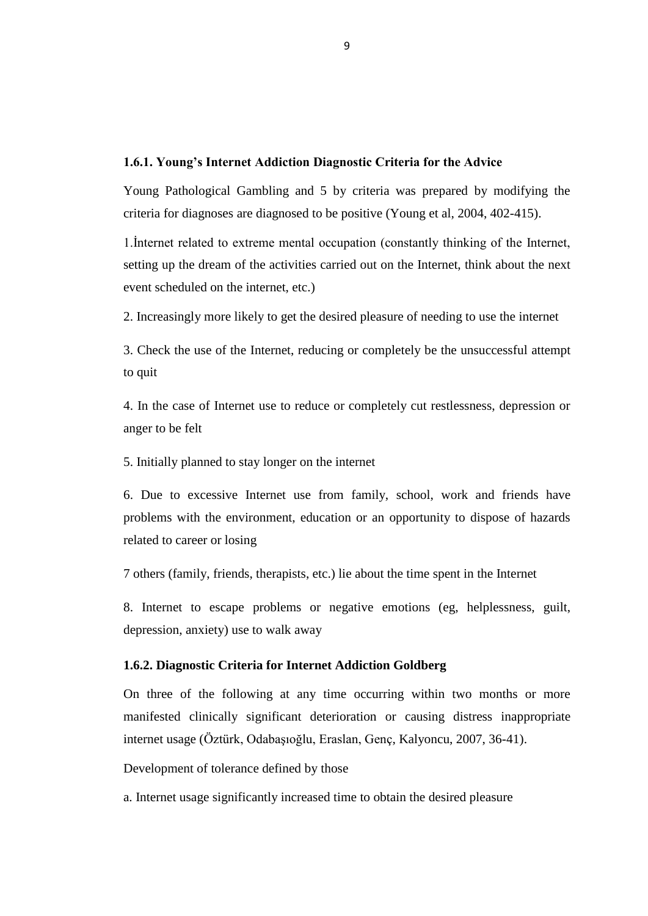### 1.6.1. Young's Internet Addiction Diagnostic Criteria for the Advice

Young Pathological Gambling and 5 by criteria was prepared by modifying the criteria for diagnoses are diagnosed to be positive (Young et al, 2004, 402-415).

1.İnternet related to extreme mental occupation (constantly thinking of the Internet, setting up the dream of the activities carried out on the Internet, think about the next event scheduled on the internet, etc.)

2. Increasingly more likely to get the desired pleasure of needing to use the internet

3. Check the use of the Internet, reducing or completely be the unsuccessful attempt to quit

4. In the case of Internet use to reduce or completely cut restlessness, depression or anger to be felt

5. Initially planned to stay longer on the internet

6. Due to excessive Internet use from family, school, work and friends have problems with the environment, education or an opportunity to dispose of hazards related to career or losing

7 others (family, friends, therapists, etc.) lie about the time spent in the Internet

8. Internet to escape problems or negative emotions (eg, helplessness, guilt, depression, anxiety) use to walk away

### 1.6.2. Diagnostic Criteria for Internet Addiction Goldberg

On three of the following at any time occurring within two months or more manifested clinically significant deterioration or causing distress inappropriate internet usage (Öztürk, Odabaşıoğlu, Eraslan, Genç, Kalyoncu, 2007, 36-41).

Development of tolerance defined by those

a. Internet usage significantly increased time to obtain the desired pleasure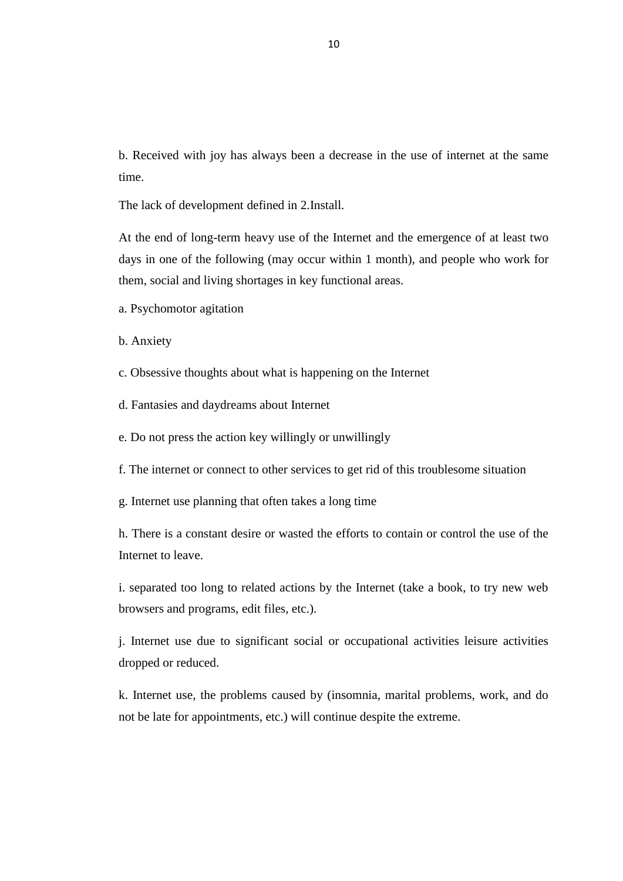b. Received with joy has always been a decrease in the use of internet at the same time.

The lack of development defined in 2.Install.

At the end of long-term heavy use of the Internet and the emergence of at least two days in one of the following (may occur within 1 month), and people who work for them, social and living shortages in key functional areas.

a. Psychomotor agitation

b. Anxiety

c. Obsessive thoughts about what is happening on the Internet

d. Fantasies and daydreams about Internet

e. Do not press the action key willingly or unwillingly

f. The internet or connect to other services to get rid of this troublesome situation

g. Internet use planning that often takes a long time

h. There is a constant desire or wasted the efforts to contain or control the use of the Internet to leave.

i. separated too long to related actions by the Internet (take a book, to try new web browsers and programs, edit files, etc.).

j. Internet use due to significant social or occupational activities leisure activities dropped or reduced.

k. Internet use, the problems caused by (insomnia, marital problems, work, and do not be late for appointments, etc.) will continue despite the extreme.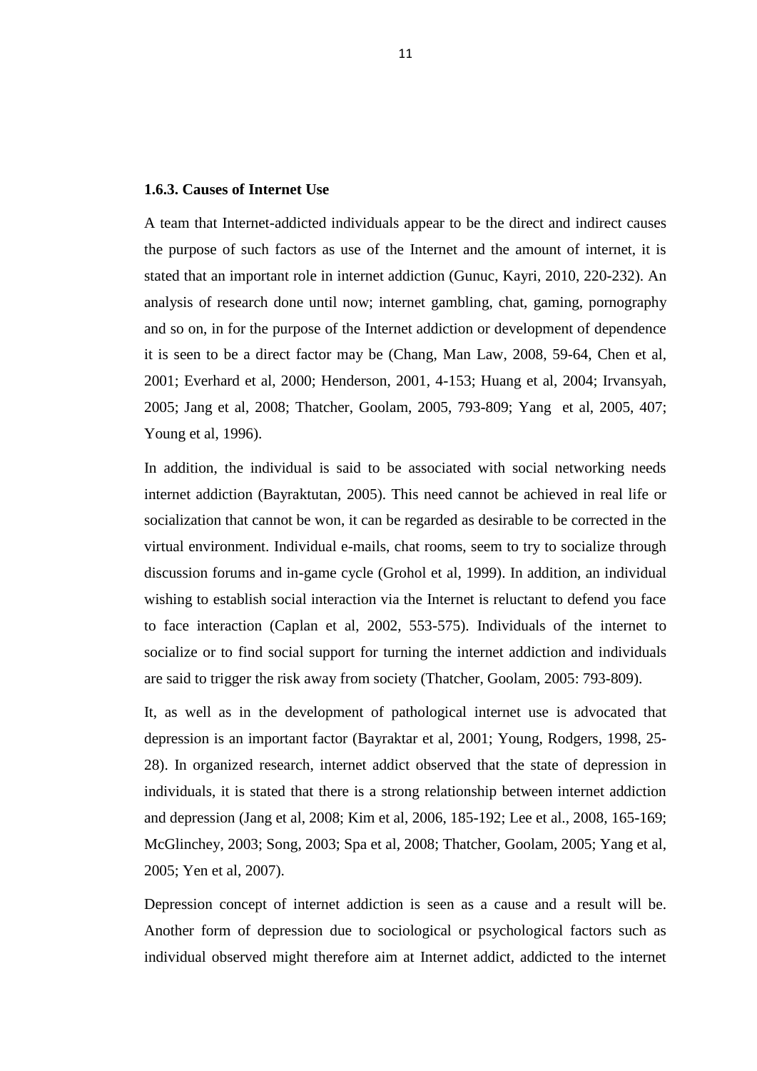### 1.6.3. Causes of Internet Use

A team that Internet-addicted individuals appear to be the direct and indirect causes the purpose of such factors as use of the Internet and the amount of internet, it is stated that an important role in internet addiction (Gunuc, Kayri, 2010, 220-232). An analysis of research done until now; internet gambling, chat, gaming, pornography and so on, in for the purpose of the Internet addiction or development of dependence it is seen to be a direct factor may be (Chang, Man Law, 2008, 59-64, Chen et al, 2001; Everhard et al, 2000; Henderson, 2001, 4-153; Huang et al, 2004; Irvansyah, 2005; Jang et al, 2008; Thatcher, Goolam, 2005, 793-809; Yang et al, 2005, 407; Young et al, 1996).

In addition, the individual is said to be associated with social networking needs internet addiction (Bayraktutan, 2005). This need cannot be achieved in real life or socialization that cannot be won, it can be regarded as desirable to be corrected in the virtual environment. Individual e-mails, chat rooms, seem to try to socialize through discussion forums and in-game cycle (Grohol et al, 1999). In addition, an individual wishing to establish social interaction via the Internet is reluctant to defend you face to face interaction (Caplan et al, 2002, 553-575). Individuals of the internet to socialize or to find social support for turning the internet addiction and individuals are said to trigger the risk away from society (Thatcher, Goolam, 2005: 793-809).

It, as well as in the development of pathological internet use is advocated that depression is an important factor (Bayraktar et al, 2001; Young, Rodgers, 1998, 25-28). In organized research, internet addict observed that the state of depression in individuals, it is stated that there is a strong relationship between internet addiction and depression (Jang et al, 2008; Kim et al, 2006, 185-192; Lee et al., 2008, 165-169; McGlinchey, 2003; Song, 2003; Spa et al, 2008; Thatcher, Goolam, 2005; Yang et al, 2005; Yen et al, 2007).

Depression concept of internet addiction is seen as a cause and a result will be. Another form of depression due to sociological or psychological factors such as individual observed might therefore aim at Internet addict, addicted to the internet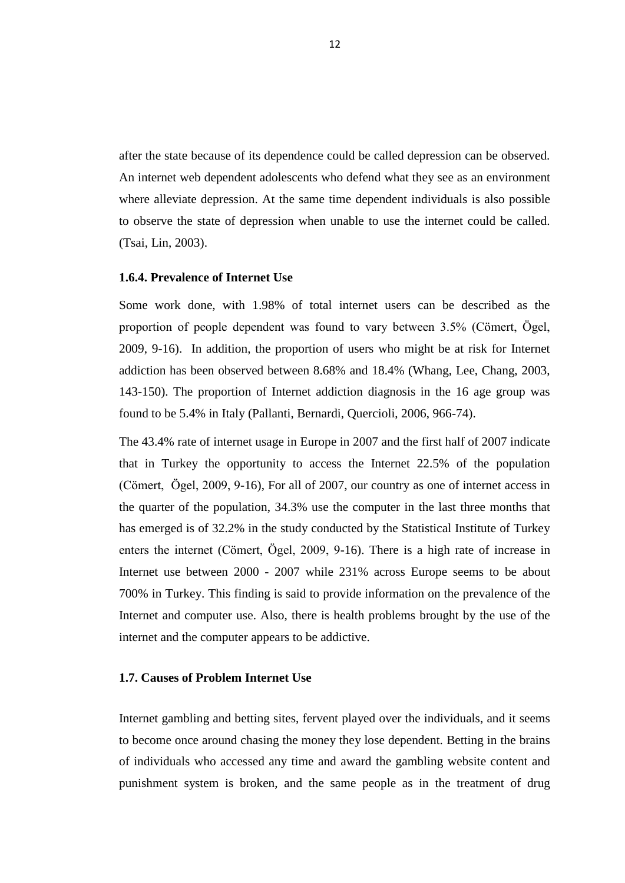after the state because of its dependence could be called depression can be observed. An internet web dependent adolescents who defend what they see as an environment where alleviate depression. At the same time dependent individuals is also possible to observe the state of depression when unable to use the internet could be called. (Tsai, Lin, 2003).

### 1.6.4. Prevalence of Internet Use

Some work done, with 1.98% of total internet users can be described as the proportion of people dependent was found to vary between 3.5% (Cömert, Ögel, 2009, 9-16). In addition, the proportion of users who might be at risk for Internet addiction has been observed between 8.68% and 18.4% (Whang, Lee, Chang, 2003, 143-150). The proportion of Internet addiction diagnosis in the 16 age group was found to be 5.4% in Italy (Pallanti, Bernardi, Quercioli, 2006, 966-74).

The 43.4% rate of internet usage in Europe in 2007 and the first half of 2007 indicate that in Turkey the opportunity to access the Internet 22.5% of the population (Cömert, Ögel, 2009, 9-16), For all of 2007, our country as one of internet access in the quarter of the population, 34.3% use the computer in the last three months that has emerged is of 32.2% in the study conducted by the Statistical Institute of Turkey enters the internet (Cömert, Ögel, 2009, 9-16). There is a high rate of increase in Internet use between 2000 - 2007 while 231% across Europe seems to be about 700% in Turkey. This finding is said to provide information on the prevalence of the Internet and computer use. Also, there is health problems brought by the use of the internet and the computer appears to be addictive.

## 1.7. Causes of Problem Internet Use

Internet gambling and betting sites, fervent played over the individuals, and it seems to become once around chasing the money they lose dependent. Betting in the brains of individuals who accessed any time and award the gambling website content and punishment system is broken, and the same people as in the treatment of drug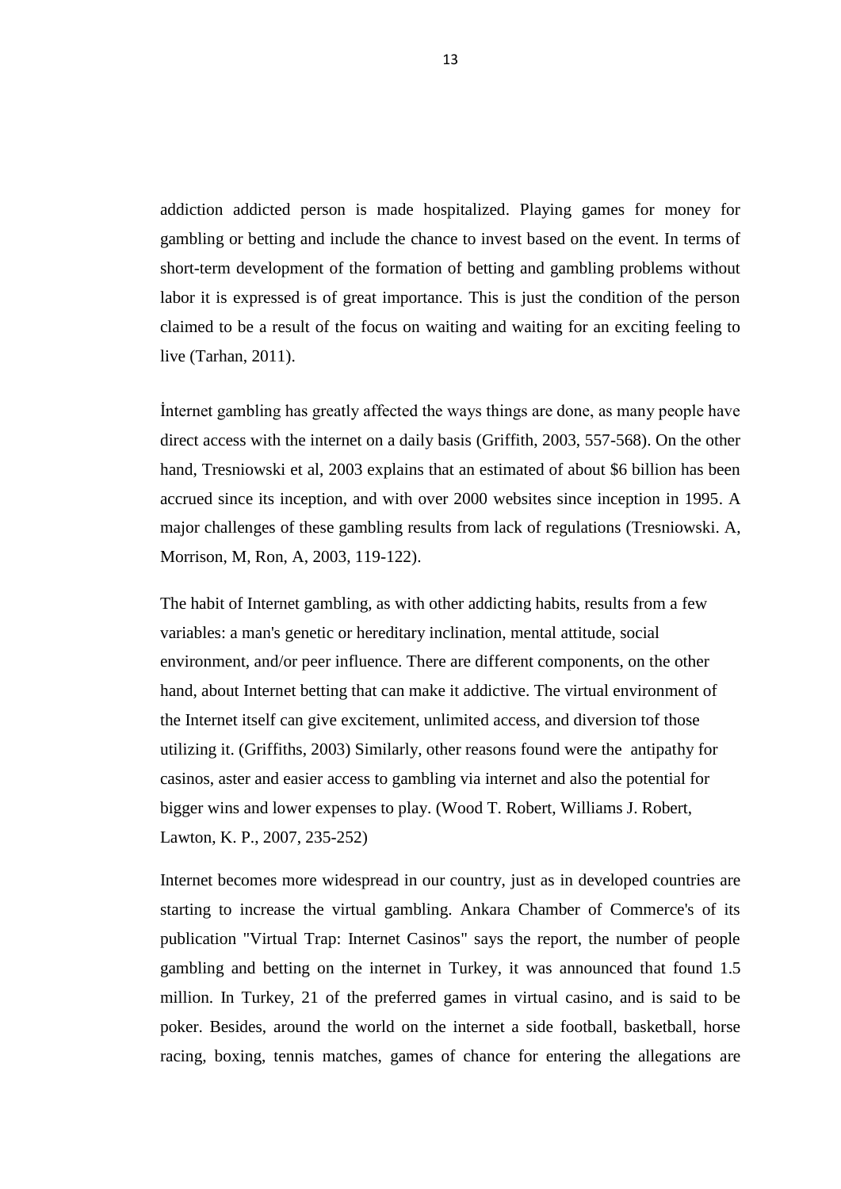addiction addicted person is made hospitalized. Playing games for money for gambling or betting and include the chance to invest based on the event. In terms of short-term development of the formation of betting and gambling problems without labor it is expressed is of great importance. This is just the condition of the person claimed to be a result of the focus on waiting and waiting for an exciting feeling to live (Tarhan, 2011).

İnternet gambling has greatly affected the ways things are done, as many people have direct access with the internet on a daily basis (Griffith, 2003, 557-568). On the other hand, Tresniowski et al, 2003 explains that an estimated of about $6 billion has been accrued since its inception, and with over 2000 websites since inception in 1995. A major challenges of these gambling results from lack of regulations (Tresniowski. A, Morrison, M, Ron, A, 2003, 119-122).

The habit of Internet gambling, as with other addicting habits, results from a few variables: a man's genetic or hereditary inclination, mental attitude, social environment, and/or peer influence. There are different components, on the other hand, about Internet betting that can make it addictive. The virtual environment of the Internet itself can give excitement, unlimited access, and diversion tof those utilizing it. (Griffiths, 2003) Similarly, other reasons found were the antipathy for casinos, aster and easier access to gambling via internet and also the potential for bigger wins and lower expenses to play. (Wood T. Robert, Williams J. Robert, Lawton, K. P., 2007, 235-252)

Internet becomes more widespread in our country, just as in developed countries are starting to increase the virtual gambling. Ankara Chamber of Commerce's of its publication "Virtual Trap: Internet Casinos" says the report, the number of people gambling and betting on the internet in Turkey, it was announced that found 1.5 million. In Turkey, 21 of the preferred games in virtual casino, and is said to be poker. Besides, around the world on the internet a side football, basketball, horse racing, boxing, tennis matches, games of chance for entering the allegations are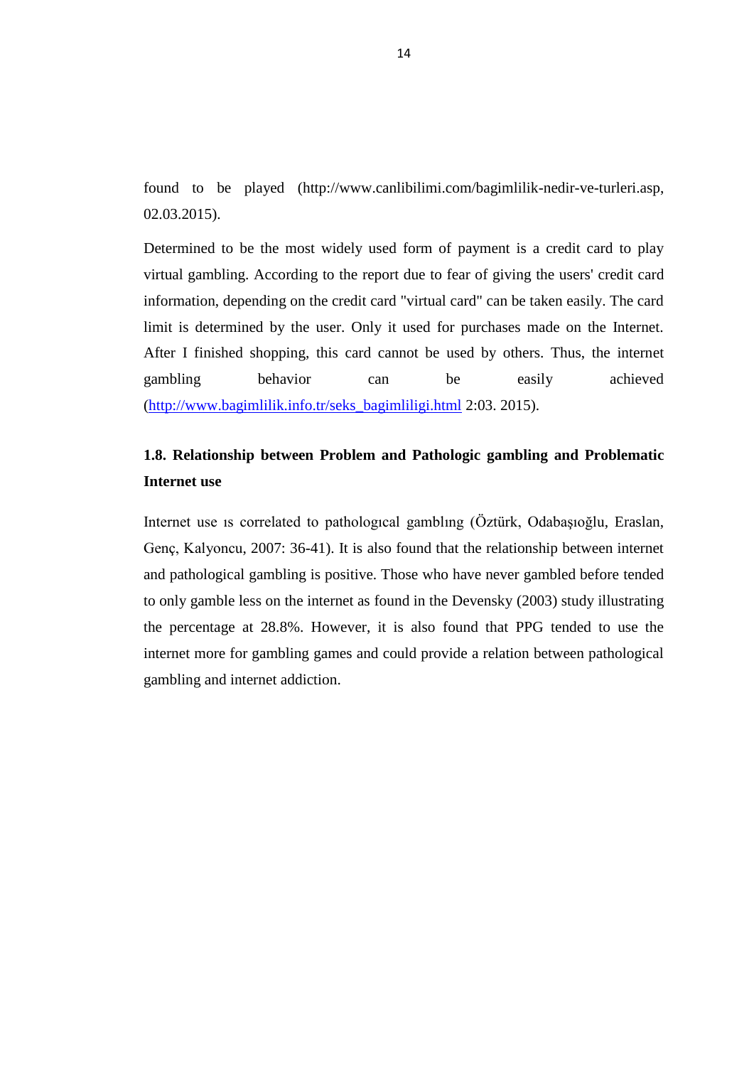found to be played (http://www.canlibilimi.com/bagimlilik-nedir-ve-turleri.asp, 02.03.2015).

Determined to be the most widely used form of payment is a credit card to play virtual gambling. According to the report due to fear of giving the users' credit card information, depending on the credit card "virtual card" can be taken easily. The card limit is determined by the user. Only it used for purchases made on the Internet. After I finished shopping, this card cannot be used by others. Thus, the internet gambling behavior can be easily achieved (http://www.bagimlilik.info.tr/seks_bagimliligi.html 2:03. 2015).

## 1.8. Relationship between Problem and Pathologic gambling and Problematic Internet use

Internet use ıs correlated to pathologıcal gamblıng (Öztürk, Odabaşıoğlu, Eraslan, Genç, Kalyoncu, 2007: 36-41). It is also found that the relationship between internet and pathological gambling is positive. Those who have never gambled before tended to only gamble less on the internet as found in the Devensky (2003) study illustrating the percentage at 28.8%. However, it is also found that PPG tended to use the internet more for gambling games and could provide a relation between pathological gambling and internet addiction.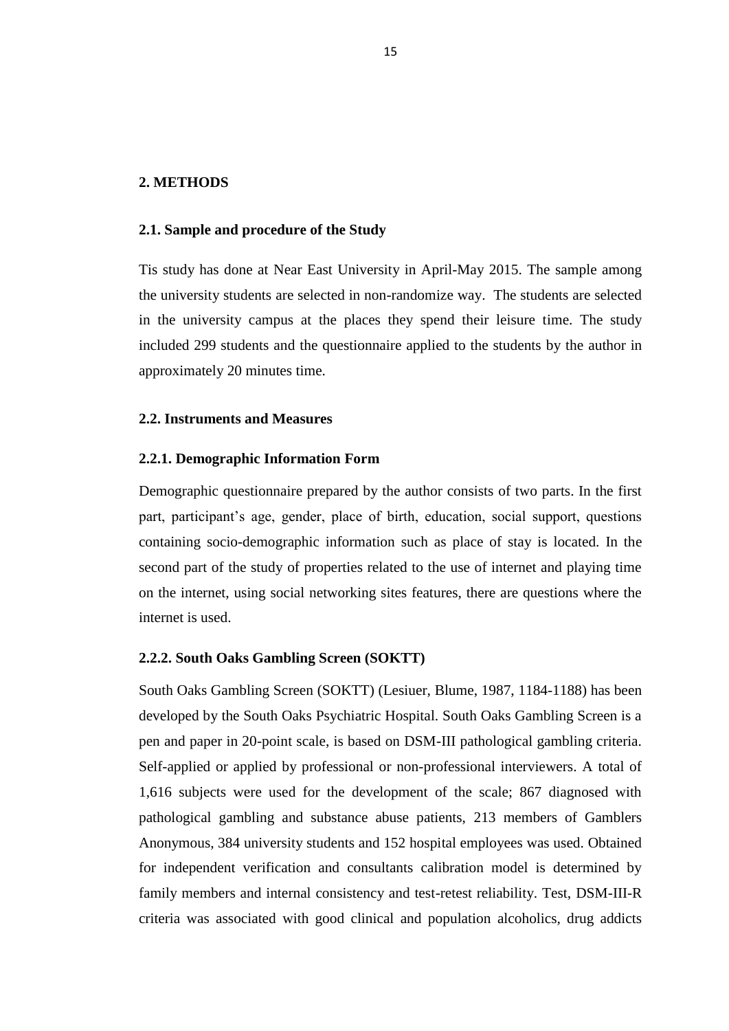## 2. METHODS

### 2.1. Sample and procedure of the Study

Tis study has done at Near East University in April-May 2015. The sample among the university students are selected in non-randomize way. The students are selected in the university campus at the places they spend their leisure time. The study included 299 students and the questionnaire applied to the students by the author in approximately 20 minutes time.

### 2.2. Instruments and Measures

#### 2.2.1. Demographic Information Form

Demographic questionnaire prepared by the author consists of two parts. In the first part, participant's age, gender, place of birth, education, social support, questions containing socio-demographic information such as place of stay is located. In the second part of the study of properties related to the use of internet and playing time on the internet, using social networking sites features, there are questions where the internet is used.

#### 2.2.2. South Oaks Gambling Screen (SOKTT)

South Oaks Gambling Screen (SOKTT) (Lesiuer, Blume, 1987, 1184-1188) has been developed by the South Oaks Psychiatric Hospital. South Oaks Gambling Screen is a pen and paper in 20-point scale, is based on DSM-III pathological gambling criteria. Self-applied or applied by professional or non-professional interviewers. A total of 1,616 subjects were used for the development of the scale; 867 diagnosed with pathological gambling and substance abuse patients, 213 members of Gamblers Anonymous, 384 university students and 152 hospital employees was used. Obtained for independent verification and consultants calibration model is determined by family members and internal consistency and test-retest reliability. Test, DSM-III-R criteria was associated with good clinical and population alcoholics, drug addicts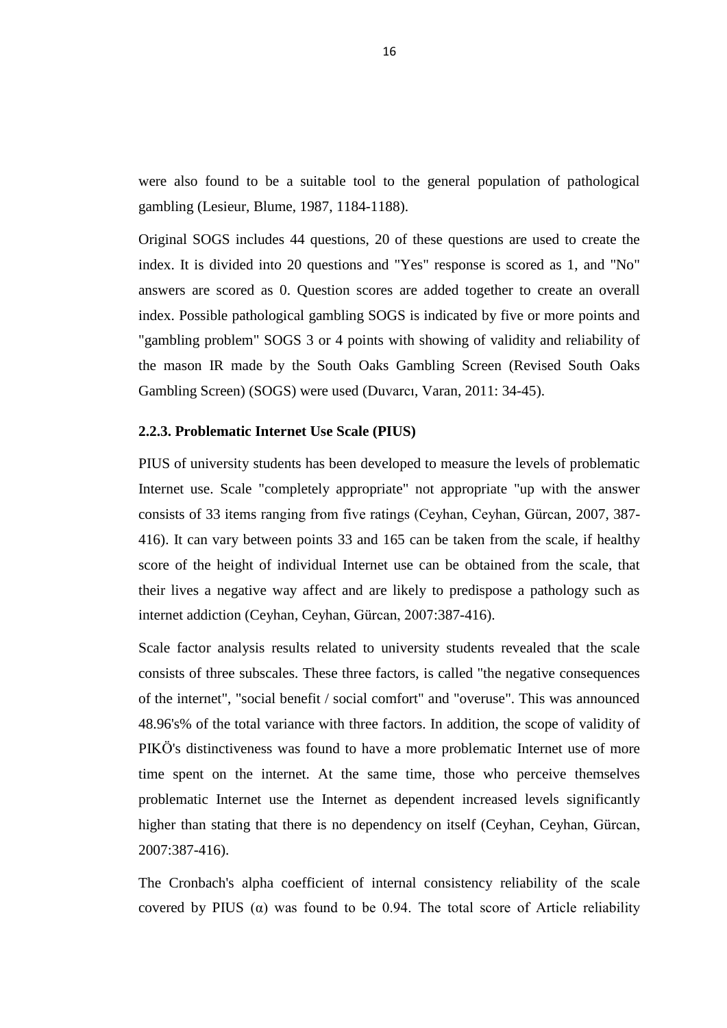were also found to be a suitable tool to the general population of pathological gambling (Lesieur, Blume, 1987, 1184-1188).

Original SOGS includes 44 questions, 20 of these questions are used to create the index. It is divided into 20 questions and "Yes" response is scored as 1, and "No" answers are scored as 0. Question scores are added together to create an overall index. Possible pathological gambling SOGS is indicated by five or more points and "gambling problem" SOGS 3 or 4 points with showing of validity and reliability of the mason IR made by the South Oaks Gambling Screen (Revised South Oaks Gambling Screen) (SOGS) were used (Duvarcı, Varan, 2011: 34-45).

### 2.2.3. Problematic Internet Use Scale (PIUS)

PIUS of university students has been developed to measure the levels of problematic Internet use. Scale "completely appropriate" not appropriate "up with the answer consists of 33 items ranging from five ratings (Ceyhan, Ceyhan, Gürcan, 2007, 387-416). It can vary between points 33 and 165 can be taken from the scale, if healthy score of the height of individual Internet use can be obtained from the scale, that their lives a negative way affect and are likely to predispose a pathology such as internet addiction (Ceyhan, Ceyhan, Gürcan, 2007:387-416).

Scale factor analysis results related to university students revealed that the scale consists of three subscales. These three factors, is called "the negative consequences of the internet", "social benefit / social comfort" and "overuse". This was announced 48.96's% of the total variance with three factors. In addition, the scope of validity of PIKÖ's distinctiveness was found to have a more problematic Internet use of more time spent on the internet. At the same time, those who perceive themselves problematic Internet use the Internet as dependent increased levels significantly higher than stating that there is no dependency on itself (Ceyhan, Ceyhan, Gürcan, 2007:387-416).

The Cronbach's alpha coefficient of internal consistency reliability of the scale covered by PIUS ($\alpha$) was found to be 0.94. The total score of Article reliability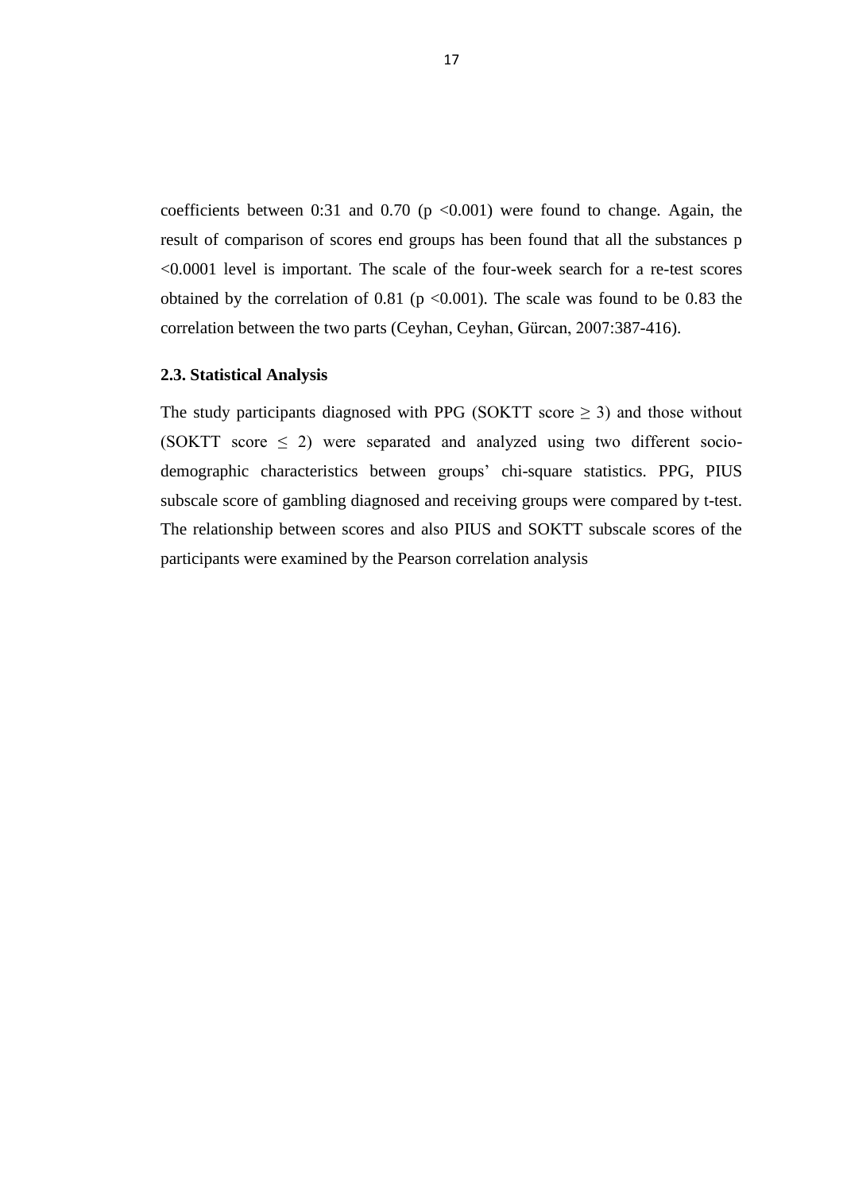coefficients between 0:31 and 0.70 ($p < 0.001$) were found to change. Again, the result of comparison of scores end groups has been found that all the substances $p < 0.0001$ level is important. The scale of the four-week search for a re-test scores obtained by the correlation of 0.81 ($p < 0.001$). The scale was found to be 0.83 the correlation between the two parts (Ceyhan, Ceyhan, Gürcan, 2007:387-416).

### 2.3. Statistical Analysis

The study participants diagnosed with PPG (SOKTT score $\geq 3$) and those without (SOKTT score $\leq 2$) were separated and analyzed using two different socio-demographic characteristics between groups' chi-square statistics. PPG, PIUS subscale score of gambling diagnosed and receiving groups were compared by t-test. The relationship between scores and also PIUS and SOKTT subscale scores of the participants were examined by the Pearson correlation analysis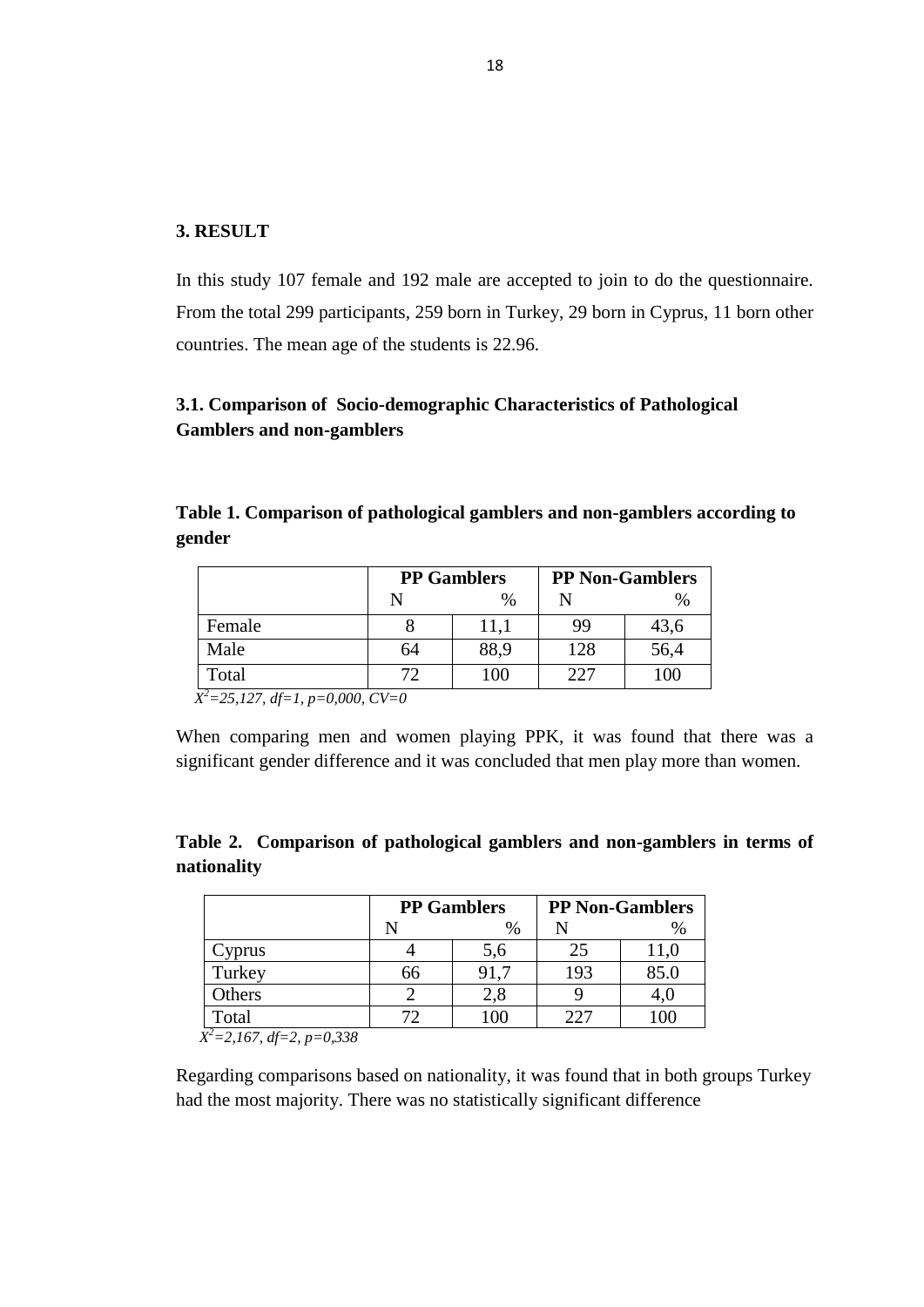## 3. RESULT

In this study 107 female and 192 male are accepted to join to do the questionnaire. From the total 299 participants, 259 born in Turkey, 29 born in Cyprus, 11 born other countries. The mean age of the students is 22.96.

### 3.1. Comparison of Socio-demographic Characteristics of Pathological Gamblers and non-gamblers

**Table 1. Comparison of pathological gamblers and non-gamblers according to gender**

| | PP Gamblers | | PP Non-Gamblers | |
|---|---|---|---|---|
| | N | % | N | % |
| Female | 8 | 11,1 | 99 | 43,6 |
| Male | 64 | 88,9 | 128 | 56,4 |
| Total | 72 | 100 | 227 | 100 |

*$X^2$=25,127, df=1, p=0,000, CV=0*

When comparing men and women playing PPK, it was found that there was a significant gender difference and it was concluded that men play more than women.

**Table 2. Comparison of pathological gamblers and non-gamblers in terms of nationality**

| | PP Gamblers | | PP Non-Gamblers | |
|---|---|---|---|---|
| | N | % | N | % |
| Cyprus | 4 | 5,6 | 25 | 11,0 |
| Turkey | 66 | 91,7 | 193 | 85.0 |
| Others | 2 | 2,8 | 9 | 4,0 |
| Total | 72 | 100 | 227 | 100 |

*$X^2$=2,167, df=2, p=0,338*

Regarding comparisons based on nationality, it was found that in both groups Turkey had the most majority. There was no statistically significant difference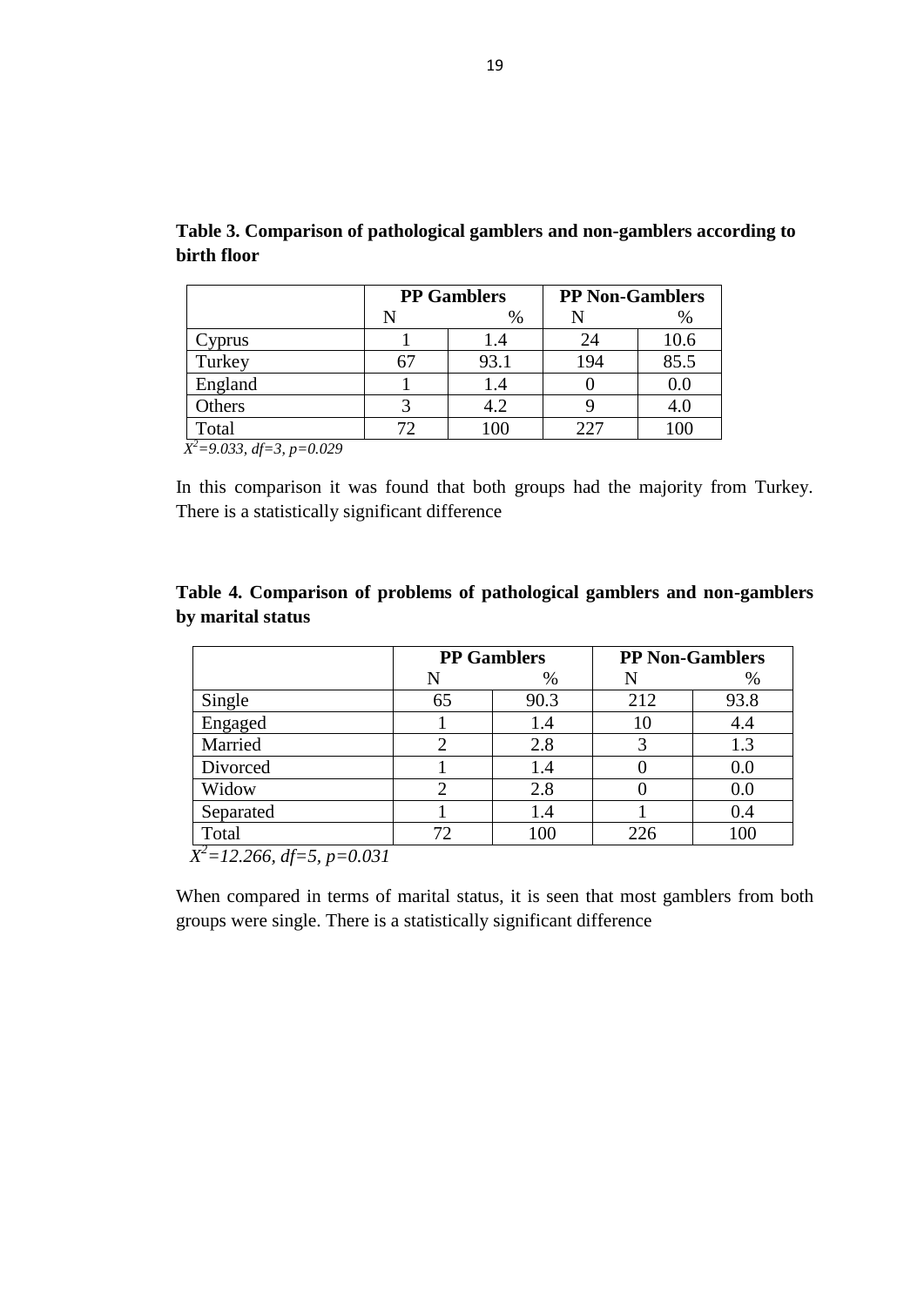**Table 3. Comparison of pathological gamblers and non-gamblers according to birth floor**

| | PP Gamblers | | PP Non-Gamblers | |
|---|---|---|---|---|
| | N | % | N | % |
| Cyprus | 1 | 1.4 | 24 | 10.6 |
| Turkey | 67 | 93.1 | 194 | 85.5 |
| England | 1 | 1.4 | 0 | 0.0 |
| Others | 3 | 4.2 | 9 | 4.0 |
| Total | 72 | 100 | 227 | 100 |

*$X^2$=9.033, df=3, p=0.029*

In this comparison it was found that both groups had the majority from Turkey. There is a statistically significant difference

**Table 4. Comparison of problems of pathological gamblers and non-gamblers by marital status**

| | PP Gamblers | | PP Non-Gamblers | |
|---|---|---|---|---|
| | N | % | N | % |
| Single | 65 | 90.3 | 212 | 93.8 |
| Engaged | 1 | 1.4 | 10 | 4.4 |
| Married | 2 | 2.8 | 3 | 1.3 |
| Divorced | 1 | 1.4 | 0 | 0.0 |
| Widow | 2 | 2.8 | 0 | 0.0 |
| Separated | 1 | 1.4 | 1 | 0.4 |
| Total | 72 | 100 | 226 | 100 |

*$X^2$=12.266, df=5, p=0.031*

When compared in terms of marital status, it is seen that most gamblers from both groups were single. There is a statistically significant difference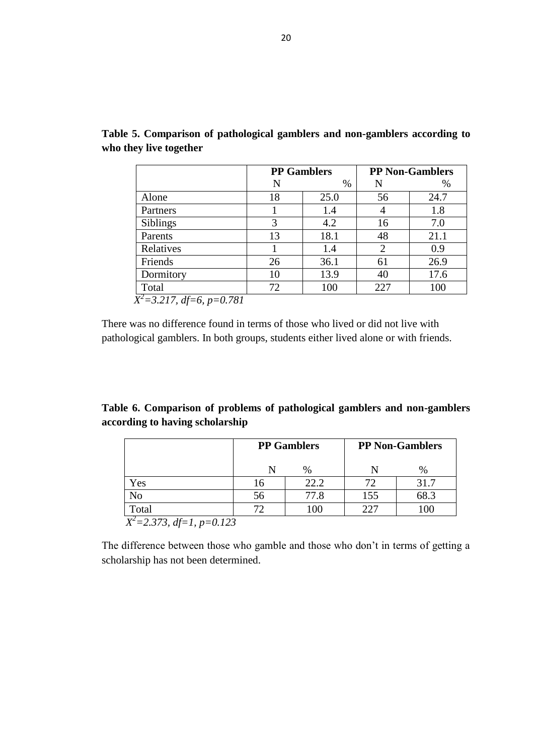**Table 5. Comparison of pathological gamblers and non-gamblers according to who they live together**

| | PP Gamblers | | PP Non-Gamblers | |
|---|---|---|---|---|
| | N | % | N | % |
| Alone | 18 | 25.0 | 56 | 24.7 |
| Partners | 1 | 1.4 | 4 | 1.8 |
| Siblings | 3 | 4.2 | 16 | 7.0 |
| Parents | 13 | 18.1 | 48 | 21.1 |
| Relatives | 1 | 1.4 | 2 | 0.9 |
| Friends | 26 | 36.1 | 61 | 26.9 |
| Dormitory | 10 | 13.9 | 40 | 17.6 |
| Total | 72 | 100 | 227 | 100 |

*$X^2$=3.217, df=6, p=0.781*

There was no difference found in terms of those who lived or did not live with pathological gamblers. In both groups, students either lived alone or with friends.

**Table 6. Comparison of problems of pathological gamblers and non-gamblers according to having scholarship**

| | PP Gamblers | | PP Non-Gamblers | |
|---|---|---|---|---|
| | N | % | N | % |
| Yes | 16 | 22.2 | 72 | 31.7 |
| No | 56 | 77.8 | 155 | 68.3 |
| Total | 72 | 100 | 227 | 100 |

*$X^2$=2.373, df=1, p=0.123*

The difference between those who gamble and those who don't in terms of getting a scholarship has not been determined.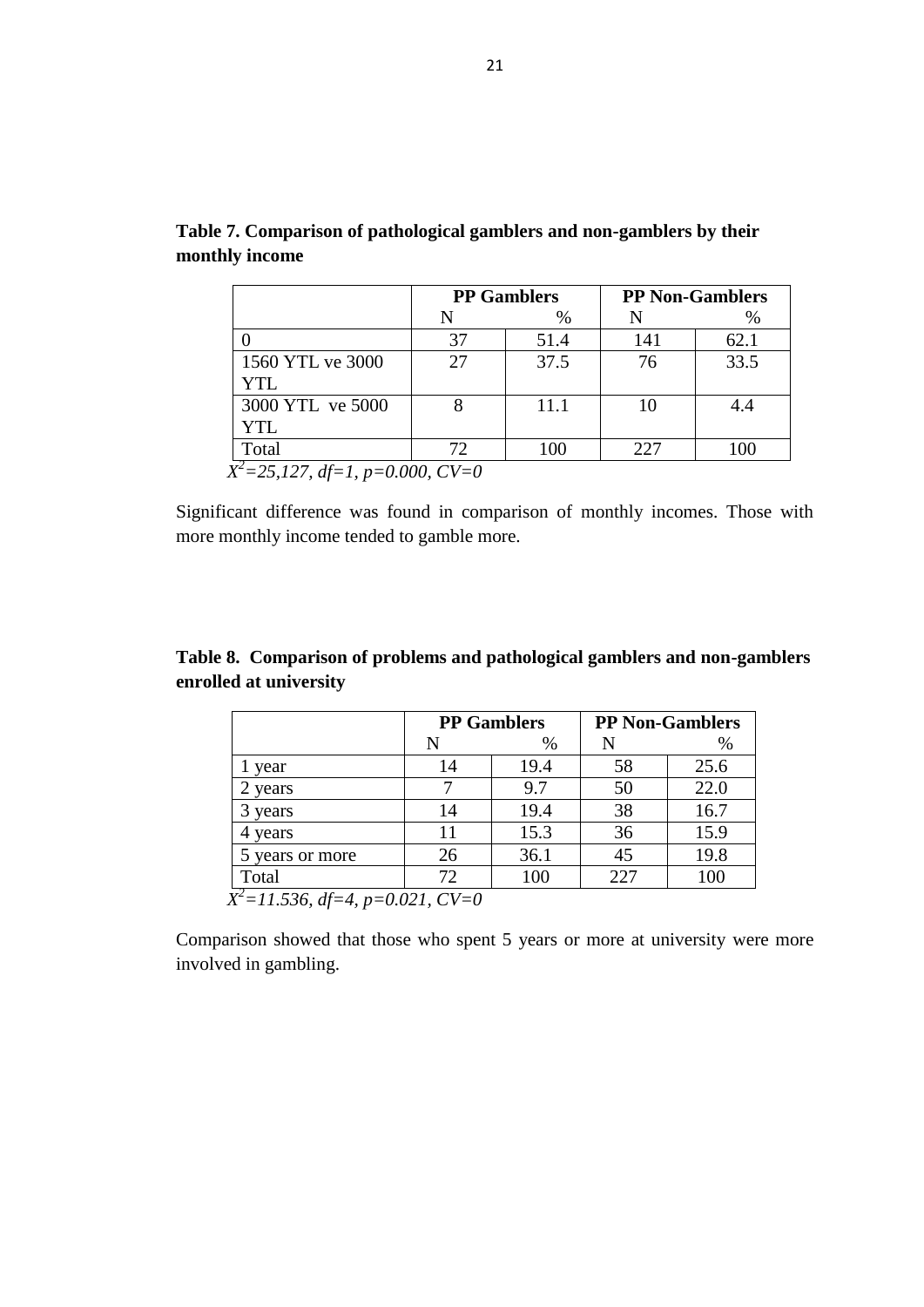**Table 7. Comparison of pathological gamblers and non-gamblers by their monthly income**

| | PP Gamblers | | PP Non-Gamblers | |
|---|---|---|---|---|
| | N | % | N | % |
| 0 | 37 | 51.4 | 141 | 62.1 |
| 1560 YTL ve 3000 YTL | 27 | 37.5 | 76 | 33.5 |
| 3000 YTL ve 5000 YTL | 8 | 11.1 | 10 | 4.4 |
| Total | 72 | 100 | 227 | 100 |

*$X^2$=25,127, df=1, p=0.000, CV=0*

Significant difference was found in comparison of monthly incomes. Those with more monthly income tended to gamble more.

**Table 8. Comparison of problems and pathological gamblers and non-gamblers enrolled at university**

| | PP Gamblers | | PP Non-Gamblers | |
|---|---|---|---|---|
| | N | % | N | % |
| 1 year | 14 | 19.4 | 58 | 25.6 |
| 2 years | 7 | 9.7 | 50 | 22.0 |
| 3 years | 14 | 19.4 | 38 | 16.7 |
| 4 years | 11 | 15.3 | 36 | 15.9 |
| 5 years or more | 26 | 36.1 | 45 | 19.8 |
| Total | 72 | 100 | 227 | 100 |

*$X^2$=11.536, df=4, p=0.021, CV=0*

Comparison showed that those who spent 5 years or more at university were more involved in gambling.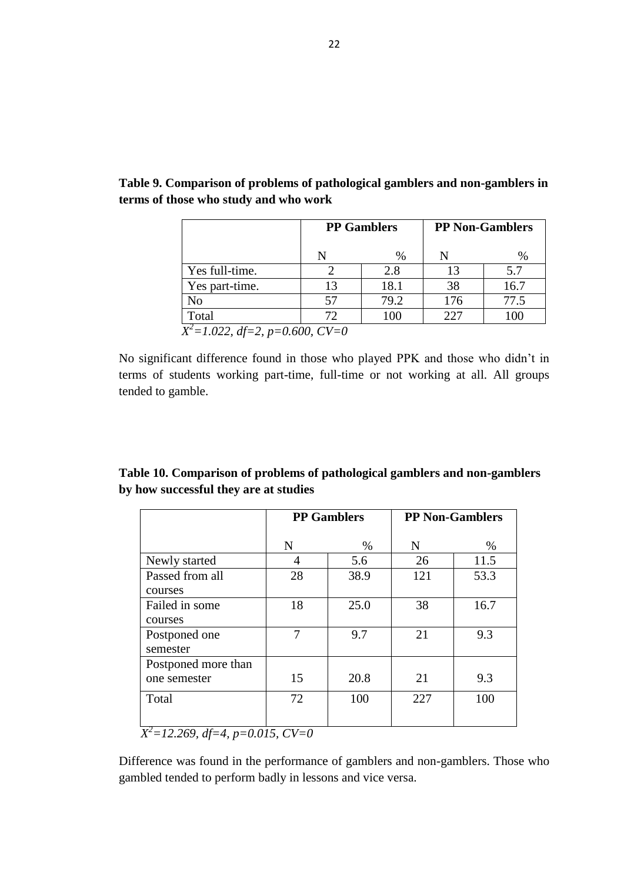**Table 9. Comparison of problems of pathological gamblers and non-gamblers in terms of those who study and who work**

| | PP Gamblers | | PP Non-Gamblers | |
|---|---|---|---|---|
| | N | % | N | % |
| Yes full-time. | 2 | 2.8 | 13 | 5.7 |
| Yes part-time. | 13 | 18.1 | 38 | 16.7 |
| No | 57 | 79.2 | 176 | 77.5 |
| Total | 72 | 100 | 227 | 100 |

*$X^2$=1.022, df=2, p=0.600, CV=0*

No significant difference found in those who played PPK and those who didn't in terms of students working part-time, full-time or not working at all. All groups tended to gamble.

**Table 10. Comparison of problems of pathological gamblers and non-gamblers by how successful they are at studies**

| | PP Gamblers | | PP Non-Gamblers | |
|---|---|---|---|---|
| | N | % | N | % |
| Newly started | 4 | 5.6 | 26 | 11.5 |
| Passed from all courses | 28 | 38.9 | 121 | 53.3 |
| Failed in some courses | 18 | 25.0 | 38 | 16.7 |
| Postponed one semester | 7 | 9.7 | 21 | 9.3 |
| Postponed more than one semester | 15 | 20.8 | 21 | 9.3 |
| Total | 72 | 100 | 227 | 100 |

*$X^2$=12.269, df=4, p=0.015, CV=0*

Difference was found in the performance of gamblers and non-gamblers. Those who gambled tended to perform badly in lessons and vice versa.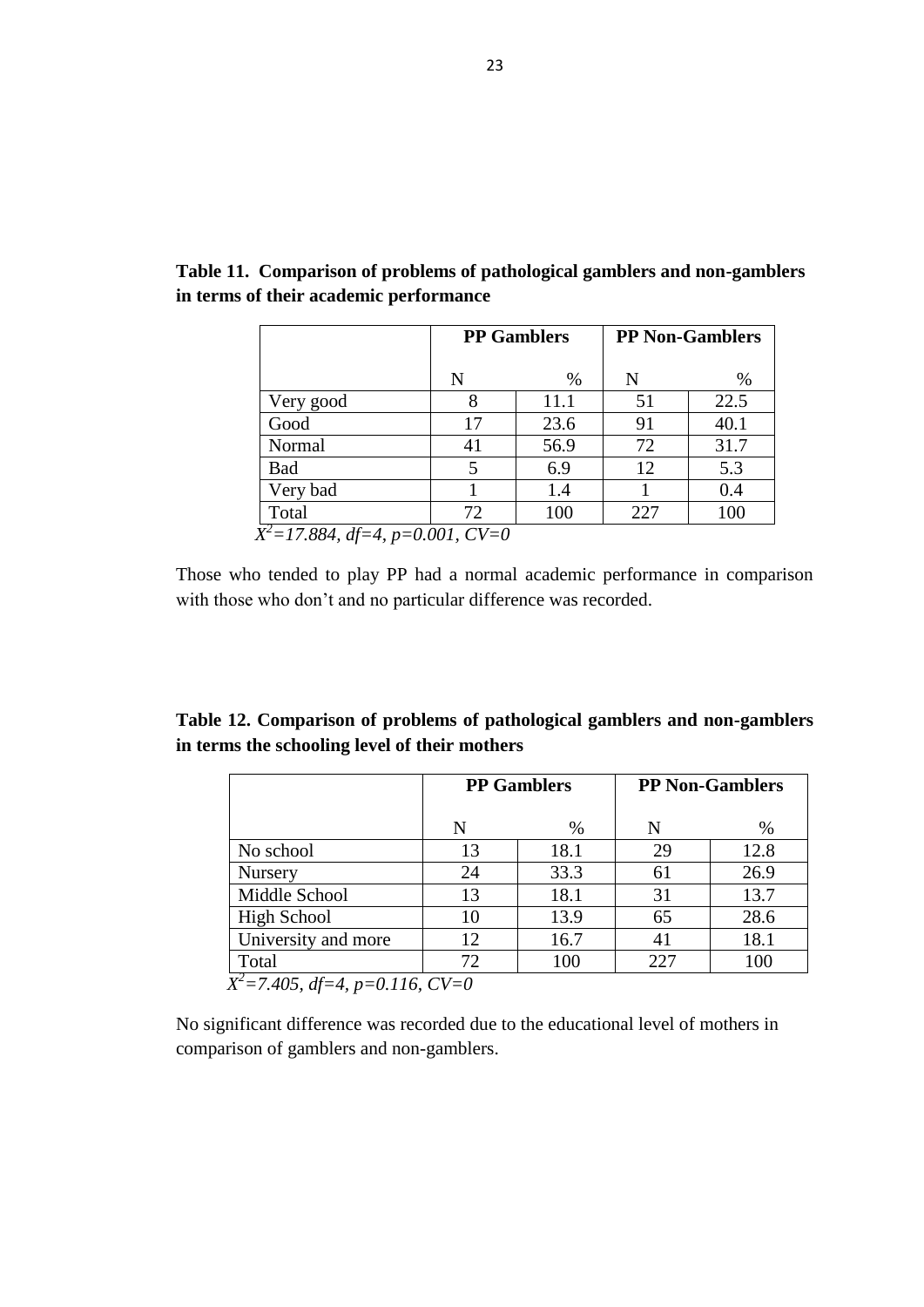**Table 11. Comparison of problems of pathological gamblers and non-gamblers in terms of their academic performance**

| | PP Gamblers | | PP Non-Gamblers | |
|---|---|---|---|---|
| | N | % | N | % |
| Very good | 8 | 11.1 | 51 | 22.5 |
| Good | 17 | 23.6 | 91 | 40.1 |
| Normal | 41 | 56.9 | 72 | 31.7 |
| Bad | 5 | 6.9 | 12 | 5.3 |
| Very bad | 1 | 1.4 | 1 | 0.4 |
| Total | 72 | 100 | 227 | 100 |

*$X^2$=17.884, df=4, p=0.001, CV=0*

Those who tended to play PP had a normal academic performance in comparison with those who don't and no particular difference was recorded.

**Table 12. Comparison of problems of pathological gamblers and non-gamblers in terms the schooling level of their mothers**

| | PP Gamblers | | PP Non-Gamblers | |
|---|---|---|---|---|
| | N | % | N | % |
| No school | 13 | 18.1 | 29 | 12.8 |
| Nursery | 24 | 33.3 | 61 | 26.9 |
| Middle School | 13 | 18.1 | 31 | 13.7 |
| High School | 10 | 13.9 | 65 | 28.6 |
| University and more | 12 | 16.7 | 41 | 18.1 |
| Total | 72 | 100 | 227 | 100 |

*$X^2$=7.405, df=4, p=0.116, CV=0*

No significant difference was recorded due to the educational level of mothers in comparison of gamblers and non-gamblers.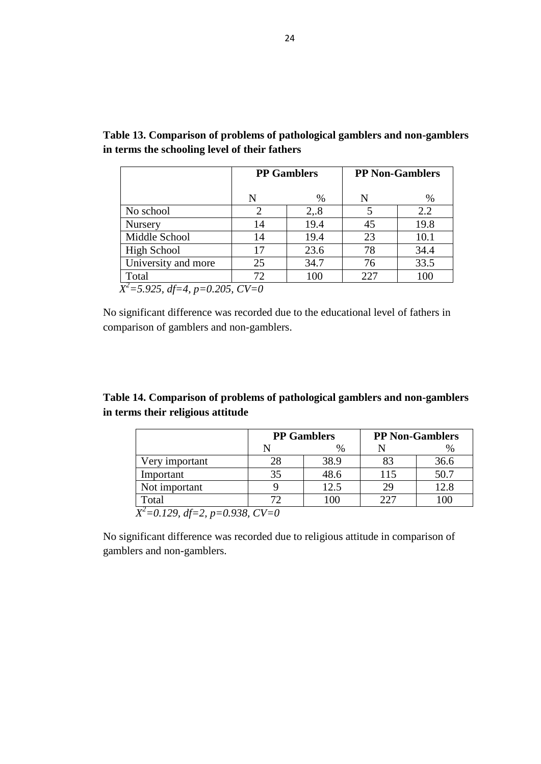**Table 13. Comparison of problems of pathological gamblers and non-gamblers in terms the schooling level of their fathers**

| | PP Gamblers | | PP Non-Gamblers | |
|---|---|---|---|---|
| | N | % | N | % |
| No school | 2 | 2,.8 | 5 | 2.2 |
| Nursery | 14 | 19.4 | 45 | 19.8 |
| Middle School | 14 | 19.4 | 23 | 10.1 |
| High School | 17 | 23.6 | 78 | 34.4 |
| University and more | 25 | 34.7 | 76 | 33.5 |
| Total | 72 | 100 | 227 | 100 |

*$X^2$=5.925, df=4, p=0.205, CV=0*

No significant difference was recorded due to the educational level of fathers in comparison of gamblers and non-gamblers.

**Table 14. Comparison of problems of pathological gamblers and non-gamblers in terms their religious attitude**

| | PP Gamblers | | PP Non-Gamblers | |
|---|---|---|---|---|
| | N | % | N | % |
| Very important | 28 | 38.9 | 83 | 36.6 |
| Important | 35 | 48.6 | 115 | 50.7 |
| Not important | 9 | 12.5 | 29 | 12.8 |
| Total | 72 | 100 | 227 | 100 |

*$X^2$=0.129, df=2, p=0.938, CV=0*

No significant difference was recorded due to religious attitude in comparison of gamblers and non-gamblers.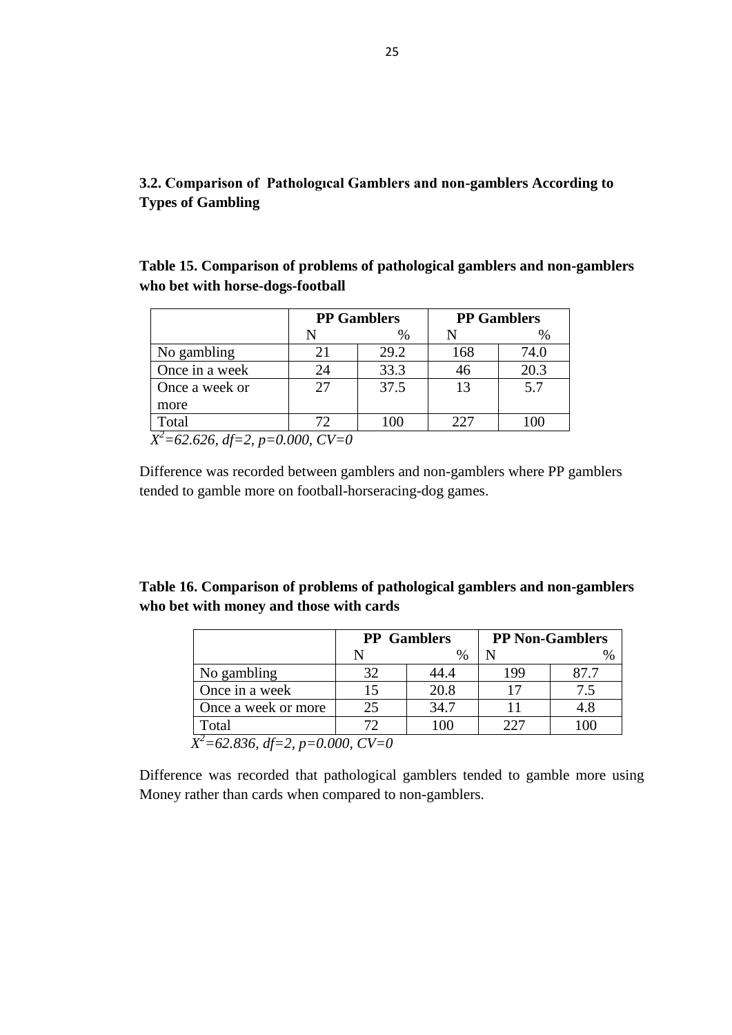### 3.2. Comparison of Pathologıcal Gamblers and non-gamblers According to Types of Gambling

**Table 15. Comparison of problems of pathological gamblers and non-gamblers who bet with horse-dogs-football**

| | PP Gamblers | | PP Gamblers | |
|---|---|---|---|---|
| | N | % | N | % |
| No gambling | 21 | 29.2 | 168 | 74.0 |
| Once in a week | 24 | 33.3 | 46 | 20.3 |
| Once a week or more | 27 | 37.5 | 13 | 5.7 |
| Total | 72 | 100 | 227 | 100 |

*$X^2$=62.626, df=2, p=0.000, CV=0*

Difference was recorded between gamblers and non-gamblers where PP gamblers tended to gamble more on football-horseracing-dog games.

**Table 16. Comparison of problems of pathological gamblers and non-gamblers who bet with money and those with cards**

| | PP Gamblers | | PP Non-Gamblers | |
|---|---|---|---|---|
| | N | % | N | % |
| No gambling | 32 | 44.4 | 199 | 87.7 |
| Once in a week | 15 | 20.8 | 17 | 7.5 |
| Once a week or more | 25 | 34.7 | 11 | 4.8 |
| Total | 72 | 100 | 227 | 100 |

*$X^2$=62.836, df=2, p=0.000, CV=0*

Difference was recorded that pathological gamblers tended to gamble more using Money rather than cards when compared to non-gamblers.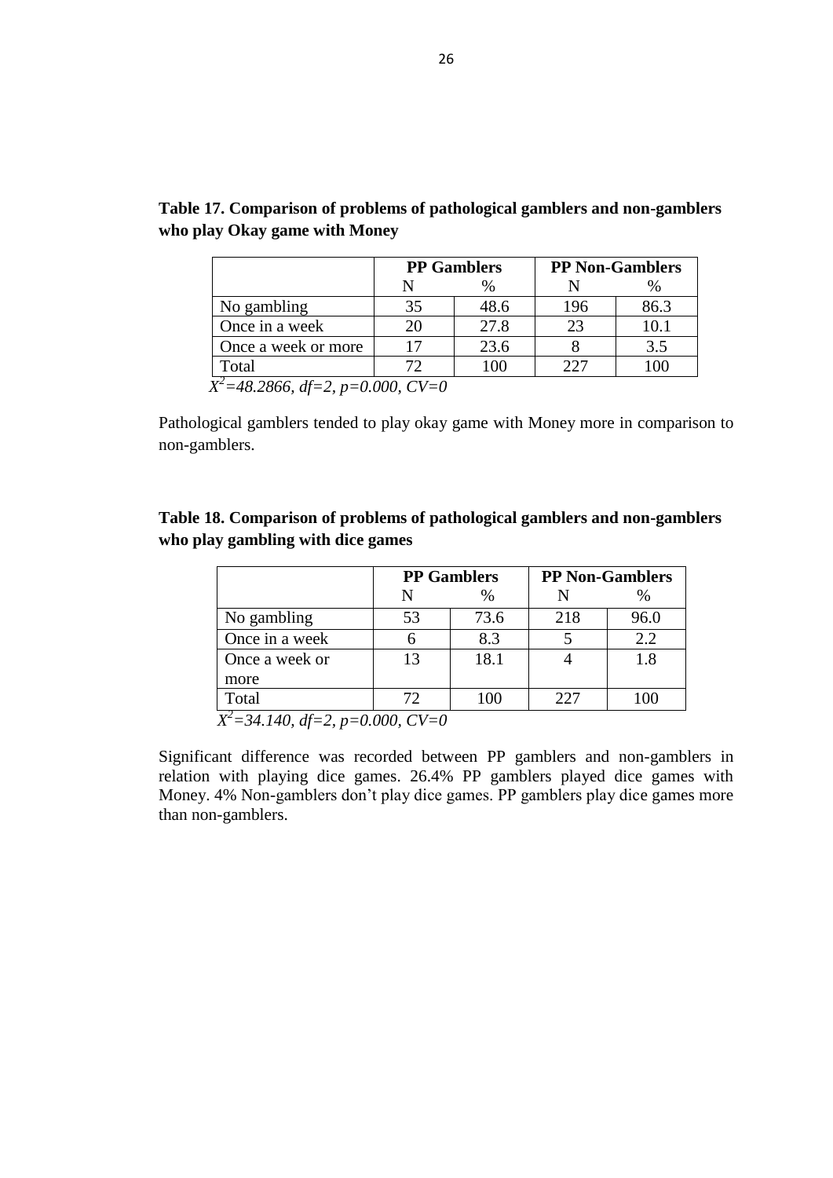**Table 17. Comparison of problems of pathological gamblers and non-gamblers who play Okay game with Money**

| | PP Gamblers | | PP Non-Gamblers | |
|---|---|---|---|---|
| | N | % | N | % |
| No gambling | 35 | 48.6 | 196 | 86.3 |
| Once in a week | 20 | 27.8 | 23 | 10.1 |
| Once a week or more | 17 | 23.6 | 8 | 3.5 |
| Total | 72 | 100 | 227 | 100 |

*$X^2$=48.2866, df=2, p=0.000, CV=0*

Pathological gamblers tended to play okay game with Money more in comparison to non-gamblers.

**Table 18. Comparison of problems of pathological gamblers and non-gamblers who play gambling with dice games**

| | PP Gamblers | | PP Non-Gamblers | |
|---|---|---|---|---|
| | N | % | N | % |
| No gambling | 53 | 73.6 | 218 | 96.0 |
| Once in a week | 6 | 8.3 | 5 | 2.2 |
| Once a week or more | 13 | 18.1 | 4 | 1.8 |
| Total | 72 | 100 | 227 | 100 |

*$X^2$=34.140, df=2, p=0.000, CV=0*

Significant difference was recorded between PP gamblers and non-gamblers in relation with playing dice games. 26.4% PP gamblers played dice games with Money. 4% Non-gamblers don't play dice games. PP gamblers play dice games more than non-gamblers.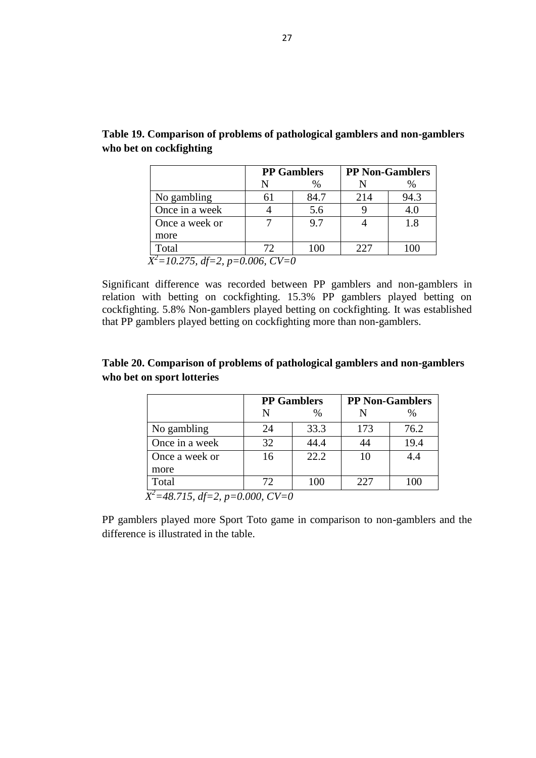**Table 19. Comparison of problems of pathological gamblers and non-gamblers who bet on cockfighting**

| | PP Gamblers | | PP Non-Gamblers | |
|---|---|---|---|---|
| | N | % | N | % |
| No gambling | 61 | 84.7 | 214 | 94.3 |
| Once in a week | 4 | 5.6 | 9 | 4.0 |
| Once a week or more | 7 | 9.7 | 4 | 1.8 |
| Total | 72 | 100 | 227 | 100 |

*$X^2$=10.275, df=2, p=0.006, CV=0*

Significant difference was recorded between PP gamblers and non-gamblers in relation with betting on cockfighting. 15.3% PP gamblers played betting on cockfighting. 5.8% Non-gamblers played betting on cockfighting. It was established that PP gamblers played betting on cockfighting more than non-gamblers.

**Table 20. Comparison of problems of pathological gamblers and non-gamblers who bet on sport lotteries**

| | PP Gamblers | | PP Non-Gamblers | |
|---|---|---|---|---|
| | N | % | N | % |
| No gambling | 24 | 33.3 | 173 | 76.2 |
| Once in a week | 32 | 44.4 | 44 | 19.4 |
| Once a week or more | 16 | 22.2 | 10 | 4.4 |
| Total | 72 | 100 | 227 | 100 |

*$X^2$=48.715, df=2, p=0.000, CV=0*

PP gamblers played more Sport Toto game in comparison to non-gamblers and the difference is illustrated in the table.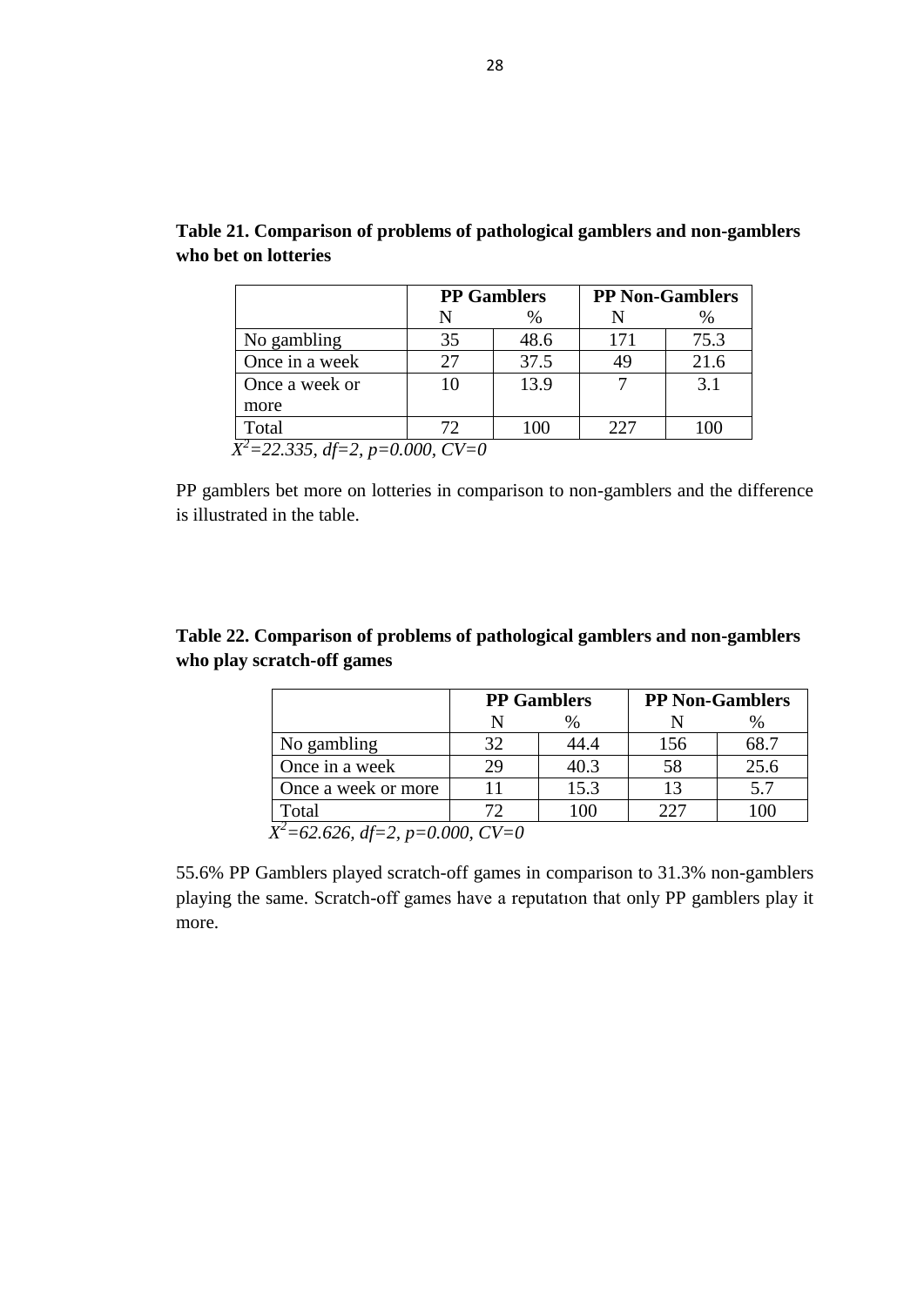**Table 21. Comparison of problems of pathological gamblers and non-gamblers who bet on lotteries**

| | PP Gamblers | | PP Non-Gamblers | |
|---|---|---|---|---|
| | N | % | N | % |
| No gambling | 35 | 48.6 | 171 | 75.3 |
| Once in a week | 27 | 37.5 | 49 | 21.6 |
| Once a week or more | 10 | 13.9 | 7 | 3.1 |
| Total | 72 | 100 | 227 | 100 |

*$X^2$=22.335, df=2, p=0.000, CV=0*

PP gamblers bet more on lotteries in comparison to non-gamblers and the difference is illustrated in the table.

**Table 22. Comparison of problems of pathological gamblers and non-gamblers who play scratch-off games**

| | PP Gamblers | | PP Non-Gamblers | |
|---|---|---|---|---|
| | N | % | N | % |
| No gambling | 32 | 44.4 | 156 | 68.7 |
| Once in a week | 29 | 40.3 | 58 | 25.6 |
| Once a week or more | 11 | 15.3 | 13 | 5.7 |
| Total | 72 | 100 | 227 | 100 |

*$X^2$=62.626, df=2, p=0.000, CV=0*

55.6% PP Gamblers played scratch-off games in comparison to 31.3% non-gamblers playing the same. Scratch-off games have a reputatıon that only PP gamblers play it more.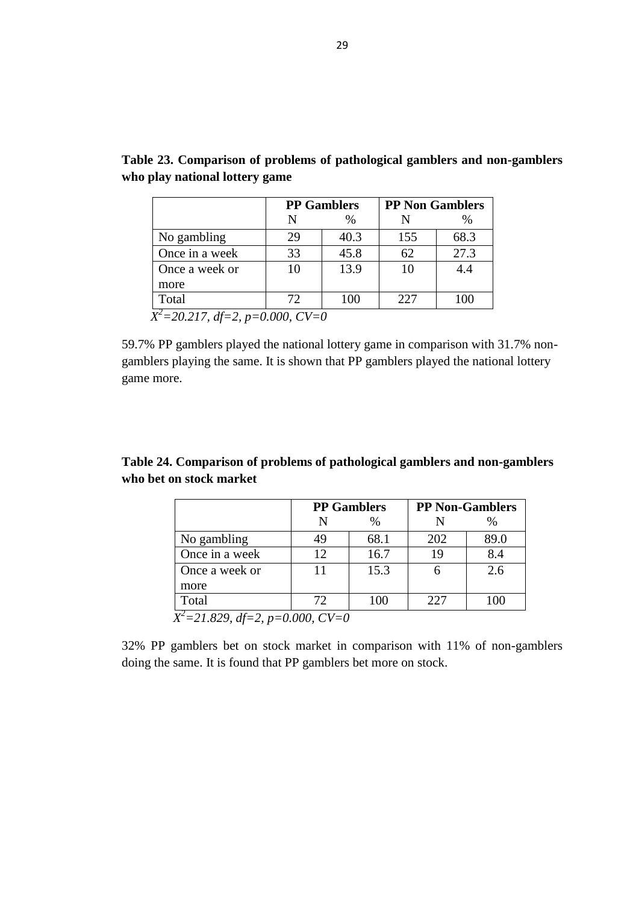**Table 23. Comparison of problems of pathological gamblers and non-gamblers who play national lottery game**

| | PP Gamblers | | PP Non Gamblers | |
|---|---|---|---|---|
| | N | % | N | % |
| No gambling | 29 | 40.3 | 155 | 68.3 |
| Once in a week | 33 | 45.8 | 62 | 27.3 |
| Once a week or more | 10 | 13.9 | 10 | 4.4 |
| Total | 72 | 100 | 227 | 100 |

*$X^2$=20.217, df=2, p=0.000, CV=0*

59.7% PP gamblers played the national lottery game in comparison with 31.7% non-gamblers playing the same. It is shown that PP gamblers played the national lottery game more.

**Table 24. Comparison of problems of pathological gamblers and non-gamblers who bet on stock market**

| | PP Gamblers | | PP Non-Gamblers | |
|---|---|---|---|---|
| | N | % | N | % |
| No gambling | 49 | 68.1 | 202 | 89.0 |
| Once in a week | 12 | 16.7 | 19 | 8.4 |
| Once a week or more | 11 | 15.3 | 6 | 2.6 |
| Total | 72 | 100 | 227 | 100 |

*$X^2$=21.829, df=2, p=0.000, CV=0*

32% PP gamblers bet on stock market in comparison with 11% of non-gamblers doing the same. It is found that PP gamblers bet more on stock.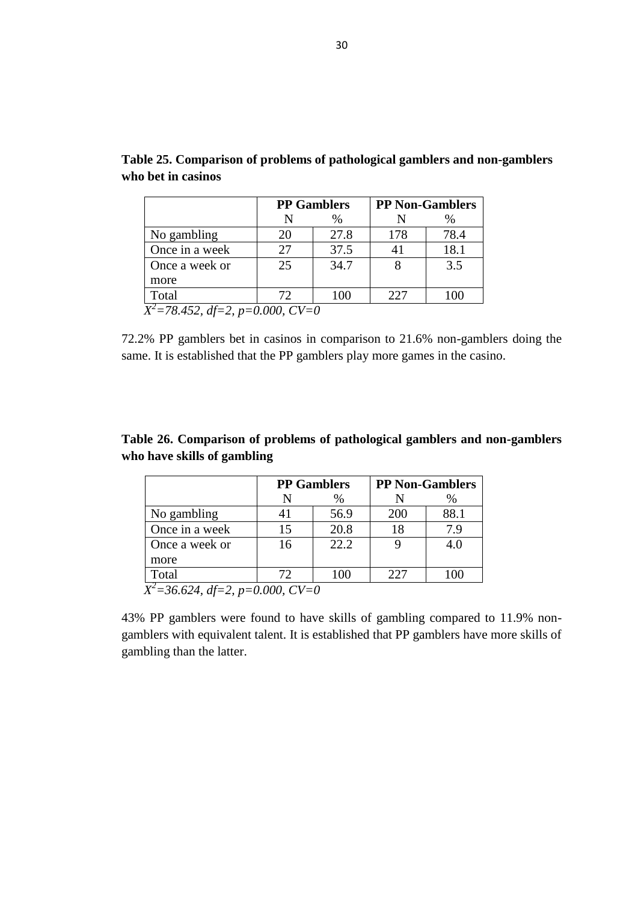**Table 25. Comparison of problems of pathological gamblers and non-gamblers who bet in casinos**

| | PP Gamblers | | PP Non-Gamblers | |
|---|---|---|---|---|
| | N | % | N | % |
| No gambling | 20 | 27.8 | 178 | 78.4 |
| Once in a week | 27 | 37.5 | 41 | 18.1 |
| Once a week or more | 25 | 34.7 | 8 | 3.5 |
| Total | 72 | 100 | 227 | 100 |

*$X^2$=78.452, df=2, p=0.000, CV=0*

72.2% PP gamblers bet in casinos in comparison to 21.6% non-gamblers doing the same. It is established that the PP gamblers play more games in the casino.

**Table 26. Comparison of problems of pathological gamblers and non-gamblers who have skills of gambling**

| | PP Gamblers | | PP Non-Gamblers | |
|---|---|---|---|---|
| | N | % | N | % |
| No gambling | 41 | 56.9 | 200 | 88.1 |
| Once in a week | 15 | 20.8 | 18 | 7.9 |
| Once a week or more | 16 | 22.2 | 9 | 4.0 |
| Total | 72 | 100 | 227 | 100 |

*$X^2$=36.624, df=2, p=0.000, CV=0*

43% PP gamblers were found to have skills of gambling compared to 11.9% non-gamblers with equivalent talent. It is established that PP gamblers have more skills of gambling than the latter.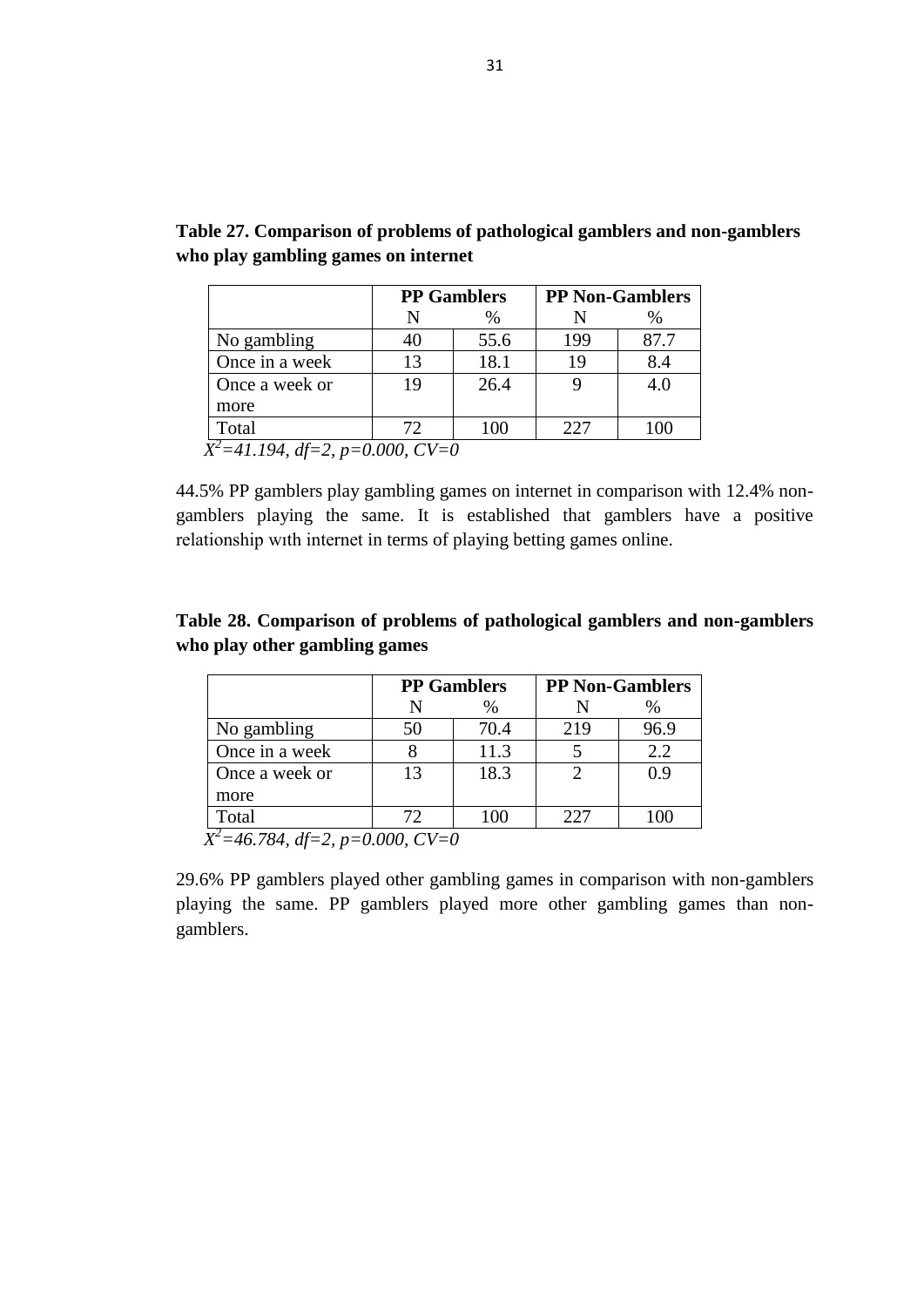**Table 27. Comparison of problems of pathological gamblers and non-gamblers who play gambling games on internet**

| | PP Gamblers | | PP Non-Gamblers | |
|---|---|---|---|---|
| | N | % | N | % |
| No gambling | 40 | 55.6 | 199 | 87.7 |
| Once in a week | 13 | 18.1 | 19 | 8.4 |
| Once a week or more | 19 | 26.4 | 9 | 4.0 |
| Total | 72 | 100 | 227 | 100 |

*$X^2$=41.194, df=2, p=0.000, CV=0*

44.5% PP gamblers play gambling games on internet in comparison with 12.4% non-gamblers playing the same. It is established that gamblers have a positive relationship wıth internet in terms of playing betting games online.

**Table 28. Comparison of problems of pathological gamblers and non-gamblers who play other gambling games**

| | PP Gamblers | | PP Non-Gamblers | |
|---|---|---|---|---|
| | N | % | N | % |
| No gambling | 50 | 70.4 | 219 | 96.9 |
| Once in a week | 8 | 11.3 | 5 | 2.2 |
| Once a week or more | 13 | 18.3 | 2 | 0.9 |
| Total | 72 | 100 | 227 | 100 |

*$X^2$=46.784, df=2, p=0.000, CV=0*

29.6% PP gamblers played other gambling games in comparison with non-gamblers playing the same. PP gamblers played more other gambling games than non-gamblers.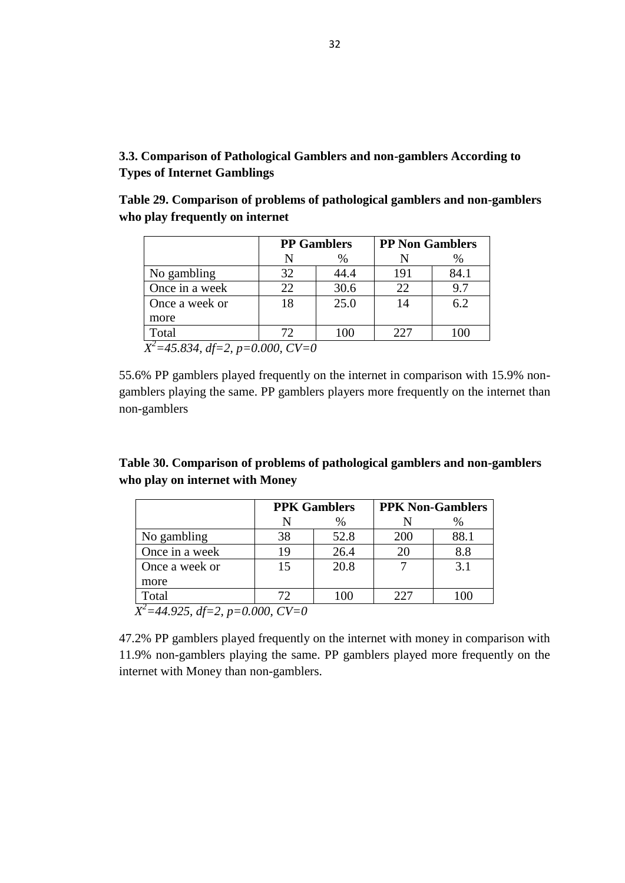### 3.3. Comparison of Pathological Gamblers and non-gamblers According to Types of Internet Gamblings

**Table 29. Comparison of problems of pathological gamblers and non-gamblers who play frequently on internet**

| | PP Gamblers | | PP Non Gamblers | |
|---|---|---|---|---|
| | N | % | N | % |
| No gambling | 32 | 44.4 | 191 | 84.1 |
| Once in a week | 22 | 30.6 | 22 | 9.7 |
| Once a week or more | 18 | 25.0 | 14 | 6.2 |
| Total | 72 | 100 | 227 | 100 |

*$X^2$=45.834, df=2, p=0.000, CV=0*

55.6% PP gamblers played frequently on the internet in comparison with 15.9% non-gamblers playing the same. PP gamblers players more frequently on the internet than non-gamblers

**Table 30. Comparison of problems of pathological gamblers and non-gamblers who play on internet with Money**

| | PPK Gamblers | | PPK Non-Gamblers | |
|---|---|---|---|---|
| | N | % | N | % |
| No gambling | 38 | 52.8 | 200 | 88.1 |
| Once in a week | 19 | 26.4 | 20 | 8.8 |
| Once a week or more | 15 | 20.8 | 7 | 3.1 |
| Total | 72 | 100 | 227 | 100 |

*$X^2$=44.925, df=2, p=0.000, CV=0*

47.2% PP gamblers played frequently on the internet with money in comparison with 11.9% non-gamblers playing the same. PP gamblers played more frequently on the internet with Money than non-gamblers.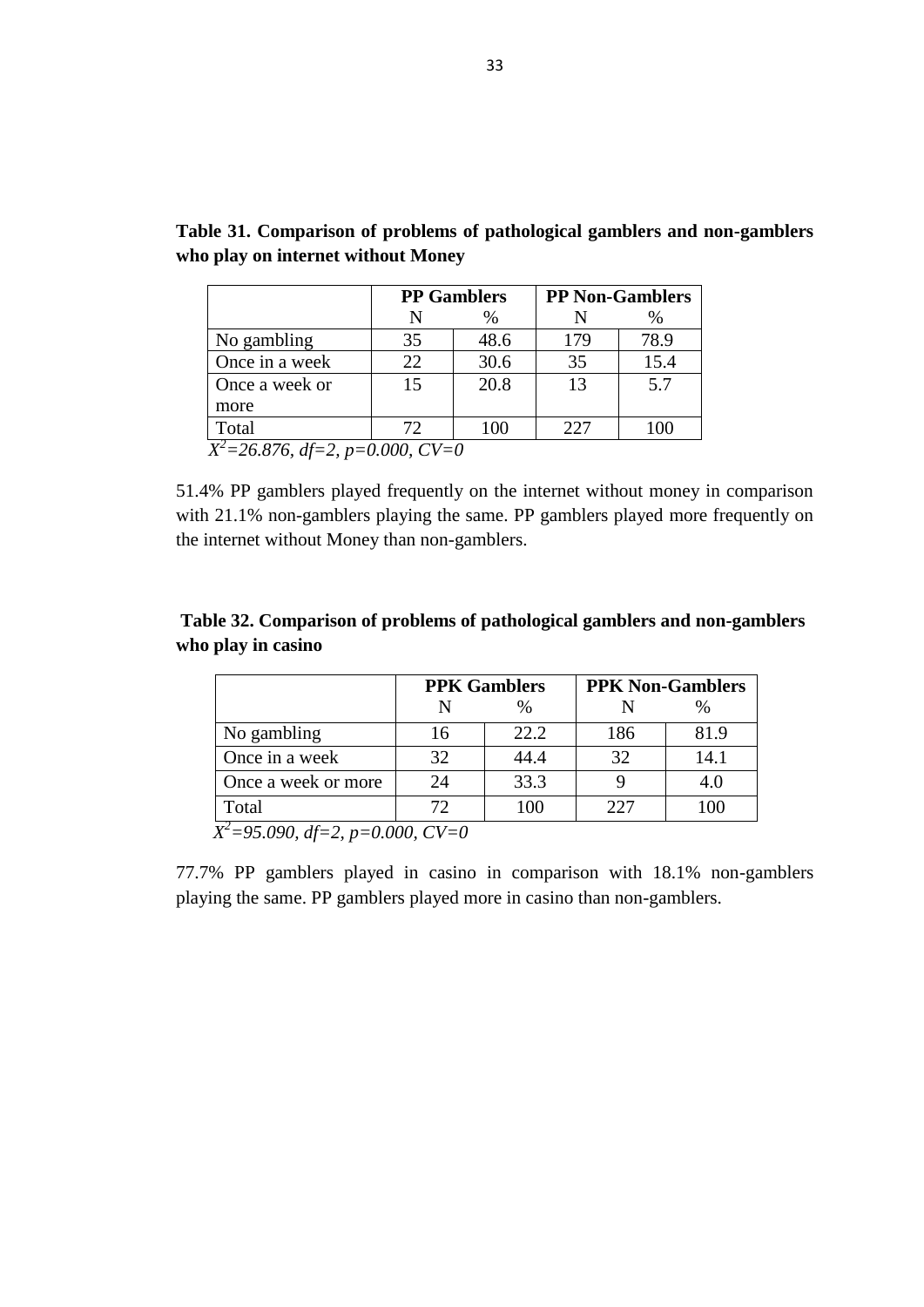**Table 31. Comparison of problems of pathological gamblers and non-gamblers who play on internet without Money**

| | PP Gamblers | | PP Non-Gamblers | |
|---|---|---|---|---|
| | N | % | N | % |
| No gambling | 35 | 48.6 | 179 | 78.9 |
| Once in a week | 22 | 30.6 | 35 | 15.4 |
| Once a week or more | 15 | 20.8 | 13 | 5.7 |
| Total | 72 | 100 | 227 | 100 |

$X^2$*=26.876, df=2, p=0.000, CV=0*

51.4% PP gamblers played frequently on the internet without money in comparison with 21.1% non-gamblers playing the same. PP gamblers played more frequently on the internet without Money than non-gamblers.

**Table 32. Comparison of problems of pathological gamblers and non-gamblers who play in casino**

| | PPK Gamblers | | PPK Non-Gamblers | |
|---|---|---|---|---|
| | N | % | N | % |
| No gambling | 16 | 22.2 | 186 | 81.9 |
| Once in a week | 32 | 44.4 | 32 | 14.1 |
| Once a week or more | 24 | 33.3 | 9 | 4.0 |
| Total | 72 | 100 | 227 | 100 |

$X^2$*=95.090, df=2, p=0.000, CV=0*

77.7% PP gamblers played in casino in comparison with 18.1% non-gamblers playing the same. PP gamblers played more in casino than non-gamblers.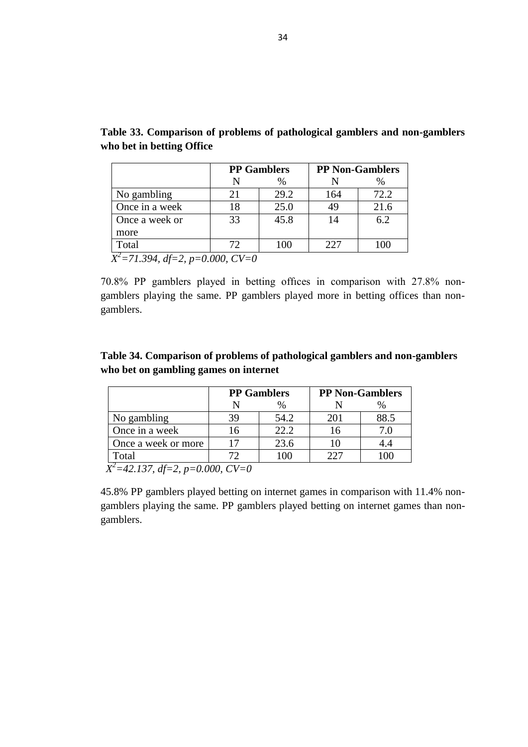**Table 33. Comparison of problems of pathological gamblers and non-gamblers who bet in betting Office**

| | **PP Gamblers** | | **PP Non-Gamblers** | |
|---|---|---|---|---|
| | N | % | N | % |
| No gambling | 21 | 29.2 | 164 | 72.2 |
| Once in a week | 18 | 25.0 | 49 | 21.6 |
| Once a week or more | 33 | 45.8 | 14 | 6.2 |
| Total | 72 | 100 | 227 | 100 |

*$X^2$=71.394, df=2, p=0.000, CV=0*

70.8% PP gamblers played in betting offices in comparison with 27.8% non-gamblers playing the same. PP gamblers played more in betting offices than non-gamblers.

**Table 34. Comparison of problems of pathological gamblers and non-gamblers who bet on gambling games on internet**

| | **PP Gamblers** | | **PP Non-Gamblers** | |
|---|---|---|---|---|
| | N | % | N | % |
| No gambling | 39 | 54.2 | 201 | 88.5 |
| Once in a week | 16 | 22.2 | 16 | 7.0 |
| Once a week or more | 17 | 23.6 | 10 | 4.4 |
| Total | 72 | 100 | 227 | 100 |

*$X^2$=42.137, df=2, p=0.000, CV=0*

45.8% PP gamblers played betting on internet games in comparison with 11.4% non-gamblers playing the same. PP gamblers played betting on internet games than non-gamblers.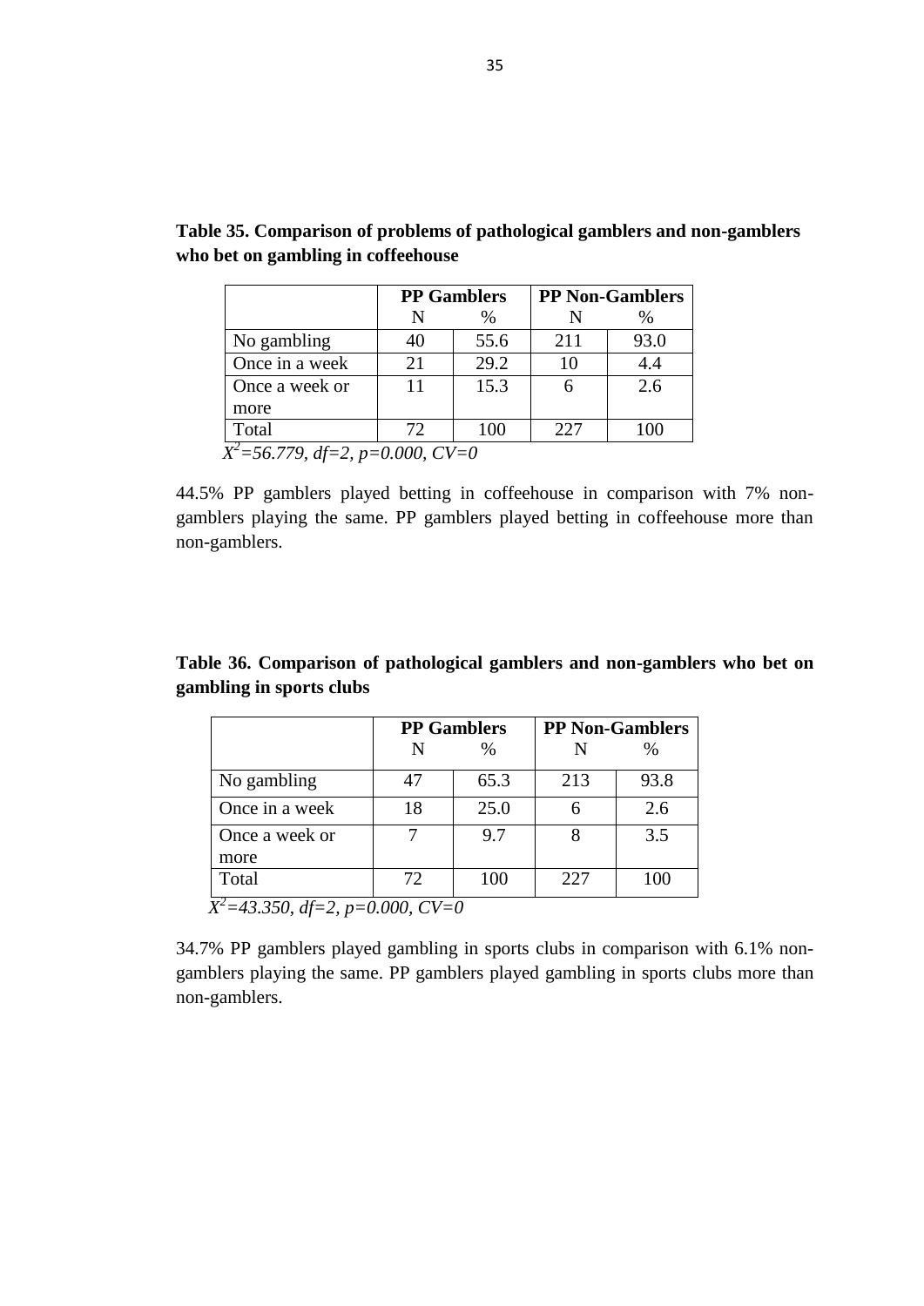**Table 35. Comparison of problems of pathological gamblers and non-gamblers who bet on gambling in coffeehouse**

| | PP Gamblers | | PP Non-Gamblers | |
|---|---|---|---|---|
| | N | % | N | % |
| No gambling | 40 | 55.6 | 211 | 93.0 |
| Once in a week | 21 | 29.2 | 10 | 4.4 |
| Once a week or more | 11 | 15.3 | 6 | 2.6 |
| Total | 72 | 100 | 227 | 100 |

*$X^2$=56.779, df=2, p=0.000, CV=0*

44.5% PP gamblers played betting in coffeehouse in comparison with 7% non-gamblers playing the same. PP gamblers played betting in coffeehouse more than non-gamblers.

**Table 36. Comparison of pathological gamblers and non-gamblers who bet on gambling in sports clubs**

| | PP Gamblers | | PP Non-Gamblers | |
|---|---|---|---|---|
| | N | % | N | % |
| No gambling | 47 | 65.3 | 213 | 93.8 |
| Once in a week | 18 | 25.0 | 6 | 2.6 |
| Once a week or more | 7 | 9.7 | 8 | 3.5 |
| Total | 72 | 100 | 227 | 100 |

*$X^2$=43.350, df=2, p=0.000, CV=0*

34.7% PP gamblers played gambling in sports clubs in comparison with 6.1% non-gamblers playing the same. PP gamblers played gambling in sports clubs more than non-gamblers.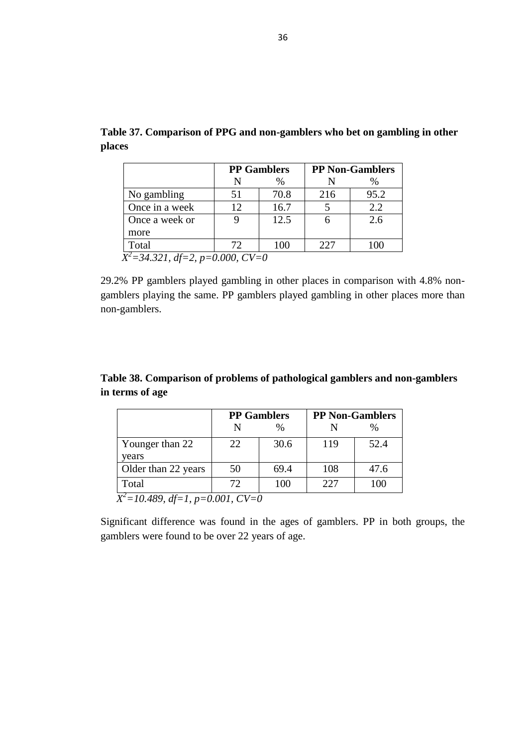**Table 37. Comparison of PPG and non-gamblers who bet on gambling in other places**

| | PP Gamblers | | PP Non-Gamblers | |
|---|---|---|---|---|
| | N | % | N | % |
| No gambling | 51 | 70.8 | 216 | 95.2 |
| Once in a week | 12 | 16.7 | 5 | 2.2 |
| Once a week or more | 9 | 12.5 | 6 | 2.6 |
| Total | 72 | 100 | 227 | 100 |

*$X^2$=34.321, df=2, p=0.000, CV=0*

29.2% PP gamblers played gambling in other places in comparison with 4.8% non-gamblers playing the same. PP gamblers played gambling in other places more than non-gamblers.

**Table 38. Comparison of problems of pathological gamblers and non-gamblers in terms of age**

| | PP Gamblers | | PP Non-Gamblers | |
|---|---|---|---|---|
| | N | % | N | % |
| Younger than 22 years | 22 | 30.6 | 119 | 52.4 |
| Older than 22 years | 50 | 69.4 | 108 | 47.6 |
| Total | 72 | 100 | 227 | 100 |

*$X^2$=10.489, df=1, p=0.001, CV=0*

Significant difference was found in the ages of gamblers. PP in both groups, the gamblers were found to be over 22 years of age.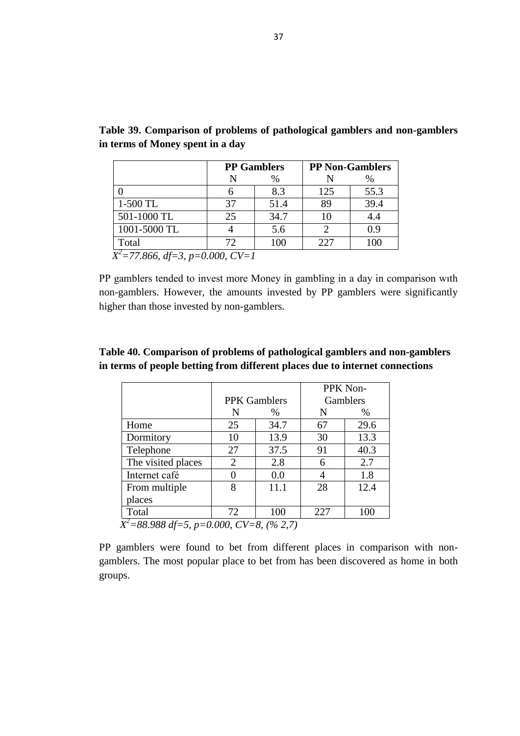**Table 39. Comparison of problems of pathological gamblers and non-gamblers in terms of Money spent in a day**

| | **PP Gamblers** | | **PP Non-Gamblers** | |
|---|---|---|---|---|
| | N | % | N | % |
| 0 | 6 | 8.3 | 125 | 55.3 |
| 1-500 TL | 37 | 51.4 | 89 | 39.4 |
| 501-1000 TL | 25 | 34.7 | 10 | 4.4 |
| 1001-5000 TL | 4 | 5.6 | 2 | 0.9 |
| Total | 72 | 100 | 227 | 100 |

*$X^2$=77.866, df=3, p=0.000, CV=1*

PP gamblers tended to invest more Money in gambling in a day in comparison wıth non-gamblers. However, the amounts invested by PP gamblers were significantly higher than those invested by non-gamblers.

**Table 40. Comparison of problems of pathological gamblers and non-gamblers in terms of people betting from different places due to internet connections**

| | PPK Gamblers | | PPK Non-Gamblers | |
|---|---|---|---|---|
| | N | % | N | % |
| Home | 25 | 34.7 | 67 | 29.6 |
| Dormitory | 10 | 13.9 | 30 | 13.3 |
| Telephone | 27 | 37.5 | 91 | 40.3 |
| The visited places | 2 | 2.8 | 6 | 2.7 |
| Internet café | 0 | 0.0 | 4 | 1.8 |
| From multiple places | 8 | 11.1 | 28 | 12.4 |
| Total | 72 | 100 | 227 | 100 |

*$X^2$=88.988 df=5, p=0.000, CV=8, (% 2,7)*

PP gamblers were found to bet from different places in comparison with non-gamblers. The most popular place to bet from has been discovered as home in both groups.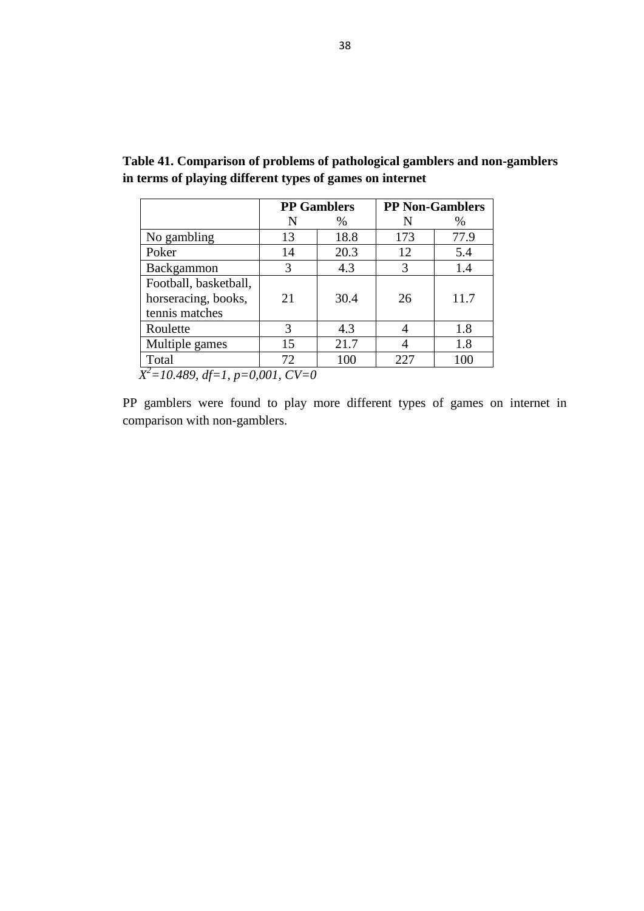**Table 41. Comparison of problems of pathological gamblers and non-gamblers in terms of playing different types of games on internet**

| | PP Gamblers | | PP Non-Gamblers | |
|---|---|---|---|---|
| | N | % | N | % |
| No gambling | 13 | 18.8 | 173 | 77.9 |
| Poker | 14 | 20.3 | 12 | 5.4 |
| Backgammon | 3 | 4.3 | 3 | 1.4 |
| Football, basketball, horseracing, books, tennis matches | 21 | 30.4 | 26 | 11.7 |
| Roulette | 3 | 4.3 | 4 | 1.8 |
| Multiple games | 15 | 21.7 | 4 | 1.8 |
| Total | 72 | 100 | 227 | 100 |

*$X^2$=10.489, df=1, p=0,001, CV=0*

PP gamblers were found to play more different types of games on internet in comparison with non-gamblers.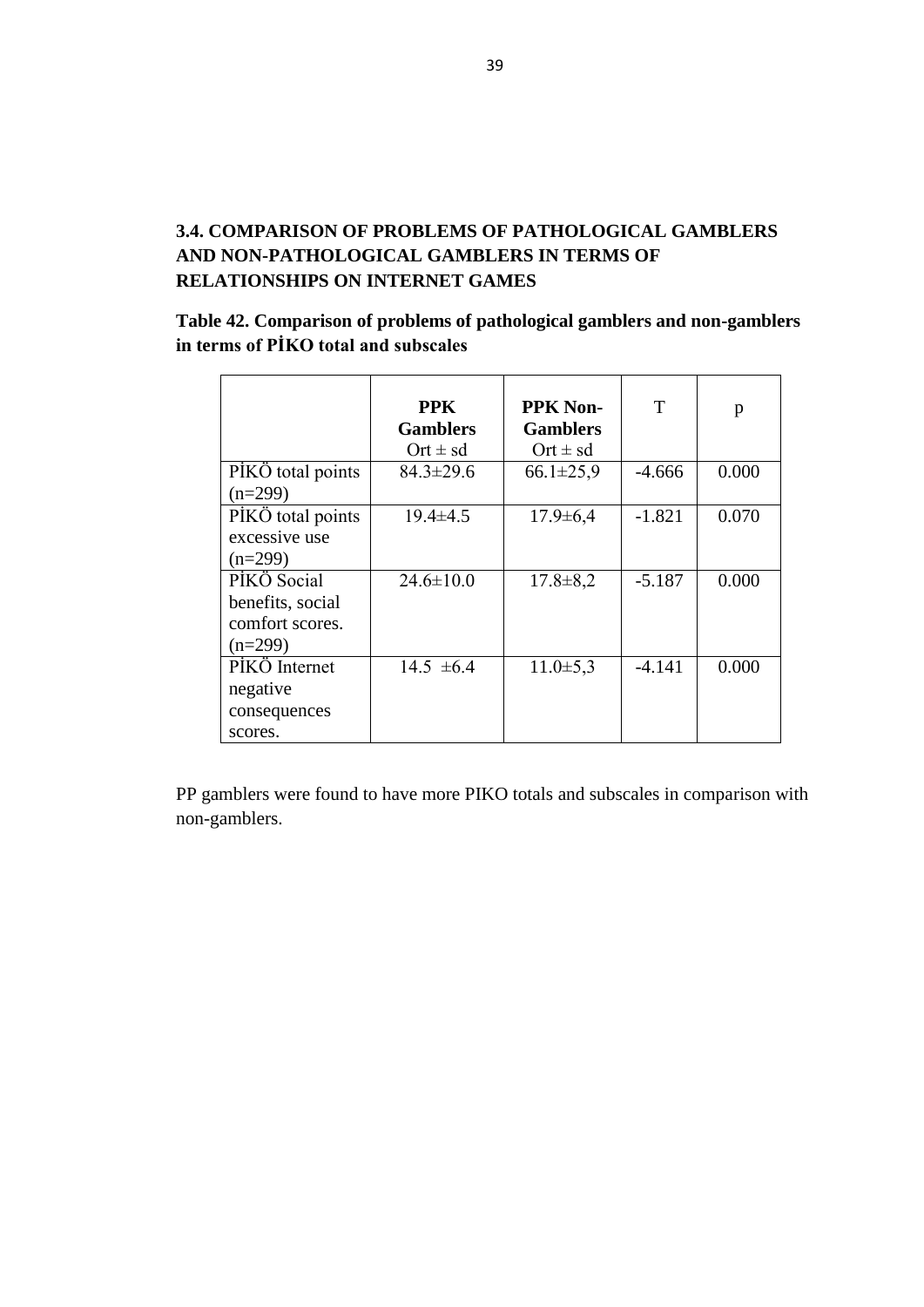## 3.4. COMPARISON OF PROBLEMS OF PATHOLOGICAL GAMBLERS AND NON-PATHOLOGICAL GAMBLERS IN TERMS OF RELATIONSHIPS ON INTERNET GAMES

**Table 42. Comparison of problems of pathological gamblers and non-gamblers in terms of PİKO total and subscales**

| | **PPK Gamblers** Ort ± sd | **PPK Non-Gamblers** Ort ± sd | T | p |
|---|---|---|---|---|
| PİKÖ total points (n=299) | 84.3±29.6 | 66.1±25,9 | -4.666 | 0.000 |
| PİKÖ total points excessive use (n=299) | 19.4±4.5 | 17.9±6,4 | -1.821 | 0.070 |
| PİKÖ Social benefits, social comfort scores. (n=299) | 24.6±10.0 | 17.8±8,2 | -5.187 | 0.000 |
| PİKÖ Internet negative consequences scores. | 14.5 ±6.4 | 11.0±5,3 | -4.141 | 0.000 |

PP gamblers were found to have more PIKO totals and subscales in comparison with non-gamblers.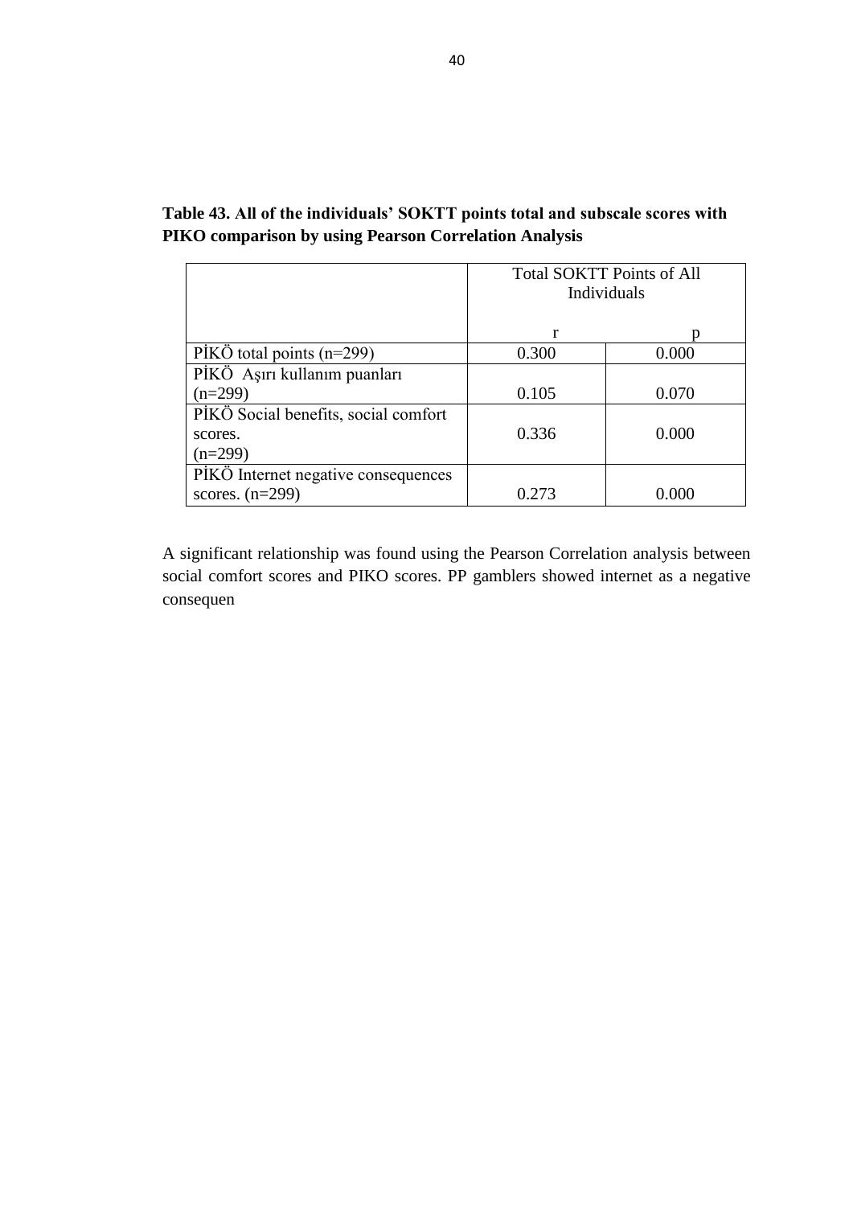**Table 43. All of the individuals' SOKTT points total and subscale scores with PIKO comparison by using Pearson Correlation Analysis**

| | Total SOKTT Points of All Individuals | |
|---|---|---|
| | r | p |
| PİKÖ total points (n=299) | 0.300 | 0.000 |
| PİKÖ Aşırı kullanım puanları (n=299) | 0.105 | 0.070 |
| PİKÖ Social benefits, social comfort scores. (n=299) | 0.336 | 0.000 |
| PİKÖ Internet negative consequences scores. (n=299) | 0.273 | 0.000 |

A significant relationship was found using the Pearson Correlation analysis between social comfort scores and PIKO scores. PP gamblers showed internet as a negative consequen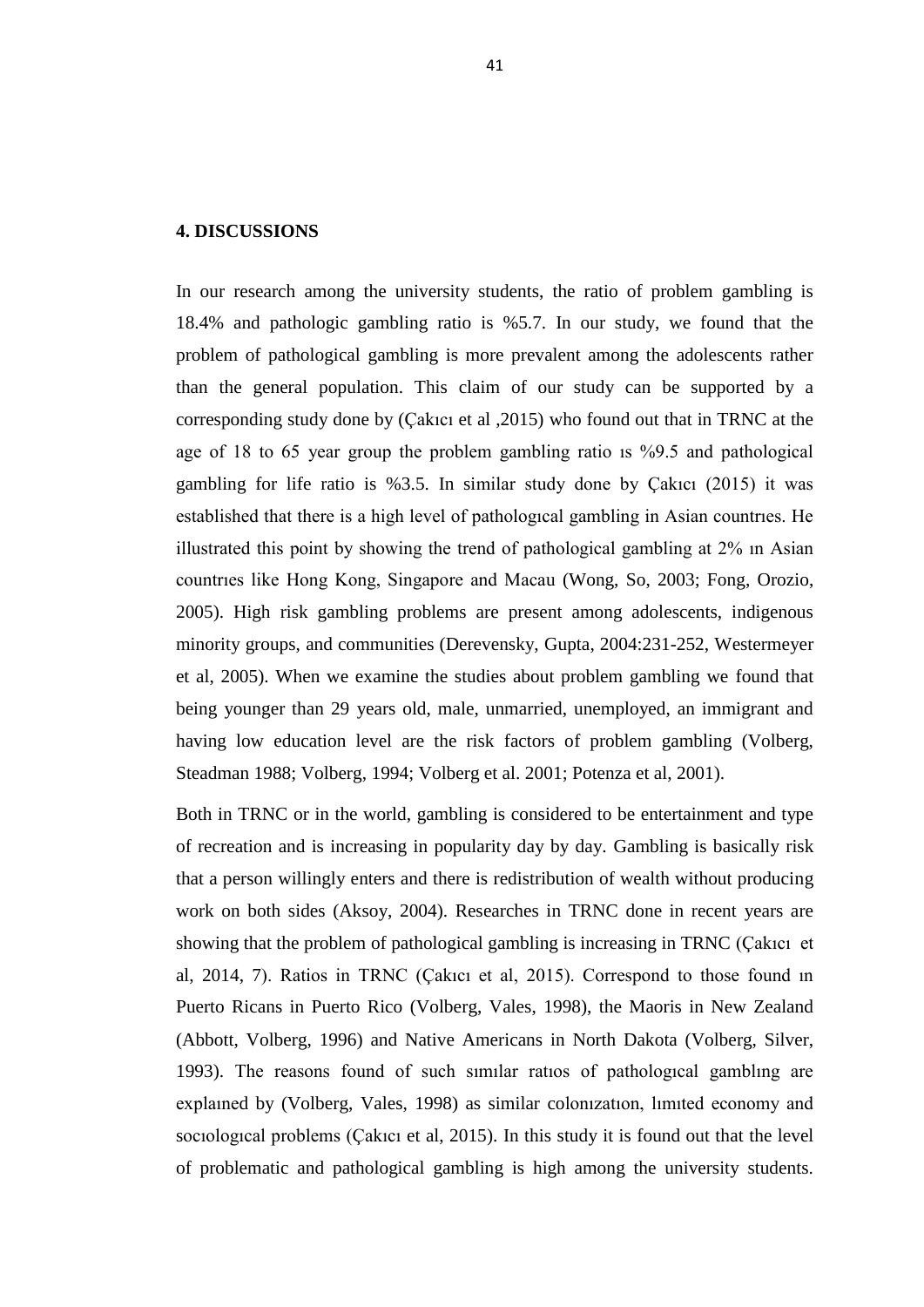## 4. DISCUSSIONS

In our research among the university students, the ratio of problem gambling is 18.4% and pathologic gambling ratio is %5.7. In our study, we found that the problem of pathological gambling is more prevalent among the adolescents rather than the general population. This claim of our study can be supported by a corresponding study done by (Çakıcı et al ,2015) who found out that in TRNC at the age of 18 to 65 year group the problem gambling ratio ıs %9.5 and pathological gambling for life ratio is %3.5. In similar study done by Çakıcı (2015) it was established that there is a high level of pathologıcal gambling in Asian countrıes. He illustrated this point by showing the trend of pathological gambling at 2% ın Asian countrıes like Hong Kong, Singapore and Macau (Wong, So, 2003; Fong, Orozio, 2005). High risk gambling problems are present among adolescents, indigenous minority groups, and communities (Derevensky, Gupta, 2004:231-252, Westermeyer et al, 2005). When we examine the studies about problem gambling we found that being younger than 29 years old, male, unmarried, unemployed, an immigrant and having low education level are the risk factors of problem gambling (Volberg, Steadman 1988; Volberg, 1994; Volberg et al. 2001; Potenza et al, 2001).

Both in TRNC or in the world, gambling is considered to be entertainment and type of recreation and is increasing in popularity day by day. Gambling is basically risk that a person willingly enters and there is redistribution of wealth without producing work on both sides (Aksoy, 2004). Researches in TRNC done in recent years are showing that the problem of pathological gambling is increasing in TRNC (Çakıcı et al, 2014, 7). Ratios in TRNC (Çakıcı et al, 2015). Correspond to those found ın Puerto Ricans in Puerto Rico (Volberg, Vales, 1998), the Maoris in New Zealand (Abbott, Volberg, 1996) and Native Americans in North Dakota (Volberg, Silver, 1993). The reasons found of such sımılar ratıos of pathologıcal gamblıng are explaıned by (Volberg, Vales, 1998) as similar colonızatıon, lımıted economy and socıologıcal problems (Çakıcı et al, 2015). In this study it is found out that the level of problematic and pathological gambling is high among the university students.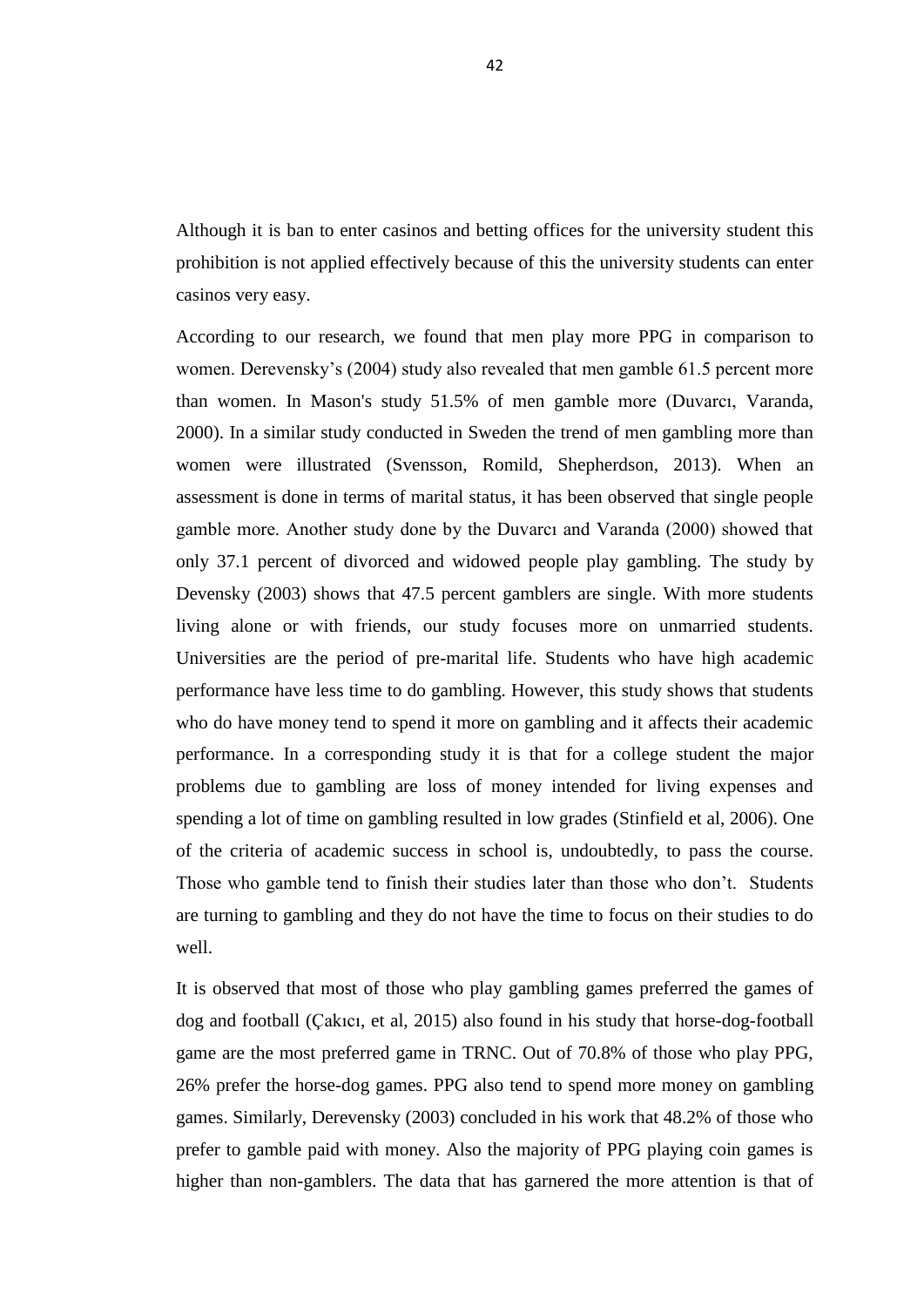Although it is ban to enter casinos and betting offices for the university student this prohibition is not applied effectively because of this the university students can enter casinos very easy.

According to our research, we found that men play more PPG in comparison to women. Derevensky's (2004) study also revealed that men gamble 61.5 percent more than women. In Mason's study 51.5% of men gamble more (Duvarcı, Varanda, 2000). In a similar study conducted in Sweden the trend of men gambling more than women were illustrated (Svensson, Romild, Shepherdson, 2013). When an assessment is done in terms of marital status, it has been observed that single people gamble more. Another study done by the Duvarcı and Varanda (2000) showed that only 37.1 percent of divorced and widowed people play gambling. The study by Devensky (2003) shows that 47.5 percent gamblers are single. With more students living alone or with friends, our study focuses more on unmarried students. Universities are the period of pre-marital life. Students who have high academic performance have less time to do gambling. However, this study shows that students who do have money tend to spend it more on gambling and it affects their academic performance. In a corresponding study it is that for a college student the major problems due to gambling are loss of money intended for living expenses and spending a lot of time on gambling resulted in low grades (Stinfield et al, 2006). One of the criteria of academic success in school is, undoubtedly, to pass the course. Those who gamble tend to finish their studies later than those who don't. Students are turning to gambling and they do not have the time to focus on their studies to do well.

It is observed that most of those who play gambling games preferred the games of dog and football (Çakıcı, et al, 2015) also found in his study that horse-dog-football game are the most preferred game in TRNC. Out of 70.8% of those who play PPG, 26% prefer the horse-dog games. PPG also tend to spend more money on gambling games. Similarly, Derevensky (2003) concluded in his work that 48.2% of those who prefer to gamble paid with money. Also the majority of PPG playing coin games is higher than non-gamblers. The data that has garnered the more attention is that of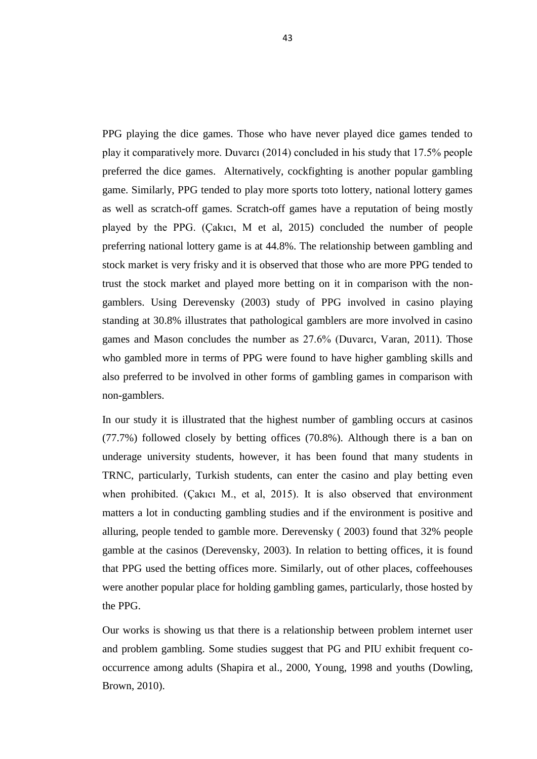PPG playing the dice games. Those who have never played dice games tended to play it comparatively more. Duvarcı (2014) concluded in his study that 17.5% people preferred the dice games. Alternatively, cockfighting is another popular gambling game. Similarly, PPG tended to play more sports toto lottery, national lottery games as well as scratch-off games. Scratch-off games have a reputation of being mostly played by the PPG. (Çakıcı, M et al, 2015) concluded the number of people preferring national lottery game is at 44.8%. The relationship between gambling and stock market is very frisky and it is observed that those who are more PPG tended to trust the stock market and played more betting on it in comparison with the non-gamblers. Using Derevensky (2003) study of PPG involved in casino playing standing at 30.8% illustrates that pathological gamblers are more involved in casino games and Mason concludes the number as 27.6% (Duvarcı, Varan, 2011). Those who gambled more in terms of PPG were found to have higher gambling skills and also preferred to be involved in other forms of gambling games in comparison with non-gamblers.

In our study it is illustrated that the highest number of gambling occurs at casinos (77.7%) followed closely by betting offices (70.8%). Although there is a ban on underage university students, however, it has been found that many students in TRNC, particularly, Turkish students, can enter the casino and play betting even when prohibited. (Çakıcı M., et al, 2015). It is also observed that environment matters a lot in conducting gambling studies and if the environment is positive and alluring, people tended to gamble more. Derevensky ( 2003) found that 32% people gamble at the casinos (Derevensky, 2003). In relation to betting offices, it is found that PPG used the betting offices more. Similarly, out of other places, coffeehouses were another popular place for holding gambling games, particularly, those hosted by the PPG.

Our works is showing us that there is a relationship between problem internet user and problem gambling. Some studies suggest that PG and PIU exhibit frequent co-occurrence among adults (Shapira et al., 2000, Young, 1998 and youths (Dowling, Brown, 2010).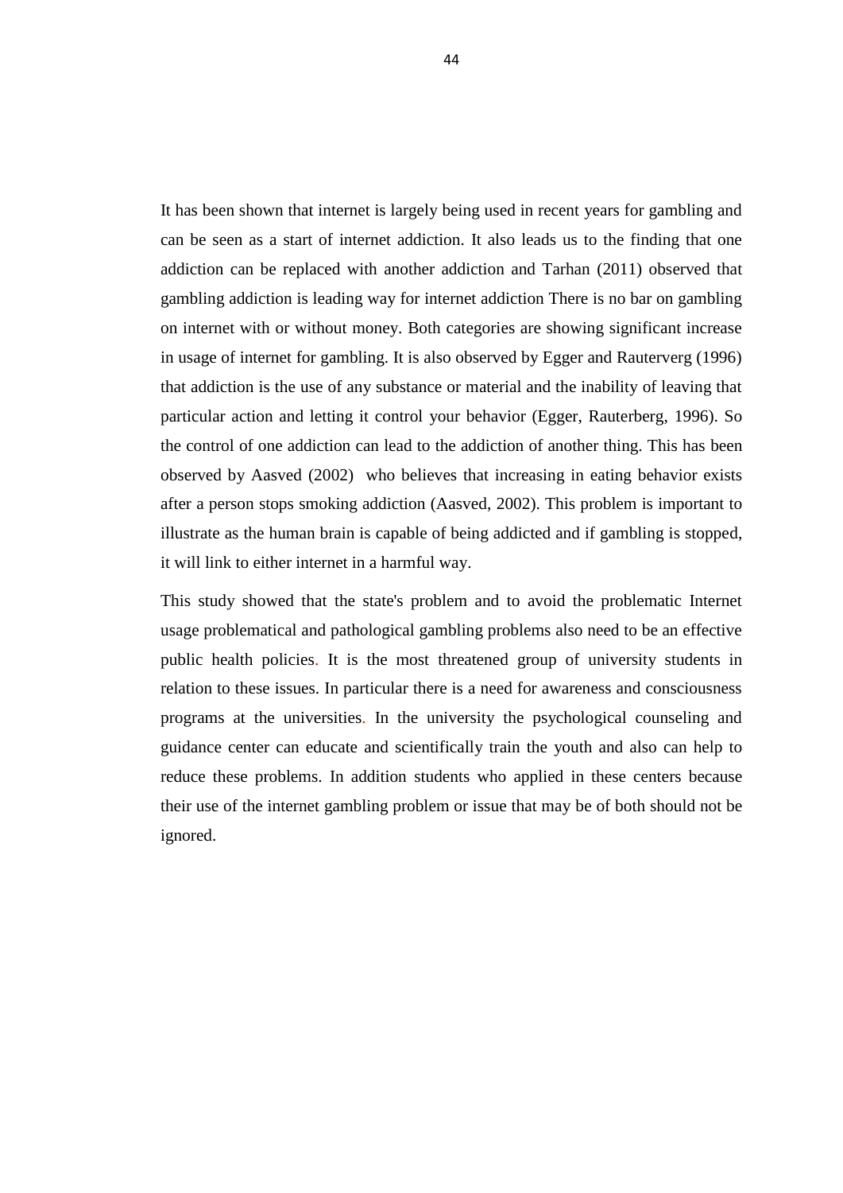It has been shown that internet is largely being used in recent years for gambling and can be seen as a start of internet addiction. It also leads us to the finding that one addiction can be replaced with another addiction and Tarhan (2011) observed that gambling addiction is leading way for internet addiction There is no bar on gambling on internet with or without money. Both categories are showing significant increase in usage of internet for gambling. It is also observed by Egger and Rauterverg (1996) that addiction is the use of any substance or material and the inability of leaving that particular action and letting it control your behavior (Egger, Rauterberg, 1996). So the control of one addiction can lead to the addiction of another thing. This has been observed by Aasved (2002) who believes that increasing in eating behavior exists after a person stops smoking addiction (Aasved, 2002). This problem is important to illustrate as the human brain is capable of being addicted and if gambling is stopped, it will link to either internet in a harmful way.

This study showed that the state's problem and to avoid the problematic Internet usage problematical and pathological gambling problems also need to be an effective public health policies. It is the most threatened group of university students in relation to these issues. In particular there is a need for awareness and consciousness programs at the universities. In the university the psychological counseling and guidance center can educate and scientifically train the youth and also can help to reduce these problems. In addition students who applied in these centers because their use of the internet gambling problem or issue that may be of both should not be ignored.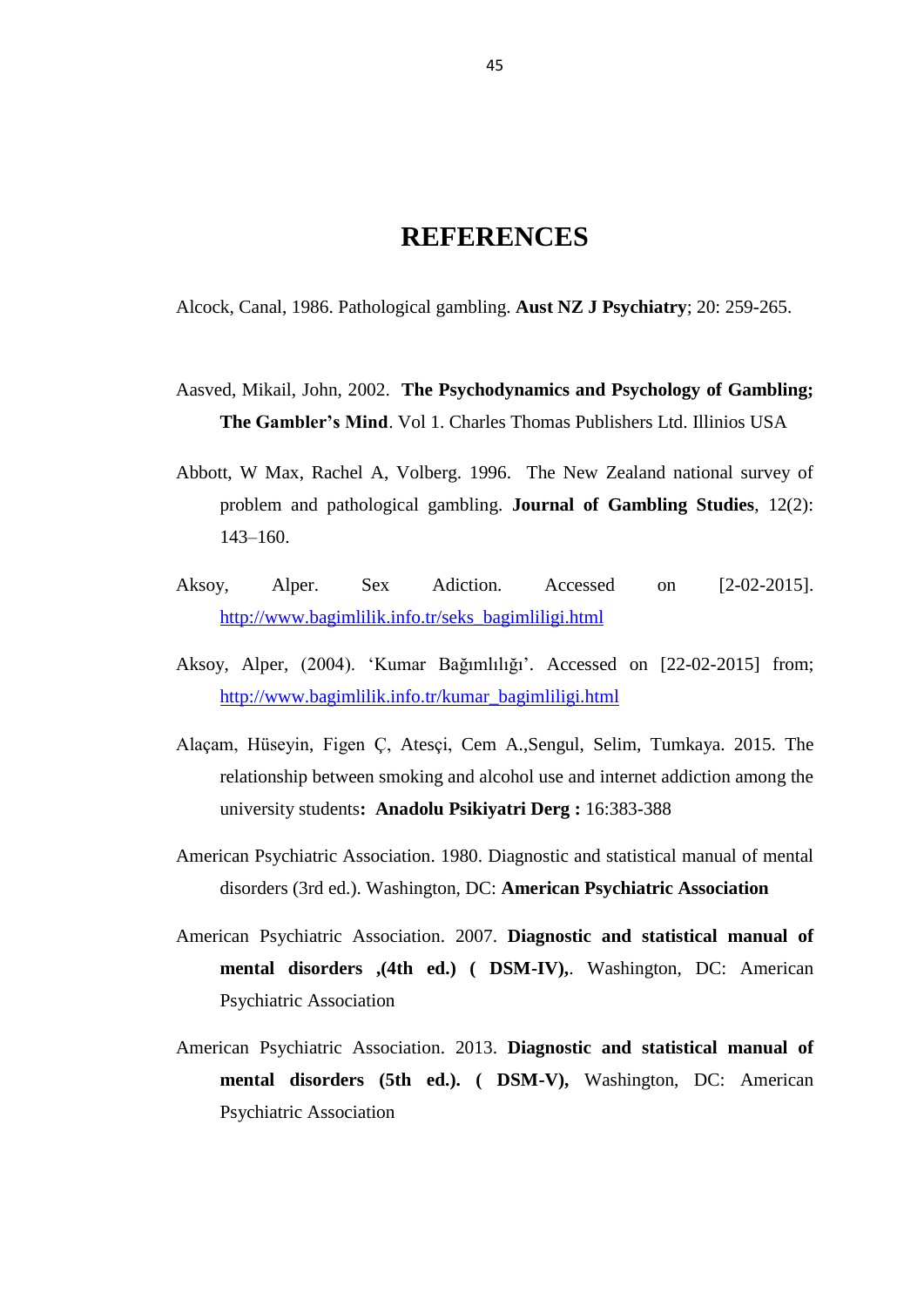# REFERENCES

Alcock, Canal, 1986. Pathological gambling. **Aust NZ J Psychiatry**; 20: 259-265.

Aasved, Mikail, John, 2002. **The Psychodynamics and Psychology of Gambling; The Gambler's Mind**. Vol 1. Charles Thomas Publishers Ltd. Illinios USA

Abbott, W Max, Rachel A, Volberg. 1996. The New Zealand national survey of problem and pathological gambling. **Journal of Gambling Studies**, 12(2): 143–160.

Aksoy, Alper. Sex Adiction. Accessed on [2-02-2015]. http://www.bagimlilik.info.tr/seks_bagimliligi.html

Aksoy, Alper, (2004). 'Kumar Bağımlılığı'. Accessed on [22-02-2015] from; http://www.bagimlilik.info.tr/kumar_bagimliligi.html

Alaçam, Hüseyin, Figen Ç, Atesçi, Cem A.,Sengul, Selim, Tumkaya. 2015. The relationship between smoking and alcohol use and internet addiction among the university students**: Anadolu Psikiyatri Derg :** 16:383-388

American Psychiatric Association. 1980. Diagnostic and statistical manual of mental disorders (3rd ed.). Washington, DC: **American Psychiatric Association**

American Psychiatric Association. 2007. **Diagnostic and statistical manual of mental disorders ,(4th ed.) ( DSM-IV),**. Washington, DC: American Psychiatric Association

American Psychiatric Association. 2013. **Diagnostic and statistical manual of mental disorders (5th ed.). ( DSM-V),** Washington, DC: American Psychiatric Association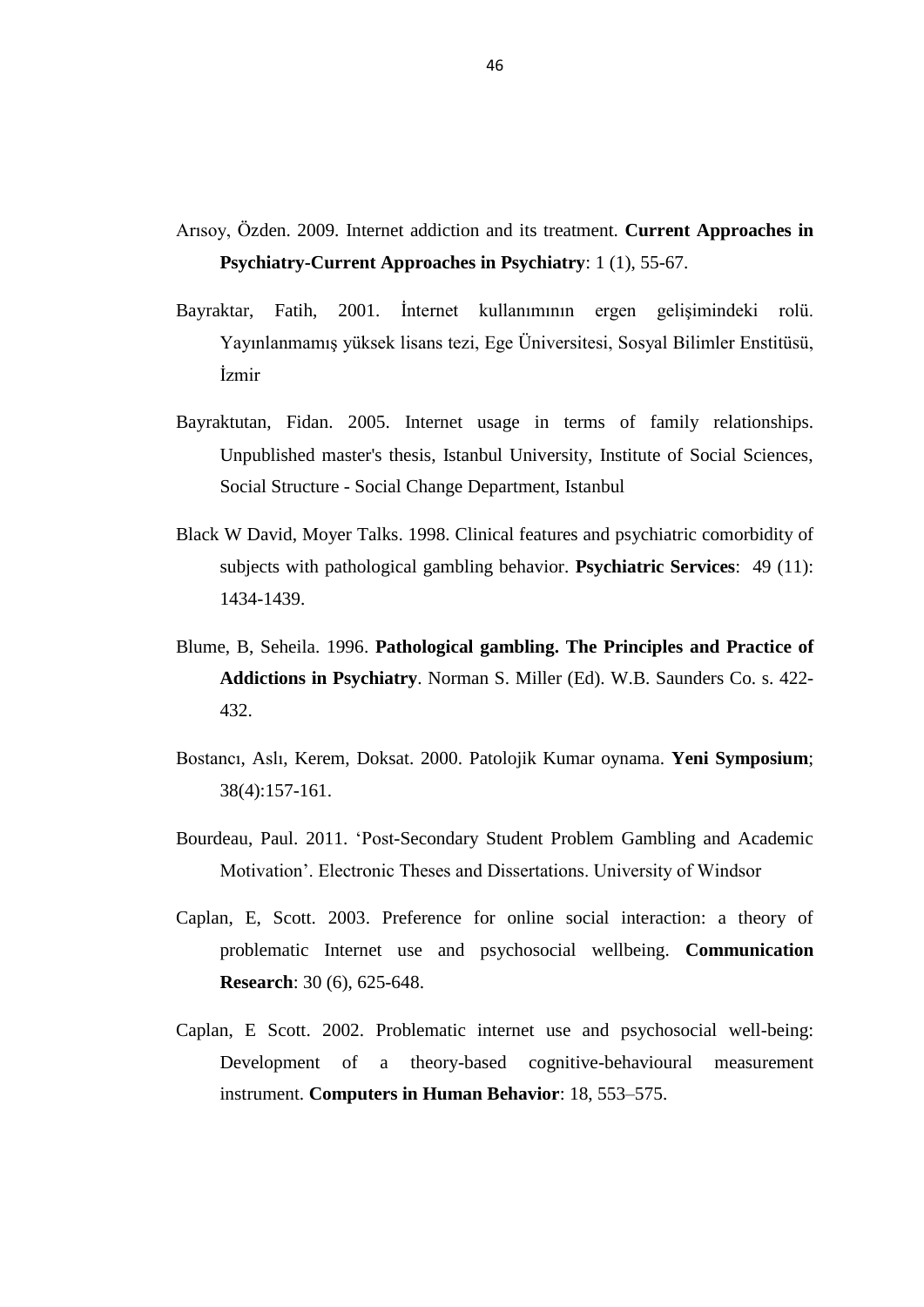Arısoy, Özden. 2009. Internet addiction and its treatment. **Current Approaches in Psychiatry-Current Approaches in Psychiatry**: 1 (1), 55-67.

Bayraktar, Fatih, 2001. İnternet kullanımının ergen gelişimindeki rolü. Yayınlanmamış yüksek lisans tezi, Ege Üniversitesi, Sosyal Bilimler Enstitüsü, İzmir

Bayraktutan, Fidan. 2005. Internet usage in terms of family relationships. Unpublished master's thesis, Istanbul University, Institute of Social Sciences, Social Structure - Social Change Department, Istanbul

Black W David, Moyer Talks. 1998. Clinical features and psychiatric comorbidity of subjects with pathological gambling behavior. **Psychiatric Services**: 49 (11): 1434-1439.

Blume, B, Seheila. 1996. **Pathological gambling. The Principles and Practice of Addictions in Psychiatry**. Norman S. Miller (Ed). W.B. Saunders Co. s. 422-432.

Bostancı, Aslı, Kerem, Doksat. 2000. Patolojik Kumar oynama. **Yeni Symposium**; 38(4):157-161.

Bourdeau, Paul. 2011. 'Post-Secondary Student Problem Gambling and Academic Motivation'. Electronic Theses and Dissertations. University of Windsor

Caplan, E, Scott. 2003. Preference for online social interaction: a theory of problematic Internet use and psychosocial wellbeing. **Communication Research**: 30 (6), 625-648.

Caplan, E Scott. 2002. Problematic internet use and psychosocial well-being: Development of a theory-based cognitive-behavioural measurement instrument. **Computers in Human Behavior**: 18, 553–575.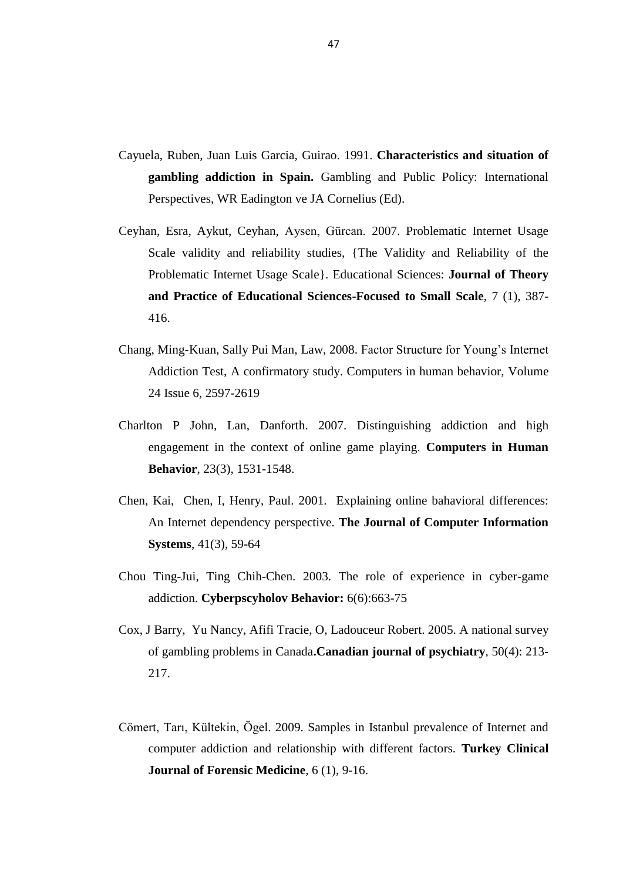Cayuela, Ruben, Juan Luis Garcia, Guirao. 1991. **Characteristics and situation of gambling addiction in Spain.** Gambling and Public Policy: International Perspectives, WR Eadington ve JA Cornelius (Ed).

Ceyhan, Esra, Aykut, Ceyhan, Aysen, Gürcan. 2007. Problematic Internet Usage Scale validity and reliability studies, {The Validity and Reliability of the Problematic Internet Usage Scale}. Educational Sciences: **Journal of Theory and Practice of Educational Sciences-Focused to Small Scale**, 7 (1), 387-416.

Chang, Ming-Kuan, Sally Pui Man, Law, 2008. Factor Structure for Young's Internet Addiction Test, A confirmatory study. Computers in human behavior, Volume 24 Issue 6, 2597-2619

Charlton P John, Lan, Danforth. 2007. Distinguishing addiction and high engagement in the context of online game playing. **Computers in Human Behavior**, 23(3), 1531-1548.

Chen, Kai, Chen, I, Henry, Paul. 2001. Explaining online bahavioral differences: An Internet dependency perspective. **The Journal of Computer Information Systems**, 41(3), 59-64

Chou Ting-Jui, Ting Chih-Chen. 2003. The role of experience in cyber-game addiction. **Cyberpscyholov Behavior:** 6(6):663-75

Cox, J Barry, Yu Nancy, Afifi Tracie, O, Ladouceur Robert. 2005. A national survey of gambling problems in Canada**.Canadian journal of psychiatry**, 50(4): 213-217.

Cömert, Tarı, Kültekin, Ögel. 2009. Samples in Istanbul prevalence of Internet and computer addiction and relationship with different factors. **Turkey Clinical Journal of Forensic Medicine**, 6 (1), 9-16.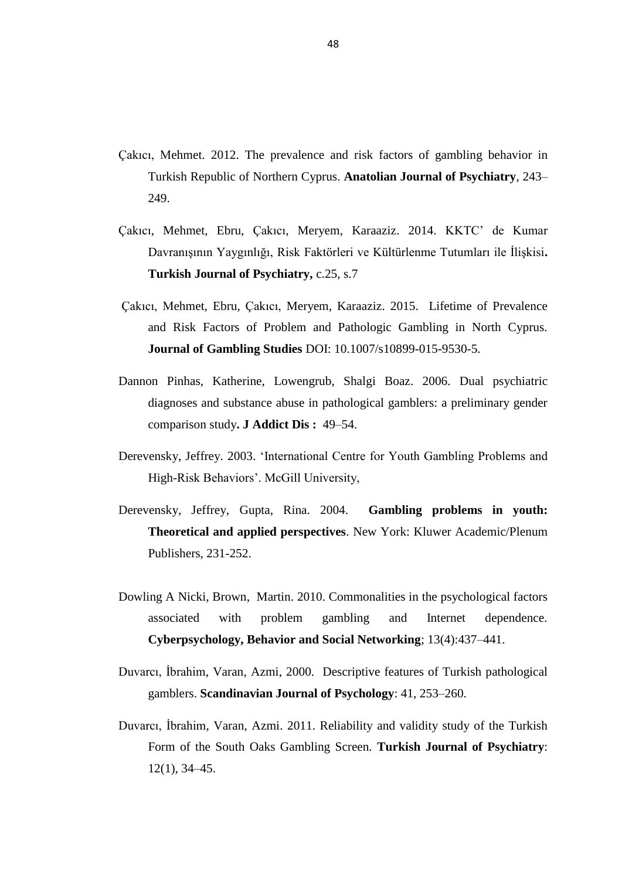Çakıcı, Mehmet. 2012. The prevalence and risk factors of gambling behavior in Turkish Republic of Northern Cyprus. **Anatolian Journal of Psychiatry**, 243–249.

Çakıcı, Mehmet, Ebru, Çakıcı, Meryem, Karaaziz. 2014. KKTC' de Kumar Davranışının Yaygınlığı, Risk Faktörleri ve Kültürlenme Tutumları ile İlişkisi**. Turkish Journal of Psychiatry,** c.25, s.7

Çakıcı, Mehmet, Ebru, Çakıcı, Meryem, Karaaziz. 2015. Lifetime of Prevalence and Risk Factors of Problem and Pathologic Gambling in North Cyprus. **Journal of Gambling Studies** DOI: 10.1007/s10899-015-9530-5.

Dannon Pinhas, Katherine, Lowengrub, Shalgi Boaz. 2006. Dual psychiatric diagnoses and substance abuse in pathological gamblers: a preliminary gender comparison study**. J Addict Dis :** 49–54.

Derevensky, Jeffrey. 2003. 'International Centre for Youth Gambling Problems and High-Risk Behaviors'. McGill University,

Derevensky, Jeffrey, Gupta, Rina. 2004. **Gambling problems in youth: Theoretical and applied perspectives**. New York: Kluwer Academic/Plenum Publishers, 231-252.

Dowling A Nicki, Brown, Martin. 2010. Commonalities in the psychological factors associated with problem gambling and Internet dependence. **Cyberpsychology, Behavior and Social Networking**; 13(4):437–441.

Duvarcı, İbrahim, Varan, Azmi, 2000. Descriptive features of Turkish pathological gamblers. **Scandinavian Journal of Psychology**: 41, 253–260.

Duvarcı, İbrahim, Varan, Azmi. 2011. Reliability and validity study of the Turkish Form of the South Oaks Gambling Screen. **Turkish Journal of Psychiatry**: 12(1), 34–45.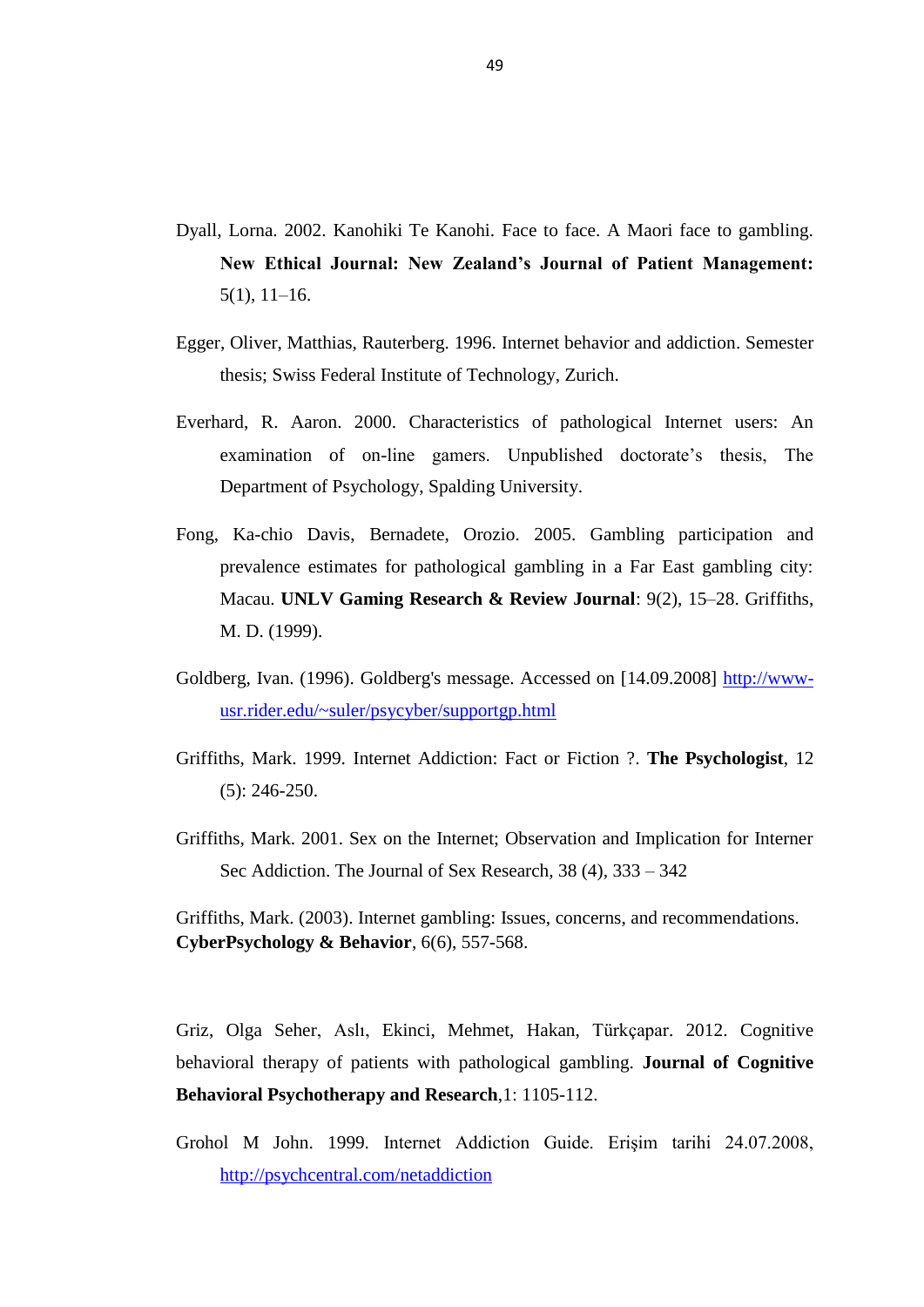Dyall, Lorna. 2002. Kanohiki Te Kanohi. Face to face. A Maori face to gambling. **New Ethical Journal: New Zealand's Journal of Patient Management:** 5(1), 11–16.

Egger, Oliver, Matthias, Rauterberg. 1996. Internet behavior and addiction. Semester thesis; Swiss Federal Institute of Technology, Zurich.

Everhard, R. Aaron. 2000. Characteristics of pathological Internet users: An examination of on-line gamers. Unpublished doctorate's thesis, The Department of Psychology, Spalding University.

Fong, Ka-chio Davis, Bernadete, Orozio. 2005. Gambling participation and prevalence estimates for pathological gambling in a Far East gambling city: Macau. **UNLV Gaming Research & Review Journal**: 9(2), 15–28. Griffiths, M. D. (1999).

Goldberg, Ivan. (1996). Goldberg's message. Accessed on [14.09.2008] [http://www-usr.rider.edu/~suler/psycyber/supportgp.html](http://www-usr.rider.edu/~suler/psycyber/supportgp.html)

Griffiths, Mark. 1999. Internet Addiction: Fact or Fiction ?. **The Psychologist**, 12 (5): 246-250.

Griffiths, Mark. 2001. Sex on the Internet; Observation and Implication for Interner Sec Addiction. The Journal of Sex Research, 38 (4), 333 – 342

Griffiths, Mark. (2003). Internet gambling: Issues, concerns, and recommendations. **CyberPsychology & Behavior**, 6(6), 557-568.

Griz, Olga Seher, Aslı, Ekinci, Mehmet, Hakan, Türkçapar. 2012. Cognitive behavioral therapy of patients with pathological gambling. **Journal of Cognitive Behavioral Psychotherapy and Research**,1: 1105-112.

Grohol M John. 1999. Internet Addiction Guide. Erişim tarihi 24.07.2008, [http://psychcentral.com/netaddiction](http://psychcentral.com/netaddiction)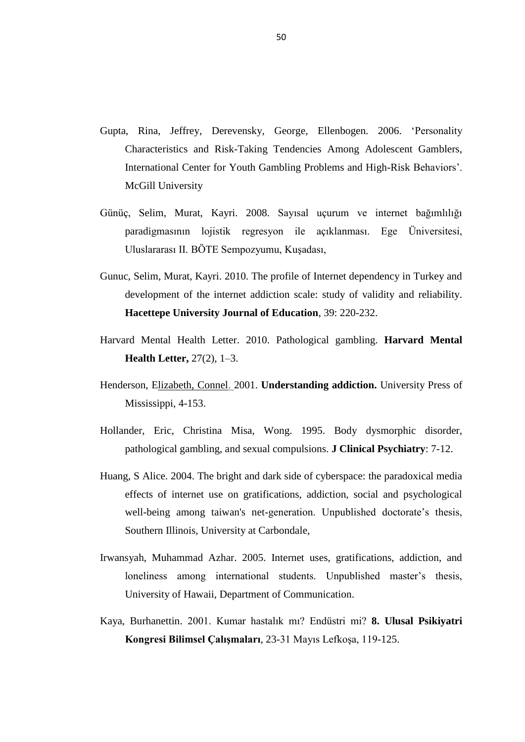Gupta, Rina, Jeffrey, Derevensky, George, Ellenbogen. 2006. 'Personality Characteristics and Risk-Taking Tendencies Among Adolescent Gamblers, International Center for Youth Gambling Problems and High-Risk Behaviors'. McGill University

Günüç, Selim, Murat, Kayri. 2008. Sayısal uçurum ve internet bağımlılığı paradigmasının lojistik regresyon ile açıklanması. Ege Üniversitesi, Uluslararası II. BÖTE Sempozyumu, Kuşadası,

Gunuc, Selim, Murat, Kayri. 2010. The profile of Internet dependency in Turkey and development of the internet addiction scale: study of validity and reliability. **Hacettepe University Journal of Education**, 39: 220-232.

Harvard Mental Health Letter. 2010. Pathological gambling. **Harvard Mental Health Letter,** 27(2), 1–3.

Henderson, Elizabeth, Connel. 2001. **Understanding addiction.** University Press of Mississippi, 4-153.

Hollander, Eric, Christina Misa, Wong. 1995. Body dysmorphic disorder, pathological gambling, and sexual compulsions. **J Clinical Psychiatry**: 7-12.

Huang, S Alice. 2004. The bright and dark side of cyberspace: the paradoxical media effects of internet use on gratifications, addiction, social and psychological well-being among taiwan's net-generation. Unpublished doctorate's thesis, Southern Illinois, University at Carbondale,

Irwansyah, Muhammad Azhar. 2005. Internet uses, gratifications, addiction, and loneliness among international students. Unpublished master's thesis, University of Hawaii, Department of Communication.

Kaya, Burhanettin. 2001. Kumar hastalık mı? Endüstri mi? **8. Ulusal Psikiyatri Kongresi Bilimsel Çalışmaları**, 23-31 Mayıs Lefkoşa, 119-125.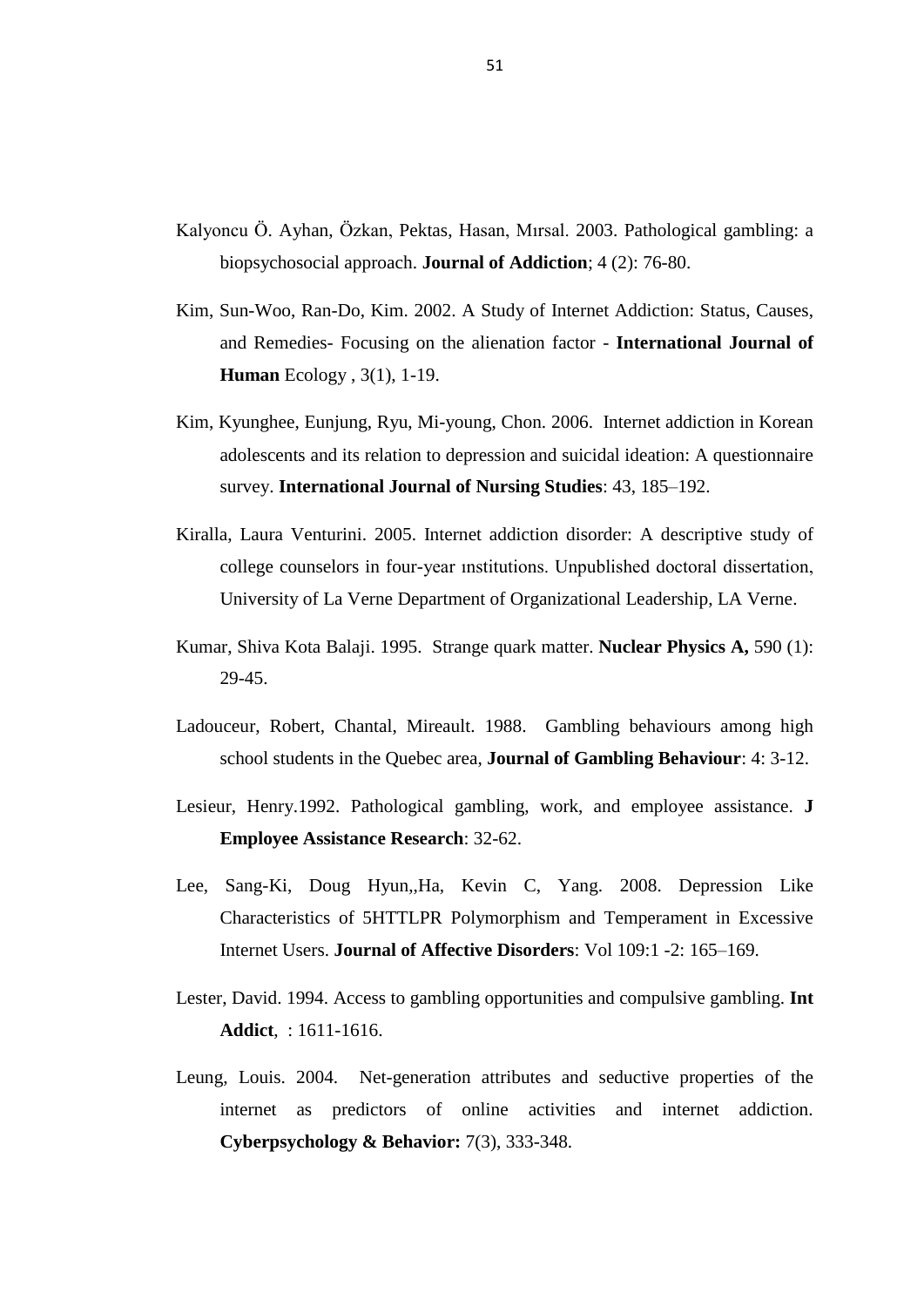Kalyoncu Ö. Ayhan, Özkan, Pektas, Hasan, Mırsal. 2003. Pathological gambling: a biopsychosocial approach. **Journal of Addiction**; 4 (2): 76-80.

Kim, Sun-Woo, Ran-Do, Kim. 2002. A Study of Internet Addiction: Status, Causes, and Remedies- Focusing on the alienation factor - **International Journal of Human** Ecology , 3(1), 1-19.

Kim, Kyunghee, Eunjung, Ryu, Mi-young, Chon. 2006. Internet addiction in Korean adolescents and its relation to depression and suicidal ideation: A questionnaire survey. **International Journal of Nursing Studies**: 43, 185–192.

Kiralla, Laura Venturini. 2005. Internet addiction disorder: A descriptive study of college counselors in four-year ınstitutions. Unpublished doctoral dissertation, University of La Verne Department of Organizational Leadership, LA Verne.

Kumar, Shiva Kota Balaji. 1995. Strange quark matter. **Nuclear Physics A,** 590 (1): 29-45.

Ladouceur, Robert, Chantal, Mireault. 1988. Gambling behaviours among high school students in the Quebec area, **Journal of Gambling Behaviour**: 4: 3-12.

Lesieur, Henry.1992. Pathological gambling, work, and employee assistance. **J Employee Assistance Research**: 32-62.

Lee, Sang-Ki, Doug Hyun,,Ha, Kevin C, Yang. 2008. Depression Like Characteristics of 5HTTLPR Polymorphism and Temperament in Excessive Internet Users. **Journal of Affective Disorders**: Vol 109:1 -2: 165–169.

Lester, David. 1994. Access to gambling opportunities and compulsive gambling. **Int Addict**, : 1611-1616.

Leung, Louis. 2004. Net-generation attributes and seductive properties of the internet as predictors of online activities and internet addiction. **Cyberpsychology & Behavior:** 7(3), 333-348.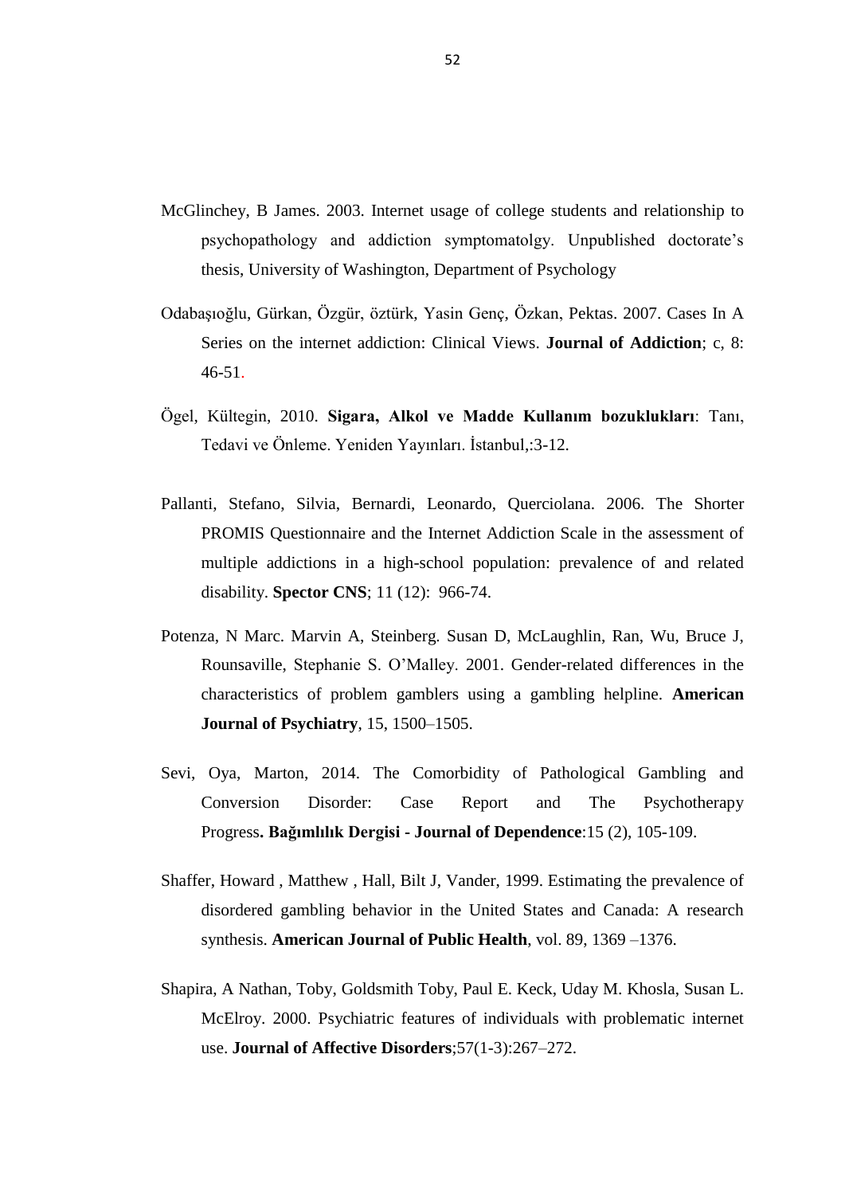McGlinchey, B James. 2003. Internet usage of college students and relationship to psychopathology and addiction symptomatolgy. Unpublished doctorate's thesis, University of Washington, Department of Psychology

Odabaşıoğlu, Gürkan, Özgür, öztürk, Yasin Genç, Özkan, Pektas. 2007. Cases In A Series on the internet addiction: Clinical Views. **Journal of Addiction**; c, 8: 46-51.

Ögel, Kültegin, 2010. **Sigara, Alkol ve Madde Kullanım bozuklukları**: Tanı, Tedavi ve Önleme. Yeniden Yayınları. İstanbul,:3-12.

Pallanti, Stefano, Silvia, Bernardi, Leonardo, Querciolana. 2006. The Shorter PROMIS Questionnaire and the Internet Addiction Scale in the assessment of multiple addictions in a high-school population: prevalence of and related disability. **Spector CNS**; 11 (12): 966-74.

Potenza, N Marc. Marvin A, Steinberg. Susan D, McLaughlin, Ran, Wu, Bruce J, Rounsaville, Stephanie S. O'Malley. 2001. Gender-related differences in the characteristics of problem gamblers using a gambling helpline. **American Journal of Psychiatry**, 15, 1500–1505.

Sevi, Oya, Marton, 2014. The Comorbidity of Pathological Gambling and Conversion Disorder: Case Report and The Psychotherapy Progress**. Bağımlılık Dergisi - Journal of Dependence**:15 (2), 105-109.

Shaffer, Howard , Matthew , Hall, Bilt J, Vander, 1999. Estimating the prevalence of disordered gambling behavior in the United States and Canada: A research synthesis. **American Journal of Public Health**, vol. 89, 1369 –1376.

Shapira, A Nathan, Toby, Goldsmith Toby, Paul E. Keck, Uday M. Khosla, Susan L. McElroy. 2000. Psychiatric features of individuals with problematic internet use. **Journal of Affective Disorders**;57(1-3):267–272.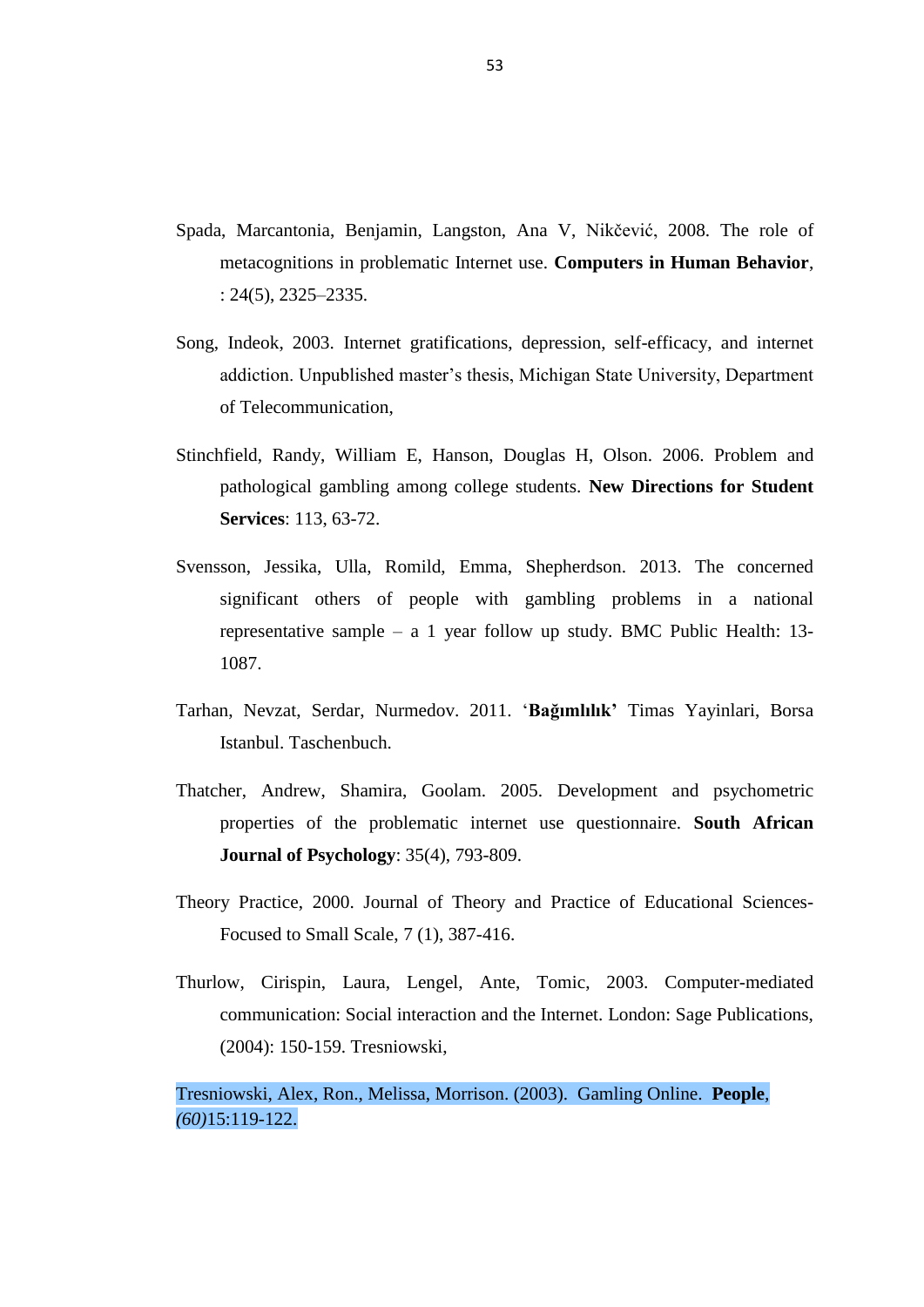Spada, Marcantonia, Benjamin, Langston, Ana V, Nikčević, 2008. The role of metacognitions in problematic Internet use. **Computers in Human Behavior**, : 24(5), 2325–2335.

Song, Indeok, 2003. Internet gratifications, depression, self-efficacy, and internet addiction. Unpublished master's thesis, Michigan State University, Department of Telecommunication,

Stinchfield, Randy, William E, Hanson, Douglas H, Olson. 2006. Problem and pathological gambling among college students. **New Directions for Student Services**: 113, 63-72.

Svensson, Jessika, Ulla, Romild, Emma, Shepherdson. 2013. The concerned significant others of people with gambling problems in a national representative sample – a 1 year follow up study. BMC Public Health: 13-1087.

Tarhan, Nevzat, Serdar, Nurmedov. 2011. '**Bağımlılık'** Timas Yayinlari, Borsa Istanbul. Taschenbuch.

Thatcher, Andrew, Shamira, Goolam. 2005. Development and psychometric properties of the problematic internet use questionnaire. **South African Journal of Psychology**: 35(4), 793-809.

Theory Practice, 2000. Journal of Theory and Practice of Educational Sciences-Focused to Small Scale, 7 (1), 387-416.

Thurlow, Cirispin, Laura, Lengel, Ante, Tomic, 2003. Computer-mediated communication: Social interaction and the Internet. London: Sage Publications, (2004): 150-159. Tresniowski,

Tresniowski, Alex, Ron., Melissa, Morrison. (2003). Gamling Online. **People**, *(60)*15:119-122.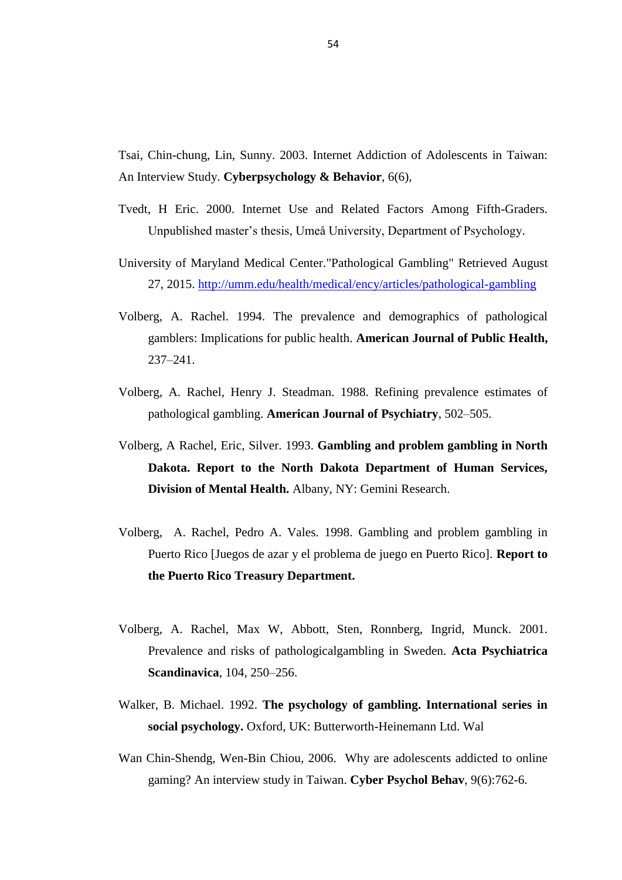Tsai, Chin-chung, Lin, Sunny. 2003. Internet Addiction of Adolescents in Taiwan: An Interview Study. **Cyberpsychology & Behavior**, 6(6),

Tvedt, H Eric. 2000. Internet Use and Related Factors Among Fifth-Graders. Unpublished master's thesis, Umeå University, Department of Psychology.

University of Maryland Medical Center."Pathological Gambling" Retrieved August 27, 2015. http://umm.edu/health/medical/ency/articles/pathological-gambling

Volberg, A. Rachel. 1994. The prevalence and demographics of pathological gamblers: Implications for public health. **American Journal of Public Health,** 237–241.

Volberg, A. Rachel, Henry J. Steadman. 1988. Refining prevalence estimates of pathological gambling. **American Journal of Psychiatry**, 502–505.

Volberg, A Rachel, Eric, Silver. 1993. **Gambling and problem gambling in North Dakota. Report to the North Dakota Department of Human Services, Division of Mental Health.** Albany, NY: Gemini Research.

Volberg, A. Rachel, Pedro A. Vales. 1998. Gambling and problem gambling in Puerto Rico [Juegos de azar y el problema de juego en Puerto Rico]. **Report to the Puerto Rico Treasury Department.**

Volberg, A. Rachel, Max W, Abbott, Sten, Ronnberg, Ingrid, Munck. 2001. Prevalence and risks of pathologicalgambling in Sweden. **Acta Psychiatrica Scandinavica**, 104, 250–256.

Walker, B. Michael. 1992. **The psychology of gambling. International series in social psychology.** Oxford, UK: Butterworth-Heinemann Ltd. Wal

Wan Chin-Shendg, Wen-Bin Chiou, 2006. Why are adolescents addicted to online gaming? An interview study in Taiwan. **Cyber Psychol Behav**, 9(6):762-6.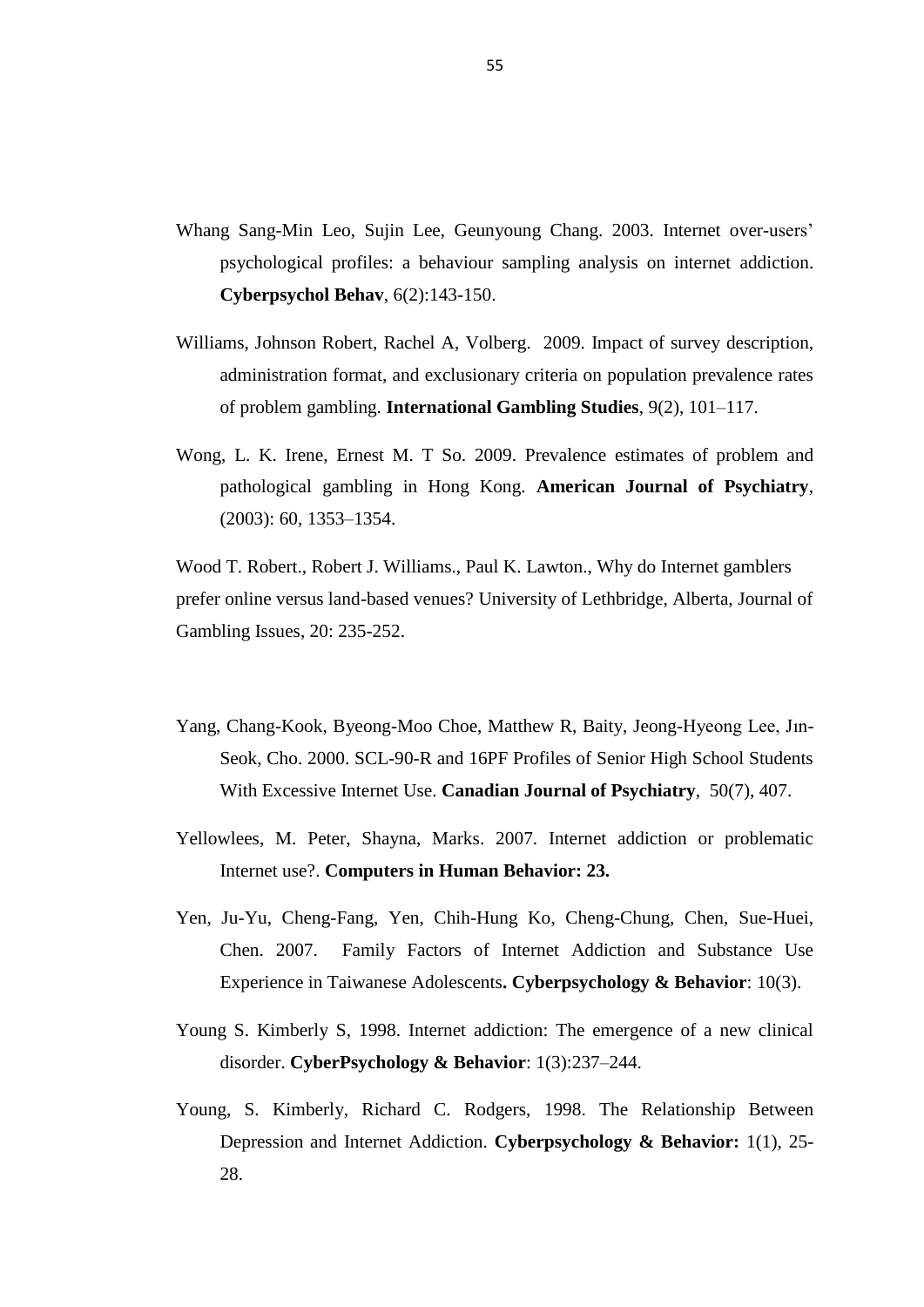Whang Sang-Min Leo, Sujin Lee, Geunyoung Chang. 2003. Internet over-users' psychological profiles: a behaviour sampling analysis on internet addiction. **Cyberpsychol Behav**, 6(2):143-150.

Williams, Johnson Robert, Rachel A, Volberg. 2009. Impact of survey description, administration format, and exclusionary criteria on population prevalence rates of problem gambling. **International Gambling Studies**, 9(2), 101–117.

Wong, L. K. Irene, Ernest M. T So. 2009. Prevalence estimates of problem and pathological gambling in Hong Kong. **American Journal of Psychiatry**, (2003): 60, 1353–1354.

Wood T. Robert., Robert J. Williams., Paul K. Lawton., Why do Internet gamblers prefer online versus land-based venues? University of Lethbridge, Alberta, Journal of Gambling Issues, 20: 235-252.

Yang, Chang-Kook, Byeong-Moo Choe, Matthew R, Baity, Jeong-Hyeong Lee, Jın-Seok, Cho. 2000. SCL-90-R and 16PF Profiles of Senior High School Students With Excessive Internet Use. **Canadian Journal of Psychiatry**, 50(7), 407.

Yellowlees, M. Peter, Shayna, Marks. 2007. Internet addiction or problematic Internet use?. **Computers in Human Behavior: 23.**

Yen, Ju-Yu, Cheng-Fang, Yen, Chih-Hung Ko, Cheng-Chung, Chen, Sue-Huei, Chen. 2007. Family Factors of Internet Addiction and Substance Use Experience in Taiwanese Adolescents**. Cyberpsychology & Behavior**: 10(3).

Young S. Kimberly S, 1998. Internet addiction: The emergence of a new clinical disorder. **CyberPsychology & Behavior**: 1(3):237–244.

Young, S. Kimberly, Richard C. Rodgers, 1998. The Relationship Between Depression and Internet Addiction. **Cyberpsychology & Behavior:** 1(1), 25-28.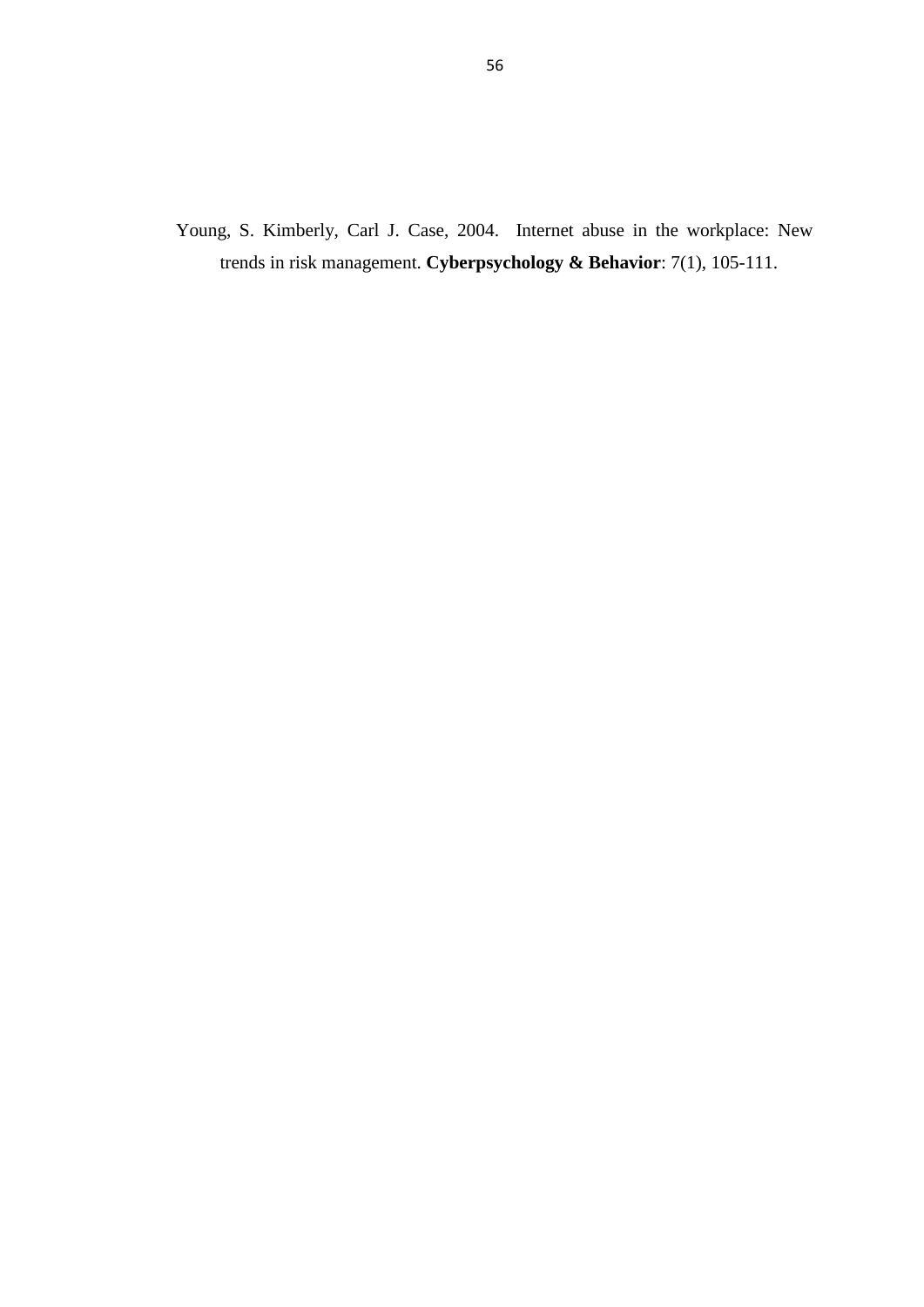Young, S. Kimberly, Carl J. Case, 2004. Internet abuse in the workplace: New trends in risk management. **Cyberpsychology & Behavior**: 7(1), 105-111.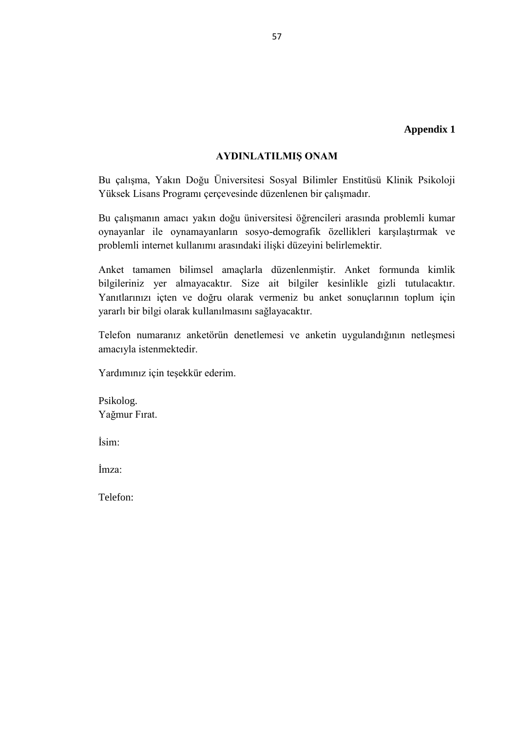**Appendix 1**

## AYDINLATILMIŞ ONAM

Bu çalışma, Yakın Doğu Üniversitesi Sosyal Bilimler Enstitüsü Klinik Psikoloji Yüksek Lisans Programı çerçevesinde düzenlenen bir çalışmadır.

Bu çalışmanın amacı yakın doğu üniversitesi öğrencileri arasında problemli kumar oynayanlar ile oynamayanların sosyo-demografik özellikleri karşılaştırmak ve problemli internet kullanımı arasındaki ilişki düzeyini belirlemektir.

Anket tamamen bilimsel amaçlarla düzenlenmiştir. Anket formunda kimlik bilgileriniz yer almayacaktır. Size ait bilgiler kesinlikle gizli tutulacaktır. Yanıtlarınızı içten ve doğru olarak vermeniz bu anket sonuçlarının toplum için yararlı bir bilgi olarak kullanılmasını sağlayacaktır.

Telefon numaranız anketörün denetlemesi ve anketin uygulandığının netleşmesi amacıyla istenmektedir.

Yardımınız için teşekkür ederim.

Psikolog.  
Yağmur Fırat.

İsim:

İmza:

Telefon: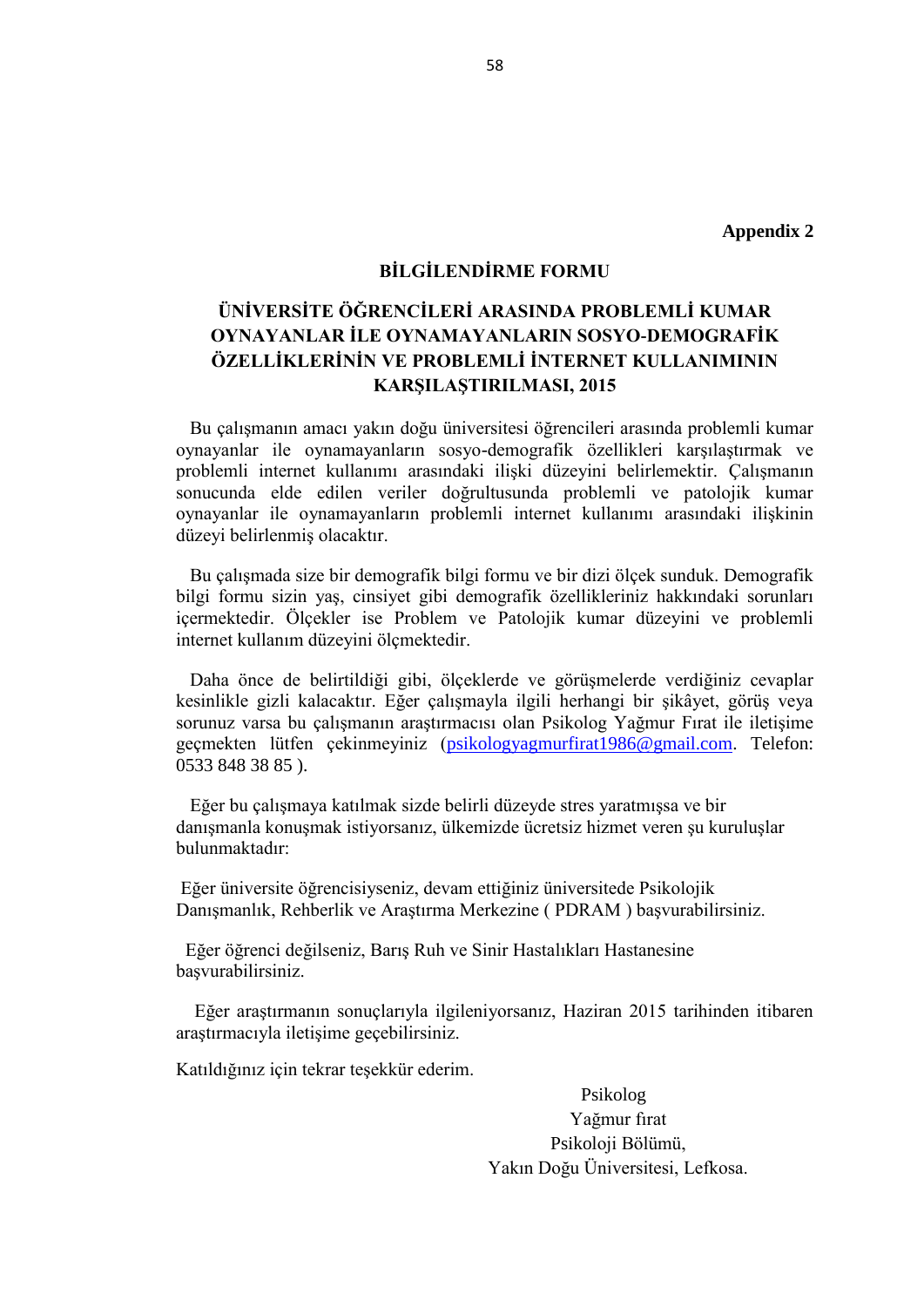**Appendix 2**

## BİLGİLENDİRME FORMU

## ÜNİVERSİTE ÖĞRENCİLERİ ARASINDA PROBLEMLİ KUMAR OYNAYANLAR İLE OYNAMAYANLARIN SOSYO-DEMOGRAFİK ÖZELLİKLERİNİN VE PROBLEMLİ İNTERNET KULLANIMININ KARŞILAŞTIRILMASI, 2015

Bu çalışmanın amacı yakın doğu üniversitesi öğrencileri arasında problemli kumar oynayanlar ile oynamayanların sosyo-demografik özellikleri karşılaştırmak ve problemli internet kullanımı arasındaki ilişki düzeyini belirlemektir. Çalışmanın sonucunda elde edilen veriler doğrultusunda problemli ve patolojik kumar oynayanlar ile oynamayanların problemli internet kullanımı arasındaki ilişkinin düzeyi belirlenmiş olacaktır.

Bu çalışmada size bir demografik bilgi formu ve bir dizi ölçek sunduk. Demografik bilgi formu sizin yaş, cinsiyet gibi demografik özellikleriniz hakkındaki sorunları içermektedir. Ölçekler ise Problem ve Patolojik kumar düzeyini ve problemli internet kullanım düzeyini ölçmektedir.

Daha önce de belirtildiği gibi, ölçeklerde ve görüşmelerde verdiğiniz cevaplar kesinlikle gizli kalacaktır. Eğer çalışmayla ilgili herhangi bir şikâyet, görüş veya sorunuz varsa bu çalışmanın araştırmacısı olan Psikolog Yağmur Fırat ile iletişime geçmekten lütfen çekinmeyiniz (psikologyagmurfirat1986@gmail.com. Telefon: 0533 848 38 85 ).

Eğer bu çalışmaya katılmak sizde belirli düzeyde stres yaratmışsa ve bir danışmanla konuşmak istiyorsanız, ülkemizde ücretsiz hizmet veren şu kuruluşlar bulunmaktadır:

Eğer üniversite öğrencisiyseniz, devam ettiğiniz üniversitede Psikolojik Danışmanlık, Rehberlik ve Araştırma Merkezine ( PDRAM ) başvurabilirsiniz.

Eğer öğrenci değilseniz, Barış Ruh ve Sinir Hastalıkları Hastanesine başvurabilirsiniz.

Eğer araştırmanın sonuçlarıyla ilgileniyorsanız, Haziran 2015 tarihinden itibaren araştırmacıyla iletişime geçebilirsiniz.

Katıldığınız için tekrar teşekkür ederim.

Psikolog
Yağmur fırat
Psikoloji Bölümü,
Yakın Doğu Üniversitesi, Lefkosa.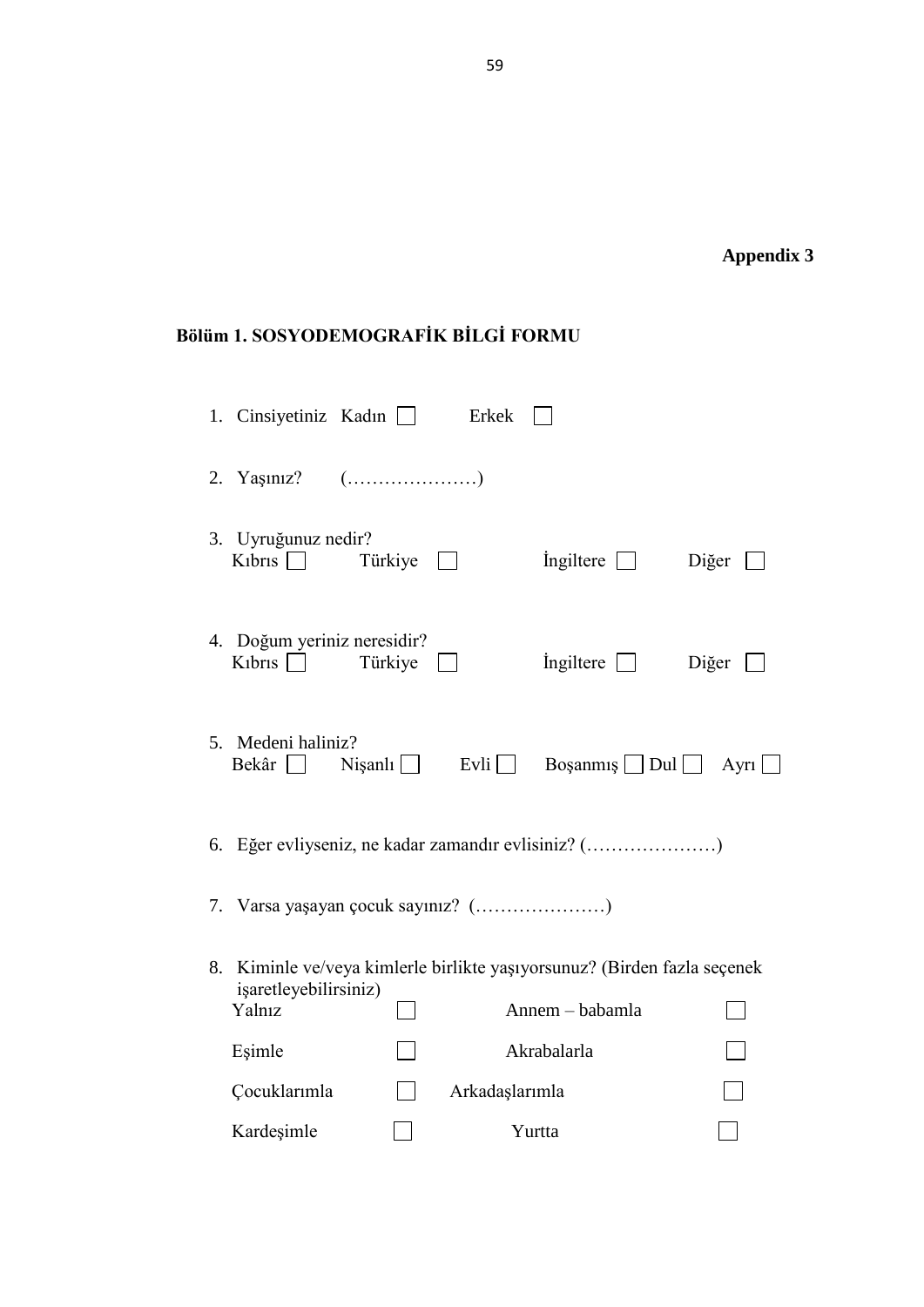**Appendix 3**

**Bölüm 1. SOSYODEMOGRAFİK BİLGİ FORMU**

1. Cinsiyetiniz Kadın ☐ Erkek ☐

2. Yaşınız? (…………………)

3. Uyruğunuz nedir?
   Kıbrıs ☐ Türkiye ☐ İngiltere ☐ Diğer ☐

4. Doğum yeriniz neresidir?
   Kıbrıs ☐ Türkiye ☐ İngiltere ☐ Diğer ☐

5. Medeni haliniz?
   Bekâr ☐ Nişanlı ☐ Evli ☐ Boşanmış ☐ Dul ☐ Ayrı ☐

6. Eğer evliyseniz, ne kadar zamandır evlisiniz? (…………………)

7. Varsa yaşayan çocuk sayınız? (…………………)

8. Kiminle ve/veya kimlerle birlikte yaşıyorsunuz? (Birden fazla seçenek işaretleyebilirsiniz)

| | | | |
|---|---|---|---|
| Yalnız | ☐ | Annem – babamla | ☐ |
| Eşimle | ☐ | Akrabalarla | ☐ |
| Çocuklarımla | ☐ | Arkadaşlarımla | ☐ |
| Kardeşimle | ☐ | Yurtta | ☐ |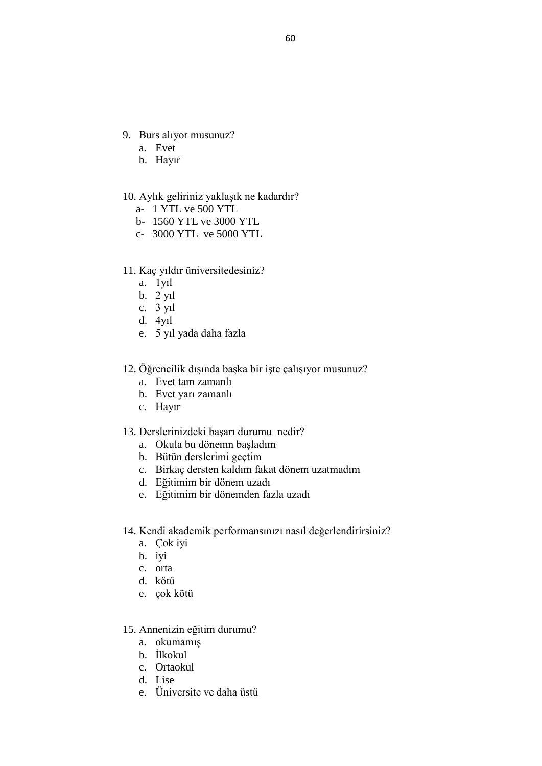9. Burs alıyor musunuz?
    a. Evet
    b. Hayır

10. Aylık geliriniz yaklaşık ne kadardır?
    a- 1 YTL ve 500 YTL
    b- 1560 YTL ve 3000 YTL
    c- 3000 YTL ve 5000 YTL

11. Kaç yıldır üniversitedesiniz?
    a. 1yıl
    b. 2 yıl
    c. 3 yıl
    d. 4yıl
    e. 5 yıl yada daha fazla

12. Öğrencilik dışında başka bir işte çalışıyor musunuz?
    a. Evet tam zamanlı
    b. Evet yarı zamanlı
    c. Hayır

13. Derslerinizdeki başarı durumu nedir?
    a. Okula bu dönemn başladım
    b. Bütün derslerimi geçtim
    c. Birkaç dersten kaldım fakat dönem uzatmadım
    d. Eğitimim bir dönem uzadı
    e. Eğitimim bir dönemden fazla uzadı

14. Kendi akademik performansınızı nasıl değerlendirirsiniz?
    a. Çok iyi
    b. iyi
    c. orta
    d. kötü
    e. çok kötü

15. Annenizin eğitim durumu?
    a. okumamış
    b. İlkokul
    c. Ortaokul
    d. Lise
    e. Üniversite ve daha üstü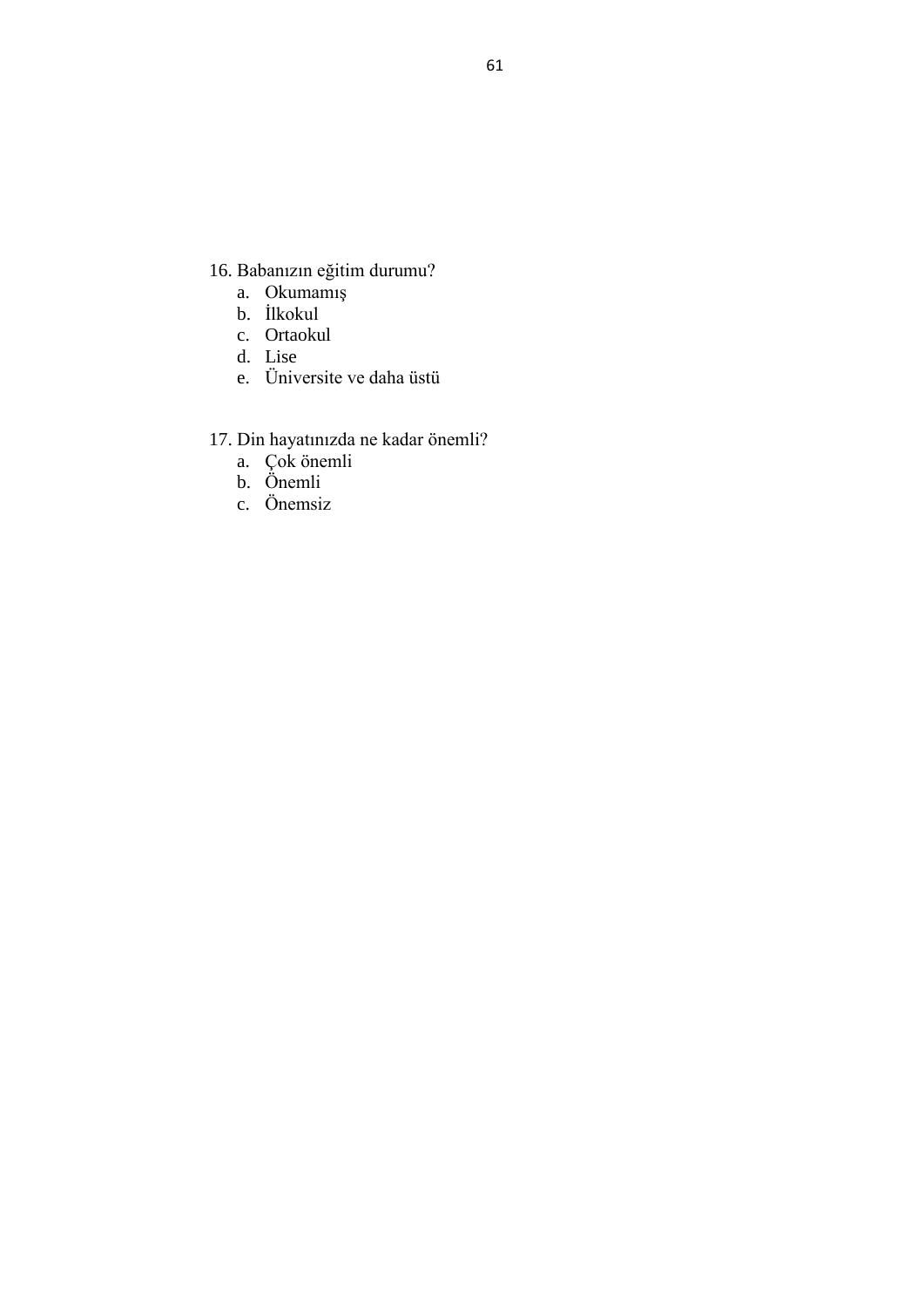16. Babanızın eğitim durumu?
    a. Okumamış
    b. İlkokul
    c. Ortaokul
    d. Lise
    e. Üniversite ve daha üstü

17. Din hayatınızda ne kadar önemli?
    a. Çok önemli
    b. Önemli
    c. Önemsiz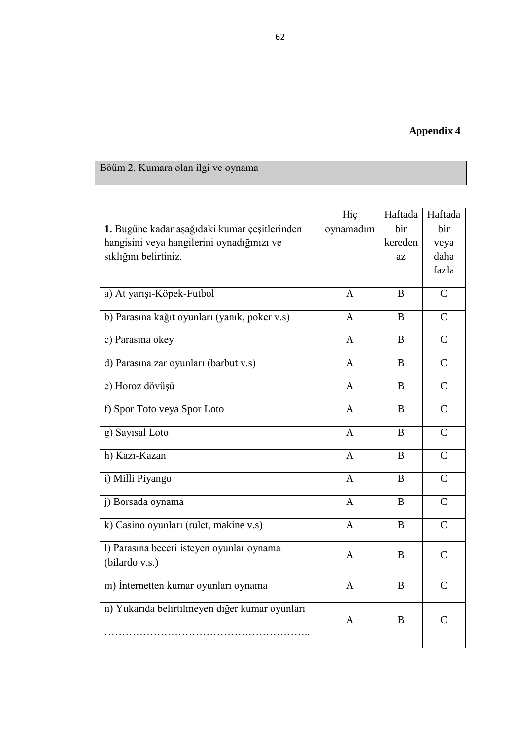**Appendix 4**

Böüm 2. Kumara olan ilgi ve oynama

| **1.** Bugüne kadar aşağıdaki kumar çeşitlerinden hangisini veya hangilerini oynadığınızı ve sıklığını belirtiniz. | Hiç oynamadım | Haftada bir kereden az | Haftada bir veya daha fazla |
|---|---|---|---|
| a) At yarışı-Köpek-Futbol | A | B | C |
| b) Parasına kağıt oyunları (yanık, poker v.s) | A | B | C |
| c) Parasına okey | A | B | C |
| d) Parasına zar oyunları (barbut v.s) | A | B | C |
| e) Horoz dövüşü | A | B | C |
| f) Spor Toto veya Spor Loto | A | B | C |
| g) Sayısal Loto | A | B | C |
| h) Kazı-Kazan | A | B | C |
| i) Milli Piyango | A | B | C |
| j) Borsada oynama | A | B | C |
| k) Casino oyunları (rulet, makine v.s) | A | B | C |
| l) Parasına beceri isteyen oyunlar oynama (bilardo v.s.) | A | B | C |
| m) İnternetten kumar oyunları oynama | A | B | C |
| n) Yukarıda belirtilmeyen diğer kumar oyunları ………………………………………………….. | A | B | C |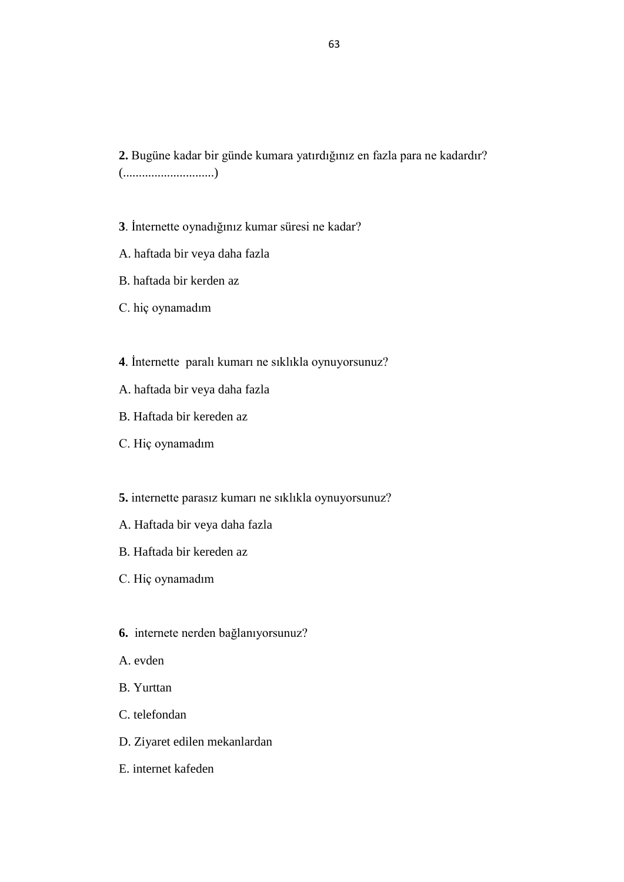**2.** Bugüne kadar bir günde kumara yatırdığınız en fazla para ne kadardır? (............................)

**3**. İnternette oynadığınız kumar süresi ne kadar?

A. haftada bir veya daha fazla

B. haftada bir kerden az

C. hiç oynamadım

**4**. İnternette paralı kumarı ne sıklıkla oynuyorsunuz?

A. haftada bir veya daha fazla

B. Haftada bir kereden az

C. Hiç oynamadım

**5.** internette parasız kumarı ne sıklıkla oynuyorsunuz?

A. Haftada bir veya daha fazla

B. Haftada bir kereden az

C. Hiç oynamadım

**6.** internete nerden bağlanıyorsunuz?

A. evden

B. Yurttan

C. telefondan

D. Ziyaret edilen mekanlardan

E. internet kafeden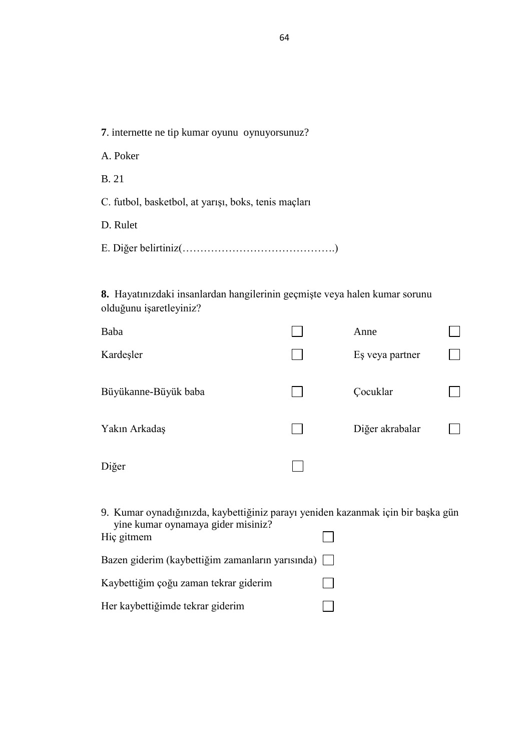**7**. internette ne tip kumar oyunu  oynuyorsunuz?

A. Poker

B. 21

C. futbol, basketbol, at yarışı, boks, tenis maçları

D. Rulet

E. Diğer belirtiniz(…………………………………….)

**8.** Hayatınızdaki insanlardan hangilerinin geçmişte veya halen kumar sorunu olduğunu işaretleyiniz?

| | | | |
|---|---|---|---|
| Baba | ☐ | Anne | ☐ |
| Kardeşler | ☐ | Eş veya partner | ☐ |
| Büyükanne-Büyük baba | ☐ | Çocuklar | ☐ |
| Yakın Arkadaş | ☐ | Diğer akrabalar | ☐ |
| Diğer | ☐ | | |

9. Kumar oynadığınızda, kaybettiğiniz parayı yeniden kazanmak için bir başka gün yine kumar oynamaya gider misiniz?

| | |
|---|---|
| Hiç gitmem | ☐ |
| Bazen giderim (kaybettiğim zamanların yarısında) | ☐ |
| Kaybettiğim çoğu zaman tekrar giderim | ☐ |
| Her kaybettiğimde tekrar giderim | ☐ |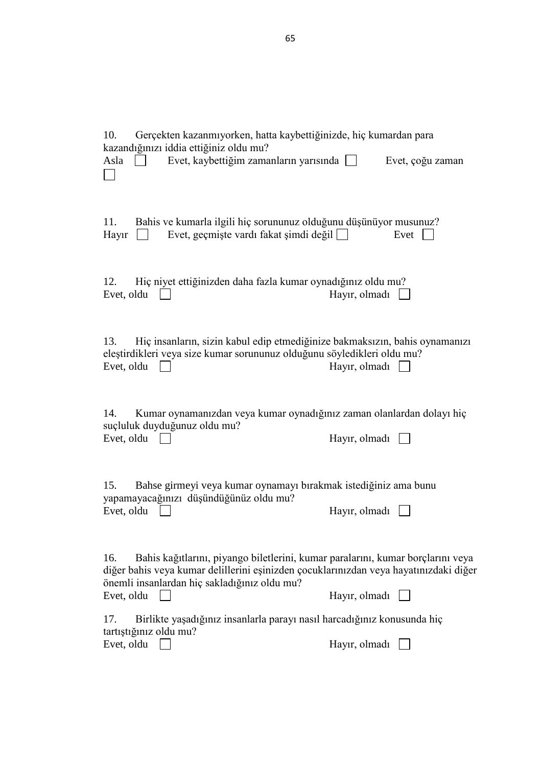10. Gerçekten kazanmıyorken, hatta kaybettiğinizde, hiç kumardan para kazandığınızı iddia ettiğiniz oldu mu?

Asla ☐ Evet, kaybettiğim zamanların yarısında ☐ Evet, çoğu zaman ☐

11. Bahis ve kumarla ilgili hiç sorununuz olduğunu düşünüyor musunuz?

Hayır ☐ Evet, geçmişte vardı fakat şimdi değil ☐ Evet ☐

12. Hiç niyet ettiğinizden daha fazla kumar oynadığınız oldu mu?

Evet, oldu ☐ Hayır, olmadı ☐

13. Hiç insanların, sizin kabul edip etmediğinize bakmaksızın, bahis oynamanızı eleştirdikleri veya size kumar sorununuz olduğunu söyledikleri oldu mu?

Evet, oldu ☐ Hayır, olmadı ☐

14. Kumar oynamanızdan veya kumar oynadığınız zaman olanlardan dolayı hiç suçluluk duyduğunuz oldu mu?

Evet, oldu ☐ Hayır, olmadı ☐

15. Bahse girmeyi veya kumar oynamayı bırakmak istediğiniz ama bunu yapamayacağınızı düşündüğünüz oldu mu?

Evet, oldu ☐ Hayır, olmadı ☐

16. Bahis kağıtlarını, piyango biletlerini, kumar paralarını, kumar borçlarını veya diğer bahis veya kumar delillerini eşinizden çocuklarınızdan veya hayatınızdaki diğer önemli insanlardan hiç sakladığınız oldu mu?

Evet, oldu ☐ Hayır, olmadı ☐

17. Birlikte yaşadığınız insanlarla parayı nasıl harcadığınız konusunda hiç tartıştığınız oldu mu?

Evet, oldu ☐ Hayır, olmadı ☐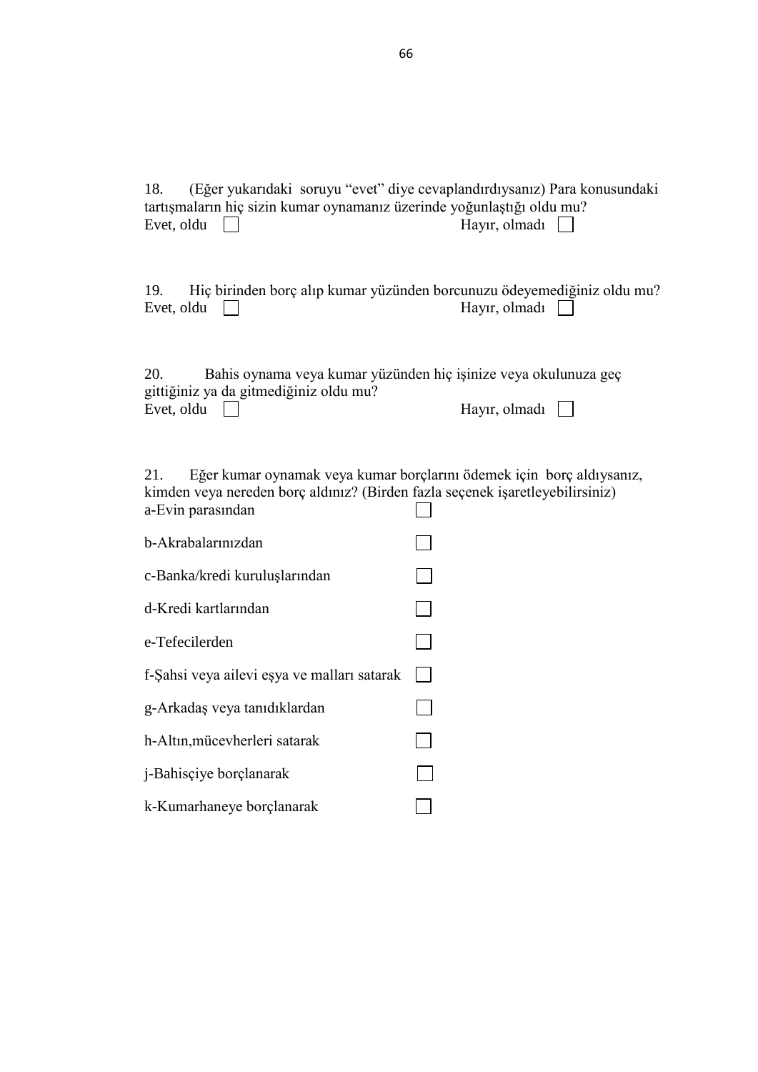18. (Eğer yukarıdaki soruyu "evet" diye cevaplandırdıysanız) Para konusundaki tartışmaların hiç sizin kumar oynamanız üzerinde yoğunlaştığı oldu mu?

Evet, oldu ☐ Hayır, olmadı ☐

19. Hiç birinden borç alıp kumar yüzünden borcunuzu ödeyemediğiniz oldu mu?

Evet, oldu ☐ Hayır, olmadı ☐

20. Bahis oynama veya kumar yüzünden hiç işinize veya okulunuza geç gittiğiniz ya da gitmediğiniz oldu mu?

Evet, oldu ☐ Hayır, olmadı ☐

21. Eğer kumar oynamak veya kumar borçlarını ödemek için borç aldıysanız, kimden veya nereden borç aldınız? (Birden fazla seçenek işaretleyebilirsiniz)

a-Evin parasından ☐

b-Akrabalarınızdan ☐

c-Banka/kredi kuruluşlarından ☐

d-Kredi kartlarından ☐

e-Tefecilerden ☐

f-Şahsi veya ailevi eşya ve malları satarak ☐

g-Arkadaş veya tanıdıklardan ☐

h-Altın,mücevherleri satarak ☐

j-Bahisçiye borçlanarak ☐

k-Kumarhaneye borçlanarak ☐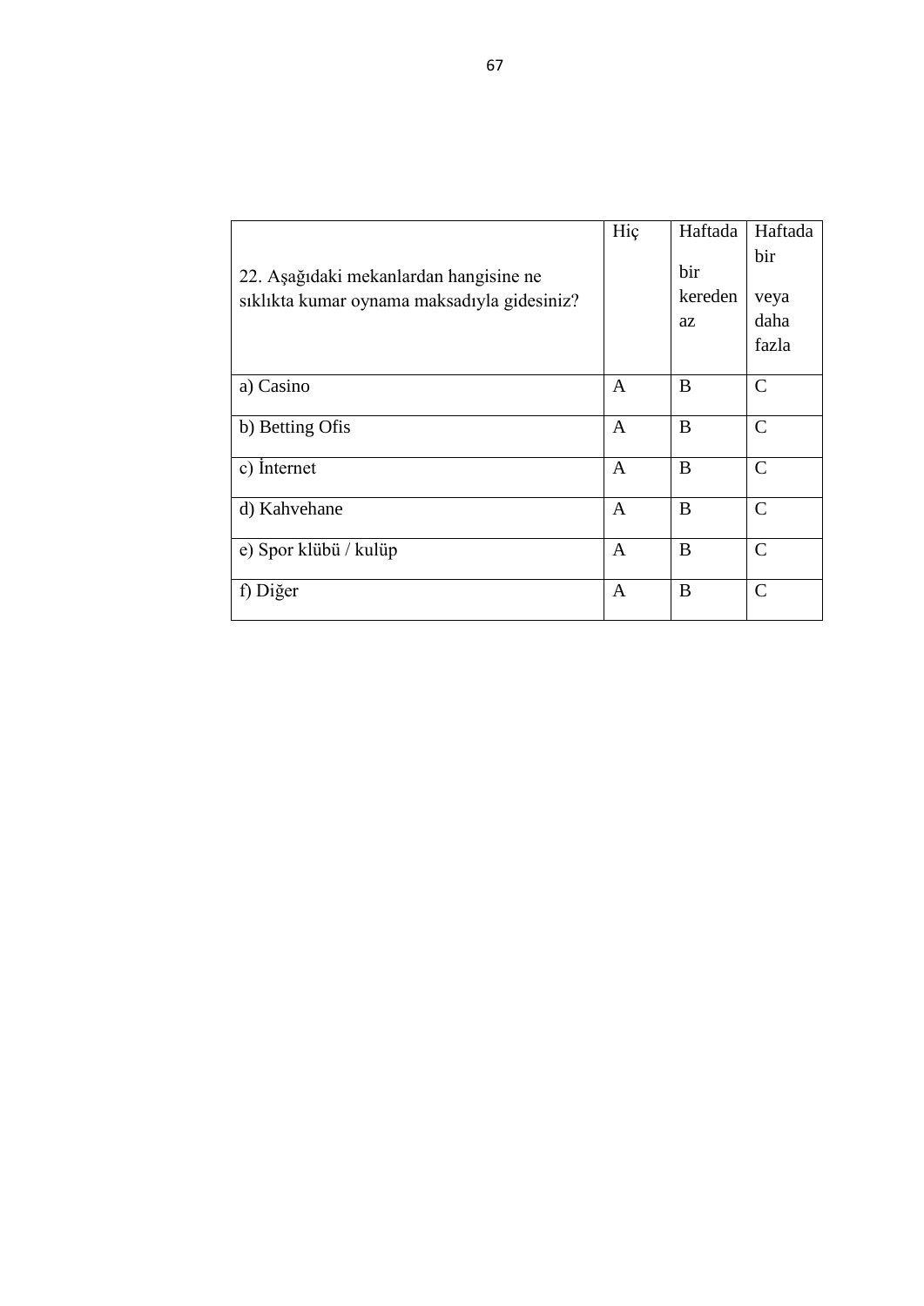| 22. Aşağıdaki mekanlardan hangisine ne sıklıkta kumar oynama maksadıyla gidesiniz? | Hiç | Haftada bir kereden az | Haftada bir veya daha fazla |
|---|---|---|---|
| a) Casino | A | B | C |
| b) Betting Ofis | A | B | C |
| c) İnternet | A | B | C |
| d) Kahvehane | A | B | C |
| e) Spor klübü / kulüp | A | B | C |
| f) Diğer | A | B | C |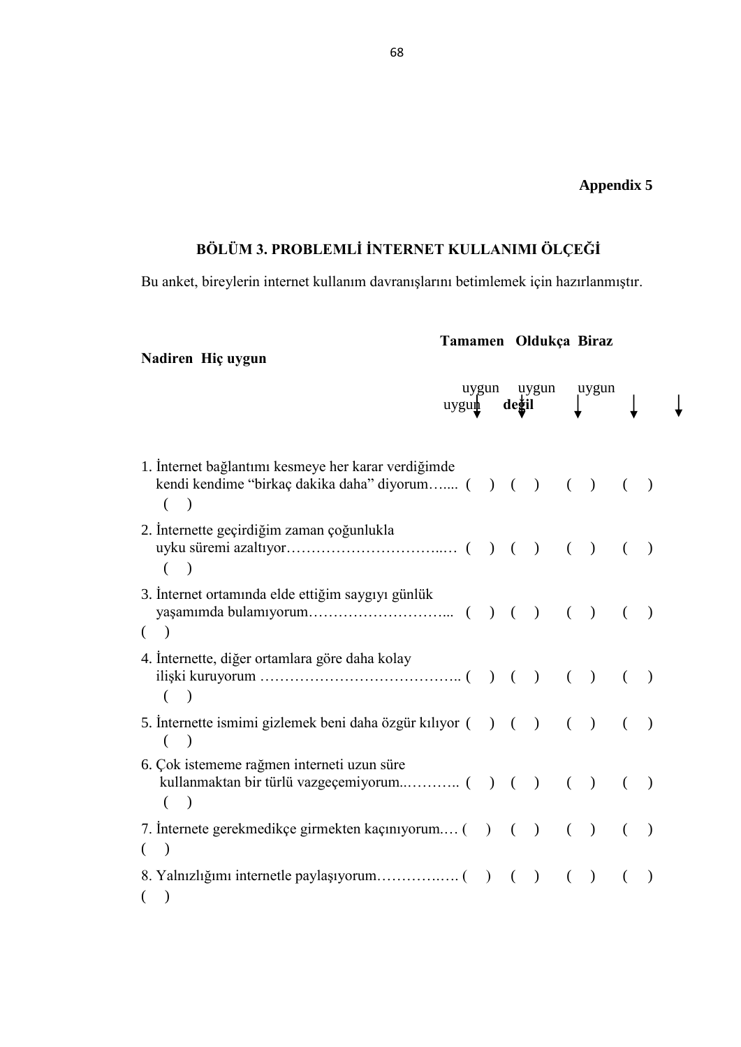**Appendix 5**

## BÖLÜM 3. PROBLEMLİ İNTERNET KULLANIMI ÖLÇEĞİ

Bu anket, bireylerin internet kullanım davranışlarını betimlemek için hazırlanmıştır.

| | Tamamen uygun | Oldukça uygun | Biraz uygun | Nadiren uygun | Hiç uygun değil |
|---|---|---|---|---|---|
| 1. İnternet bağlantımı kesmeye her karar verdiğimde kendi kendime “birkaç dakika daha” diyorum…... | ( ) | ( ) | ( ) | ( ) | ( ) |
| 2. İnternette geçirdiğim zaman çoğunlukla uyku süremi azaltıyor…………………………...… | ( ) | ( ) | ( ) | ( ) | ( ) |
| 3. İnternet ortamında elde ettiğim saygıyı günlük yaşamımda bulamıyorum………………………... | ( ) | ( ) | ( ) | ( ) | ( ) |
| 4. İnternette, diğer ortamlara göre daha kolay ilişki kuruyorum ………………………………….. | ( ) | ( ) | ( ) | ( ) | ( ) |
| 5. İnternette ismimi gizlemek beni daha özgür kılıyor | ( ) | ( ) | ( ) | ( ) | ( ) |
| 6. Çok istememe rağmen interneti uzun süre kullanmaktan bir türlü vazgeçemiyorum..……….. | ( ) | ( ) | ( ) | ( ) | ( ) |
| 7. İnternete gerekmedikçe girmekten kaçınıyorum.… | ( ) | ( ) | ( ) | ( ) | ( ) |
| 8. Yalnızlığımı internetle paylaşıyorum………….…. | ( ) | ( ) | ( ) | ( ) | ( ) |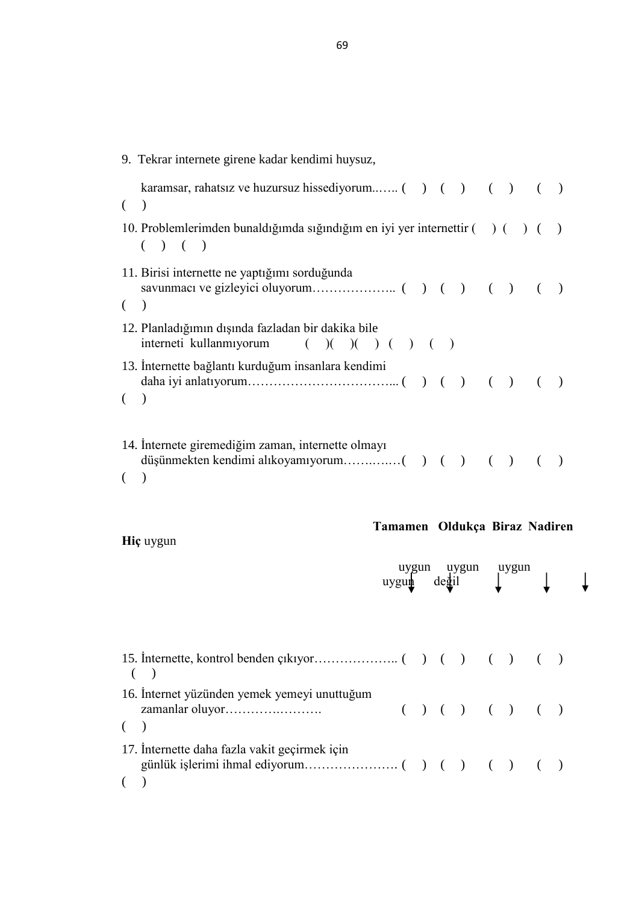9. Tekrar internete girene kadar kendimi huysuz, karamsar, rahatsız ve huzursuz hissediyorum..….. ( ) ( ) ( ) ( ) ( )

10. Problemlerimden bunaldığımda sığındığım en iyi yer internettir ( ) ( ) ( ) ( ) ( )

11. Birisi internette ne yaptığımı sorduğunda savunmacı ve gizleyici oluyorum……………….. ( ) ( ) ( ) ( ) ( )

12. Planladığımın dışında fazladan bir dakika bile interneti kullanmıyorum ( )( )( ) ( ) ( )

13. İnternette bağlantı kurduğum insanlara kendimi daha iyi anlatıyorum……………………………... ( ) ( ) ( ) ( ) ( )

14. İnternete giremediğim zaman, internette olmayı düşünmekten kendimi alıkoyamıyorum……..….( ) ( ) ( ) ( ) ( )

| | Tamamen uygun | Oldukça uygun | Biraz uygun | Nadiren uygun | Hiç uygun değil |
|---|---|---|---|---|---|
| 15. İnternette, kontrol benden çıkıyor……………….. | ( ) | ( ) | ( ) | ( ) | ( ) |
| 16. İnternet yüzünden yemek yemeyi unuttuğum zamanlar oluyor………….………. | ( ) | ( ) | ( ) | ( ) | ( ) |
| 17. İnternette daha fazla vakit geçirmek için günlük işlerimi ihmal ediyorum…………………. | ( ) | ( ) | ( ) | ( ) | ( ) |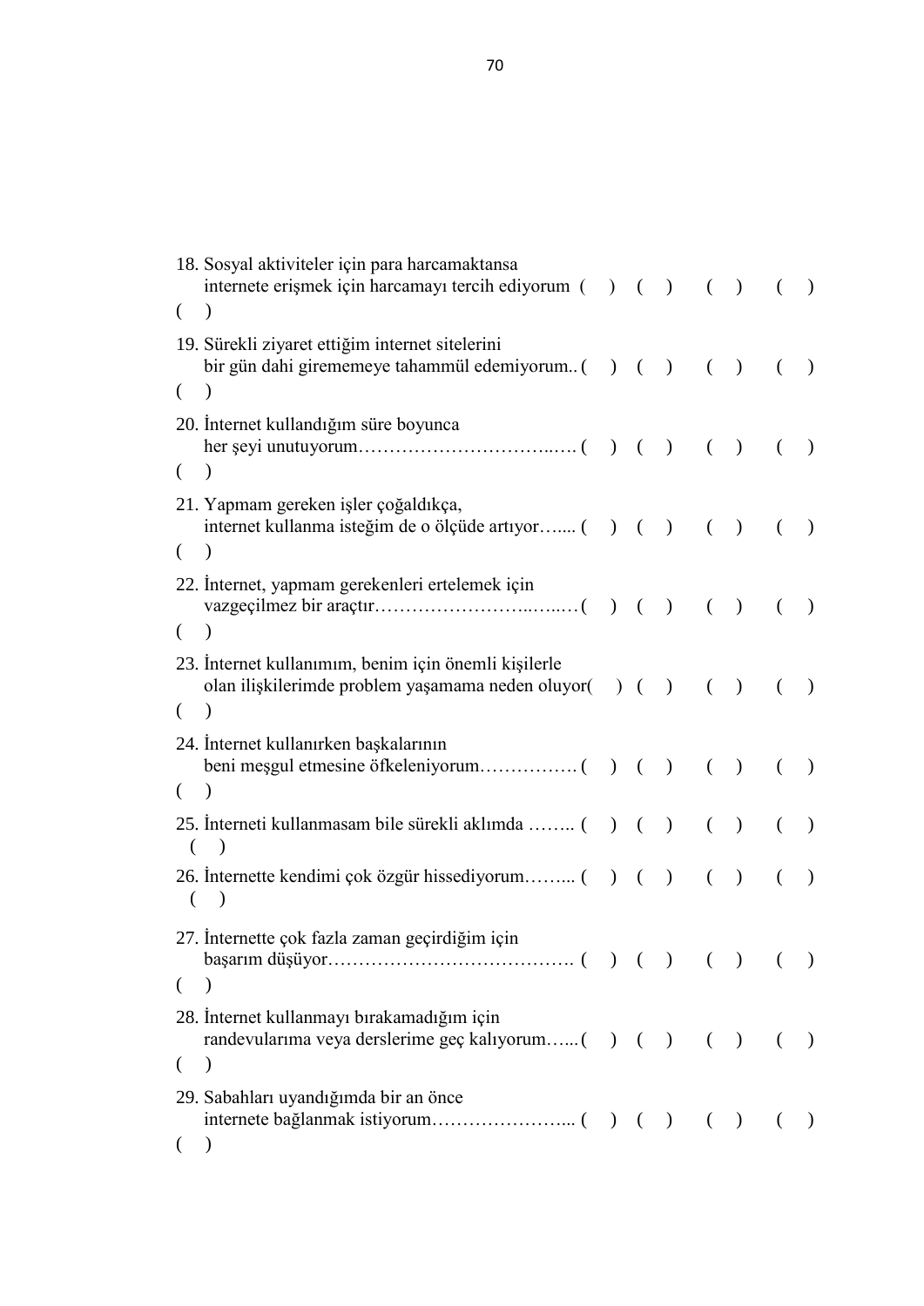18. Sosyal aktiviteler için para harcamaktansa internete erişmek için harcamayı tercih ediyorum ( ) ( ) ( ) ( ) ( )

19. Sürekli ziyaret ettiğim internet sitelerini bir gün dahi girememeye tahammül edemiyorum.. ( ) ( ) ( ) ( ) ( )

20. İnternet kullandığım süre boyunca her şeyi unutuyorum…………………………..…. ( ) ( ) ( ) ( ) ( )

21. Yapmam gereken işler çoğaldıkça, internet kullanma isteğim de o ölçüde artıyor…... ( ) ( ) ( ) ( ) ( )

22. İnternet, yapmam gerekenleri ertelemek için vazgeçilmez bir araçtır……………………..…..…( ) ( ) ( ) ( ) ( )

23. İnternet kullanımım, benim için önemli kişilerle olan ilişkilerimde problem yaşamama neden oluyor( ) ( ) ( ) ( ) ( )

24. İnternet kullanırken başkalarının beni meşgul etmesine öfkeleniyorum……………. ( ) ( ) ( ) ( ) ( )

25. İnterneti kullanmasam bile sürekli aklımda …….. ( ) ( ) ( ) ( ) ( )

26. İnternette kendimi çok özgür hissediyorum……... ( ) ( ) ( ) ( ) ( )

27. İnternette çok fazla zaman geçirdiğim için başarım düşüyor…………………………………. ( ) ( ) ( ) ( ) ( )

28. İnternet kullanmayı bırakamadığım için randevularıma veya derslerime geç kalıyorum…... ( ) ( ) ( ) ( ) ( )

29. Sabahları uyandığımda bir an önce internete bağlanmak istiyorum…………………... ( ) ( ) ( ) ( ) ( )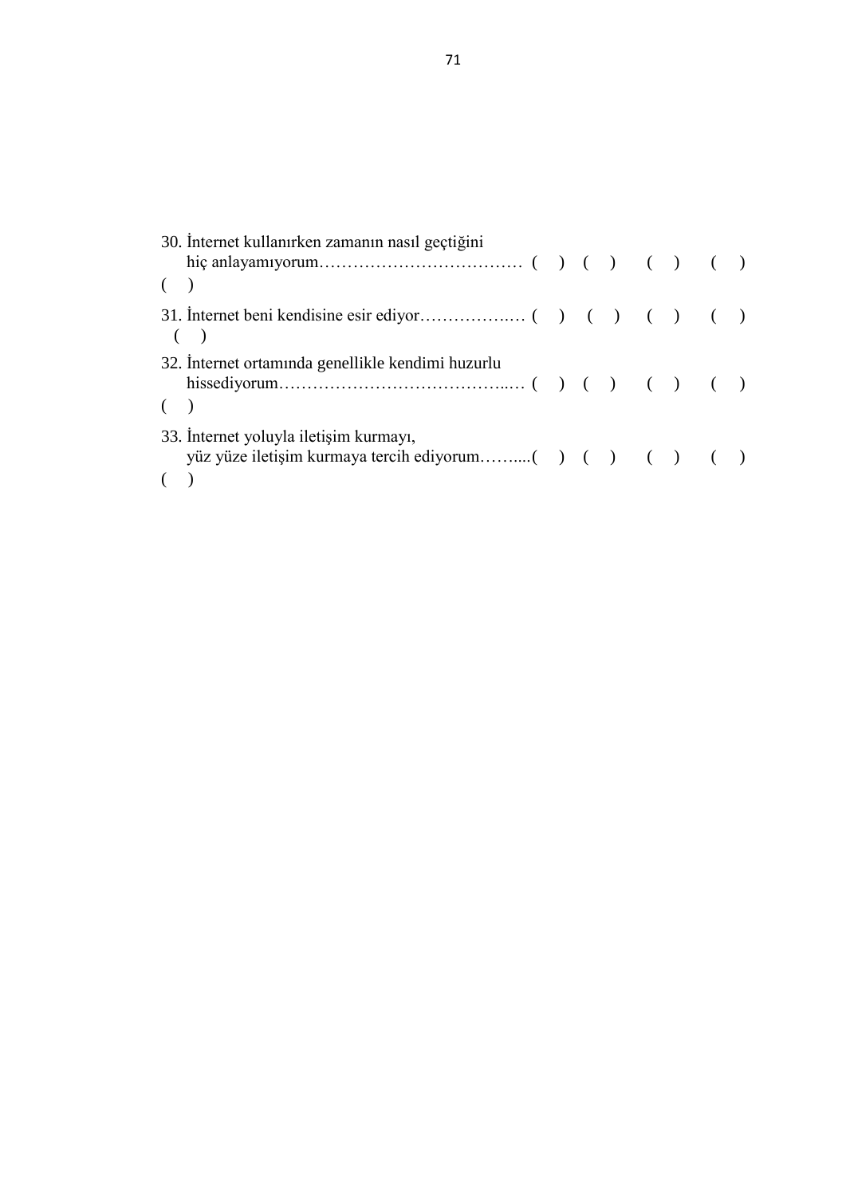30. İnternet kullanırken zamanın nasıl geçtiğini hiç anlayamıyorum……………………………… ( ) ( ) ( ) ( ) ( )

31. İnternet beni kendisine esir ediyor…………….… ( ) ( ) ( ) ( ) ( )

32. İnternet ortamında genellikle kendimi huzurlu hissediyorum…………………………………..… ( ) ( ) ( ) ( ) ( )

33. İnternet yoluyla iletişim kurmayı, yüz yüze iletişim kurmaya tercih ediyorum……....( ) ( ) ( ) ( ) ( )